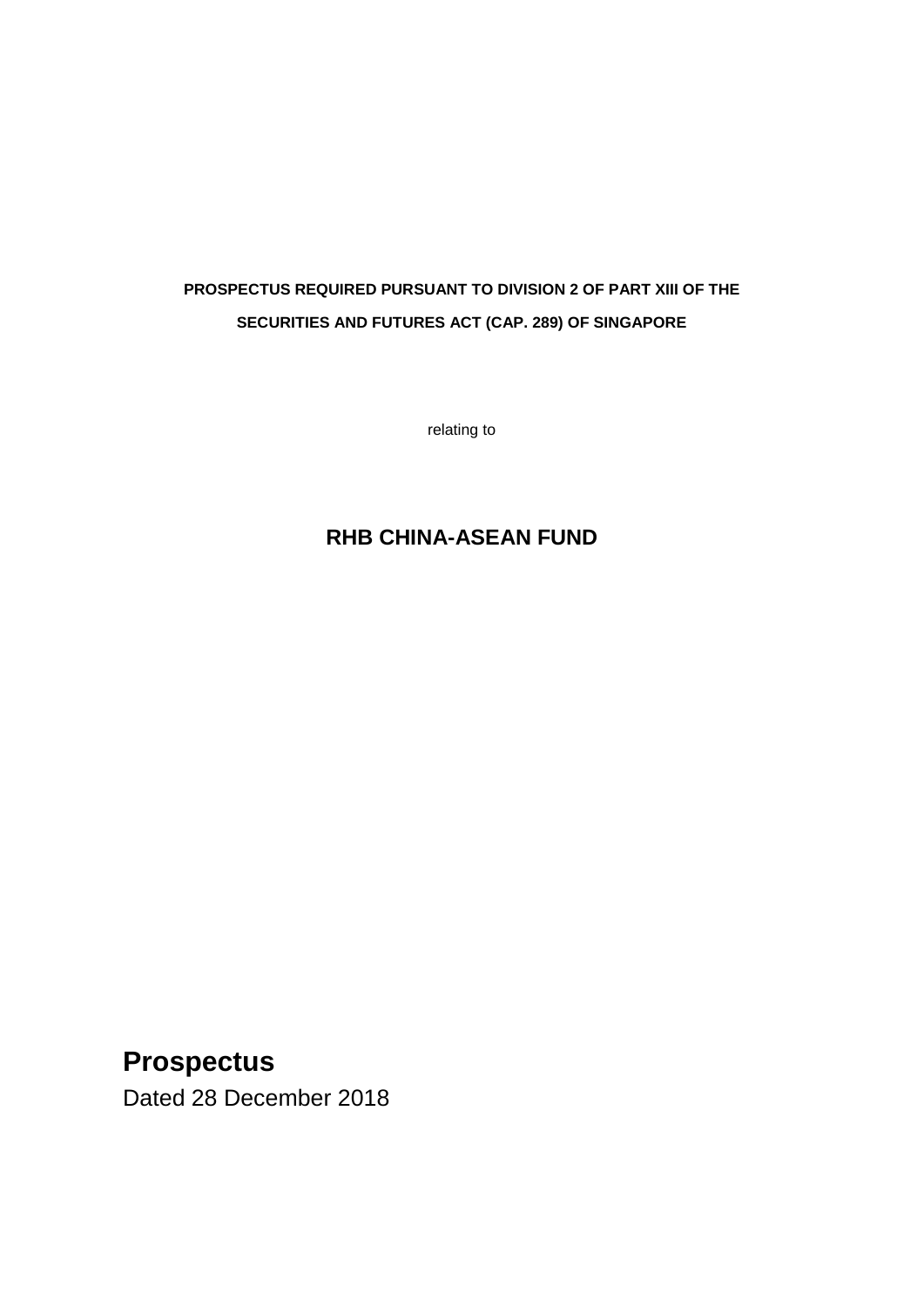**PROSPECTUS REQUIRED PURSUANT TO DIVISION 2 OF PART XIII OF THE SECURITIES AND FUTURES ACT (CAP. 289) OF SINGAPORE**

relating to

# RHB CHINA-ASEAN FUND

## Prospectus

Dated 28 December 2018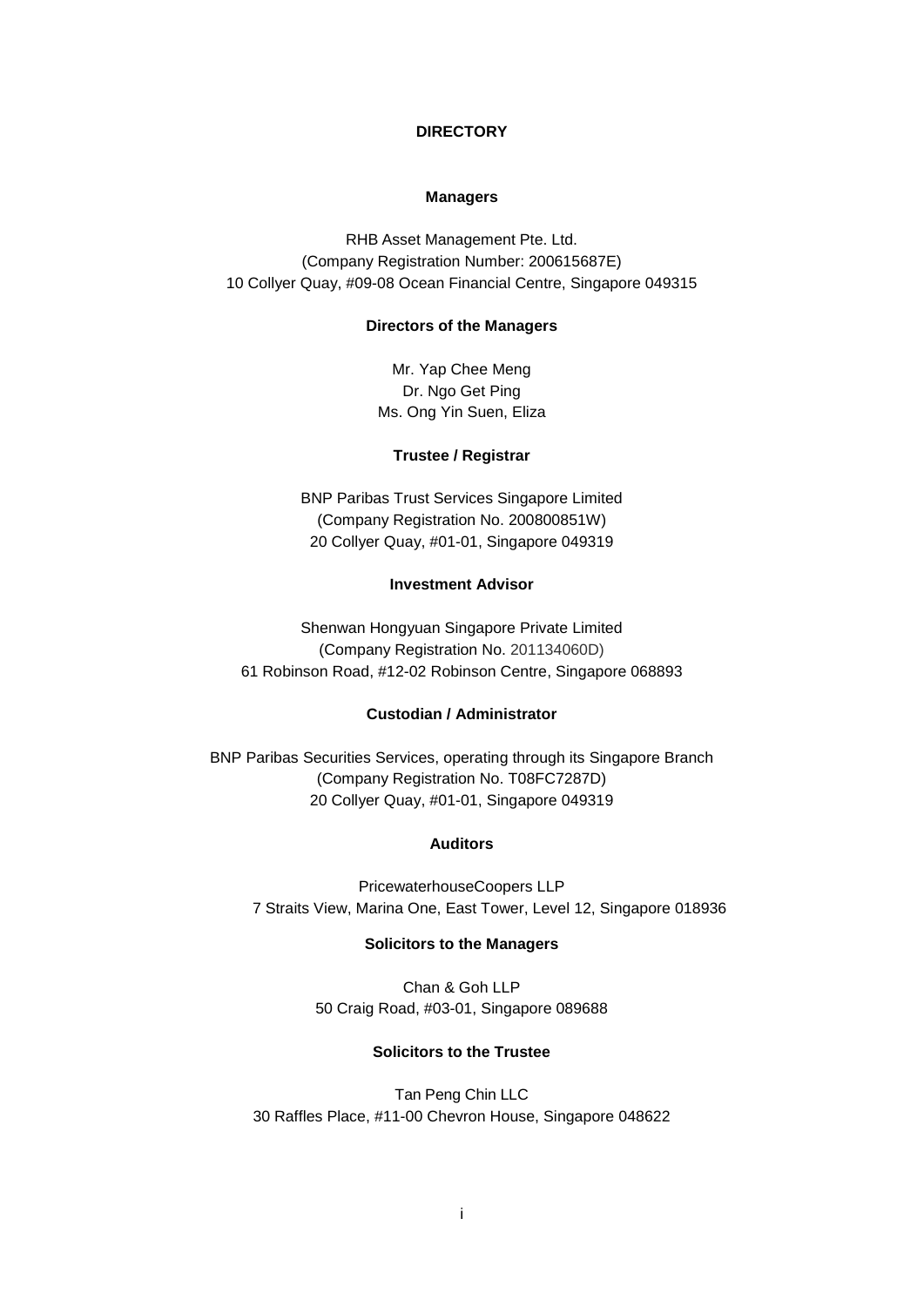# DIRECTORY

## Managers

RHB Asset Management Pte. Ltd.
(Company Registration Number: 200615687E)
10 Collyer Quay, #09-08 Ocean Financial Centre, Singapore 049315

## Directors of the Managers

Mr. Yap Chee Meng
Dr. Ngo Get Ping
Ms. Ong Yin Suen, Eliza

## Trustee / Registrar

BNP Paribas Trust Services Singapore Limited
(Company Registration No. 200800851W)
20 Collyer Quay, #01-01, Singapore 049319

## Investment Advisor

Shenwan Hongyuan Singapore Private Limited
(Company Registration No. 201134060D)
61 Robinson Road, #12-02 Robinson Centre, Singapore 068893

## Custodian / Administrator

BNP Paribas Securities Services, operating through its Singapore Branch
(Company Registration No. T08FC7287D)
20 Collyer Quay, #01-01, Singapore 049319

## Auditors

PricewaterhouseCoopers LLP
7 Straits View, Marina One, East Tower, Level 12, Singapore 018936

## Solicitors to the Managers

Chan & Goh LLP
50 Craig Road, #03-01, Singapore 089688

## Solicitors to the Trustee

Tan Peng Chin LLC
30 Raffles Place, #11-00 Chevron House, Singapore 048622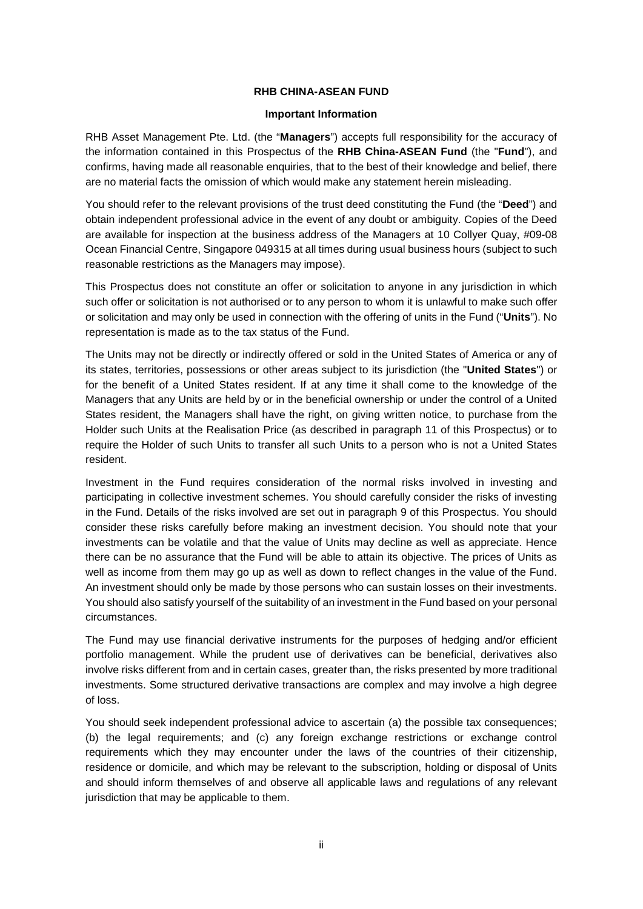**RHB CHINA-ASEAN FUND**

**Important Information**

RHB Asset Management Pte. Ltd. (the "**Managers**") accepts full responsibility for the accuracy of the information contained in this Prospectus of the **RHB China-ASEAN Fund** (the "**Fund**"), and confirms, having made all reasonable enquiries, that to the best of their knowledge and belief, there are no material facts the omission of which would make any statement herein misleading.

You should refer to the relevant provisions of the trust deed constituting the Fund (the "**Deed**") and obtain independent professional advice in the event of any doubt or ambiguity. Copies of the Deed are available for inspection at the business address of the Managers at 10 Collyer Quay, #09-08 Ocean Financial Centre, Singapore 049315 at all times during usual business hours (subject to such reasonable restrictions as the Managers may impose).

This Prospectus does not constitute an offer or solicitation to anyone in any jurisdiction in which such offer or solicitation is not authorised or to any person to whom it is unlawful to make such offer or solicitation and may only be used in connection with the offering of units in the Fund ("**Units**"). No representation is made as to the tax status of the Fund.

The Units may not be directly or indirectly offered or sold in the United States of America or any of its states, territories, possessions or other areas subject to its jurisdiction (the "**United States**") or for the benefit of a United States resident. If at any time it shall come to the knowledge of the Managers that any Units are held by or in the beneficial ownership or under the control of a United States resident, the Managers shall have the right, on giving written notice, to purchase from the Holder such Units at the Realisation Price (as described in paragraph 11 of this Prospectus) or to require the Holder of such Units to transfer all such Units to a person who is not a United States resident.

Investment in the Fund requires consideration of the normal risks involved in investing and participating in collective investment schemes. You should carefully consider the risks of investing in the Fund. Details of the risks involved are set out in paragraph 9 of this Prospectus. You should consider these risks carefully before making an investment decision. You should note that your investments can be volatile and that the value of Units may decline as well as appreciate. Hence there can be no assurance that the Fund will be able to attain its objective. The prices of Units as well as income from them may go up as well as down to reflect changes in the value of the Fund. An investment should only be made by those persons who can sustain losses on their investments. You should also satisfy yourself of the suitability of an investment in the Fund based on your personal circumstances.

The Fund may use financial derivative instruments for the purposes of hedging and/or efficient portfolio management. While the prudent use of derivatives can be beneficial, derivatives also involve risks different from and in certain cases, greater than, the risks presented by more traditional investments. Some structured derivative transactions are complex and may involve a high degree of loss.

You should seek independent professional advice to ascertain (a) the possible tax consequences; (b) the legal requirements; and (c) any foreign exchange restrictions or exchange control requirements which they may encounter under the laws of the countries of their citizenship, residence or domicile, and which may be relevant to the subscription, holding or disposal of Units and should inform themselves of and observe all applicable laws and regulations of any relevant jurisdiction that may be applicable to them.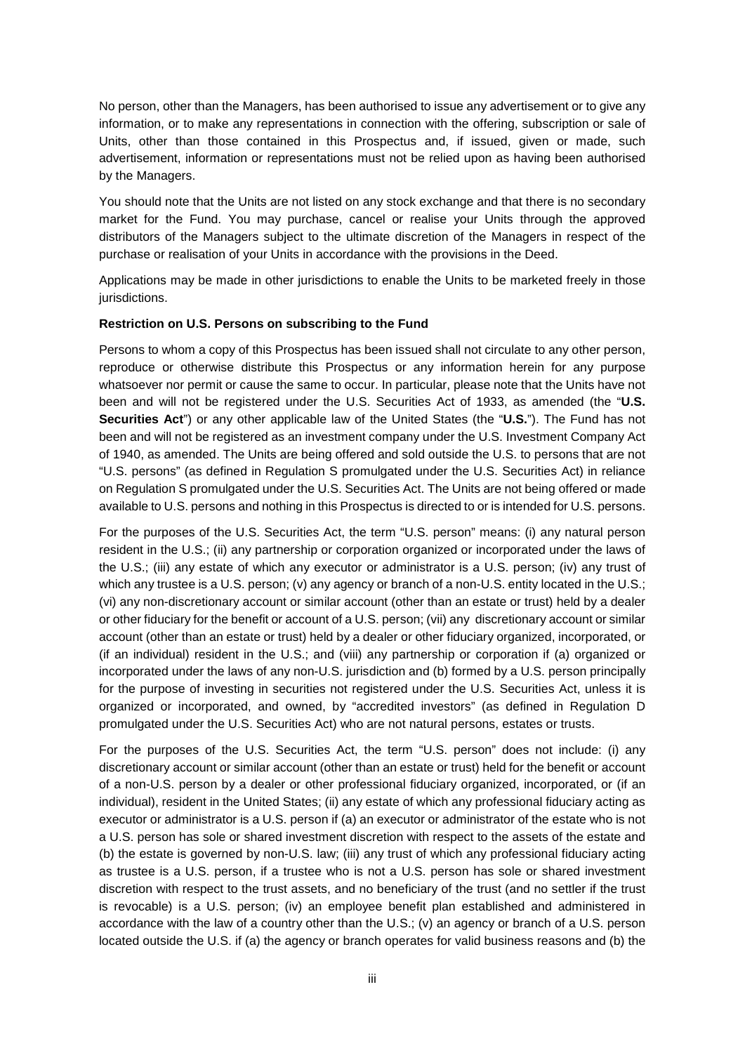No person, other than the Managers, has been authorised to issue any advertisement or to give any information, or to make any representations in connection with the offering, subscription or sale of Units, other than those contained in this Prospectus and, if issued, given or made, such advertisement, information or representations must not be relied upon as having been authorised by the Managers.

You should note that the Units are not listed on any stock exchange and that there is no secondary market for the Fund. You may purchase, cancel or realise your Units through the approved distributors of the Managers subject to the ultimate discretion of the Managers in respect of the purchase or realisation of your Units in accordance with the provisions in the Deed.

Applications may be made in other jurisdictions to enable the Units to be marketed freely in those jurisdictions.

**Restriction on U.S. Persons on subscribing to the Fund**

Persons to whom a copy of this Prospectus has been issued shall not circulate to any other person, reproduce or otherwise distribute this Prospectus or any information herein for any purpose whatsoever nor permit or cause the same to occur. In particular, please note that the Units have not been and will not be registered under the U.S. Securities Act of 1933, as amended (the "**U.S. Securities Act**") or any other applicable law of the United States (the "**U.S.**"). The Fund has not been and will not be registered as an investment company under the U.S. Investment Company Act of 1940, as amended. The Units are being offered and sold outside the U.S. to persons that are not "U.S. persons" (as defined in Regulation S promulgated under the U.S. Securities Act) in reliance on Regulation S promulgated under the U.S. Securities Act. The Units are not being offered or made available to U.S. persons and nothing in this Prospectus is directed to or is intended for U.S. persons.

For the purposes of the U.S. Securities Act, the term "U.S. person" means: (i) any natural person resident in the U.S.; (ii) any partnership or corporation organized or incorporated under the laws of the U.S.; (iii) any estate of which any executor or administrator is a U.S. person; (iv) any trust of which any trustee is a U.S. person; (v) any agency or branch of a non-U.S. entity located in the U.S.; (vi) any non-discretionary account or similar account (other than an estate or trust) held by a dealer or other fiduciary for the benefit or account of a U.S. person; (vii) any discretionary account or similar account (other than an estate or trust) held by a dealer or other fiduciary organized, incorporated, or (if an individual) resident in the U.S.; and (viii) any partnership or corporation if (a) organized or incorporated under the laws of any non-U.S. jurisdiction and (b) formed by a U.S. person principally for the purpose of investing in securities not registered under the U.S. Securities Act, unless it is organized or incorporated, and owned, by "accredited investors" (as defined in Regulation D promulgated under the U.S. Securities Act) who are not natural persons, estates or trusts.

For the purposes of the U.S. Securities Act, the term "U.S. person" does not include: (i) any discretionary account or similar account (other than an estate or trust) held for the benefit or account of a non-U.S. person by a dealer or other professional fiduciary organized, incorporated, or (if an individual), resident in the United States; (ii) any estate of which any professional fiduciary acting as executor or administrator is a U.S. person if (a) an executor or administrator of the estate who is not a U.S. person has sole or shared investment discretion with respect to the assets of the estate and (b) the estate is governed by non-U.S. law; (iii) any trust of which any professional fiduciary acting as trustee is a U.S. person, if a trustee who is not a U.S. person has sole or shared investment discretion with respect to the trust assets, and no beneficiary of the trust (and no settler if the trust is revocable) is a U.S. person; (iv) an employee benefit plan established and administered in accordance with the law of a country other than the U.S.; (v) an agency or branch of a U.S. person located outside the U.S. if (a) the agency or branch operates for valid business reasons and (b) the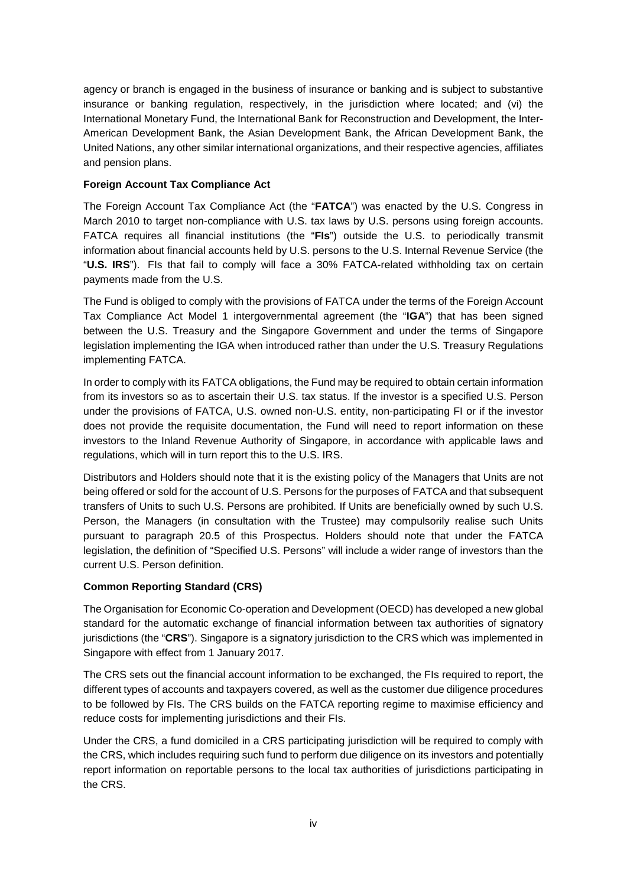agency or branch is engaged in the business of insurance or banking and is subject to substantive insurance or banking regulation, respectively, in the jurisdiction where located; and (vi) the International Monetary Fund, the International Bank for Reconstruction and Development, the Inter-American Development Bank, the Asian Development Bank, the African Development Bank, the United Nations, any other similar international organizations, and their respective agencies, affiliates and pension plans.

**Foreign Account Tax Compliance Act**

The Foreign Account Tax Compliance Act (the "**FATCA**") was enacted by the U.S. Congress in March 2010 to target non-compliance with U.S. tax laws by U.S. persons using foreign accounts. FATCA requires all financial institutions (the "**FIs**") outside the U.S. to periodically transmit information about financial accounts held by U.S. persons to the U.S. Internal Revenue Service (the "**U.S. IRS**"). FIs that fail to comply will face a 30% FATCA-related withholding tax on certain payments made from the U.S.

The Fund is obliged to comply with the provisions of FATCA under the terms of the Foreign Account Tax Compliance Act Model 1 intergovernmental agreement (the "**IGA**") that has been signed between the U.S. Treasury and the Singapore Government and under the terms of Singapore legislation implementing the IGA when introduced rather than under the U.S. Treasury Regulations implementing FATCA.

In order to comply with its FATCA obligations, the Fund may be required to obtain certain information from its investors so as to ascertain their U.S. tax status. If the investor is a specified U.S. Person under the provisions of FATCA, U.S. owned non-U.S. entity, non-participating FI or if the investor does not provide the requisite documentation, the Fund will need to report information on these investors to the Inland Revenue Authority of Singapore, in accordance with applicable laws and regulations, which will in turn report this to the U.S. IRS.

Distributors and Holders should note that it is the existing policy of the Managers that Units are not being offered or sold for the account of U.S. Persons for the purposes of FATCA and that subsequent transfers of Units to such U.S. Persons are prohibited. If Units are beneficially owned by such U.S. Person, the Managers (in consultation with the Trustee) may compulsorily realise such Units pursuant to paragraph 20.5 of this Prospectus. Holders should note that under the FATCA legislation, the definition of "Specified U.S. Persons" will include a wider range of investors than the current U.S. Person definition.

**Common Reporting Standard (CRS)**

The Organisation for Economic Co-operation and Development (OECD) has developed a new global standard for the automatic exchange of financial information between tax authorities of signatory jurisdictions (the "**CRS**"). Singapore is a signatory jurisdiction to the CRS which was implemented in Singapore with effect from 1 January 2017.

The CRS sets out the financial account information to be exchanged, the FIs required to report, the different types of accounts and taxpayers covered, as well as the customer due diligence procedures to be followed by FIs. The CRS builds on the FATCA reporting regime to maximise efficiency and reduce costs for implementing jurisdictions and their FIs.

Under the CRS, a fund domiciled in a CRS participating jurisdiction will be required to comply with the CRS, which includes requiring such fund to perform due diligence on its investors and potentially report information on reportable persons to the local tax authorities of jurisdictions participating in the CRS.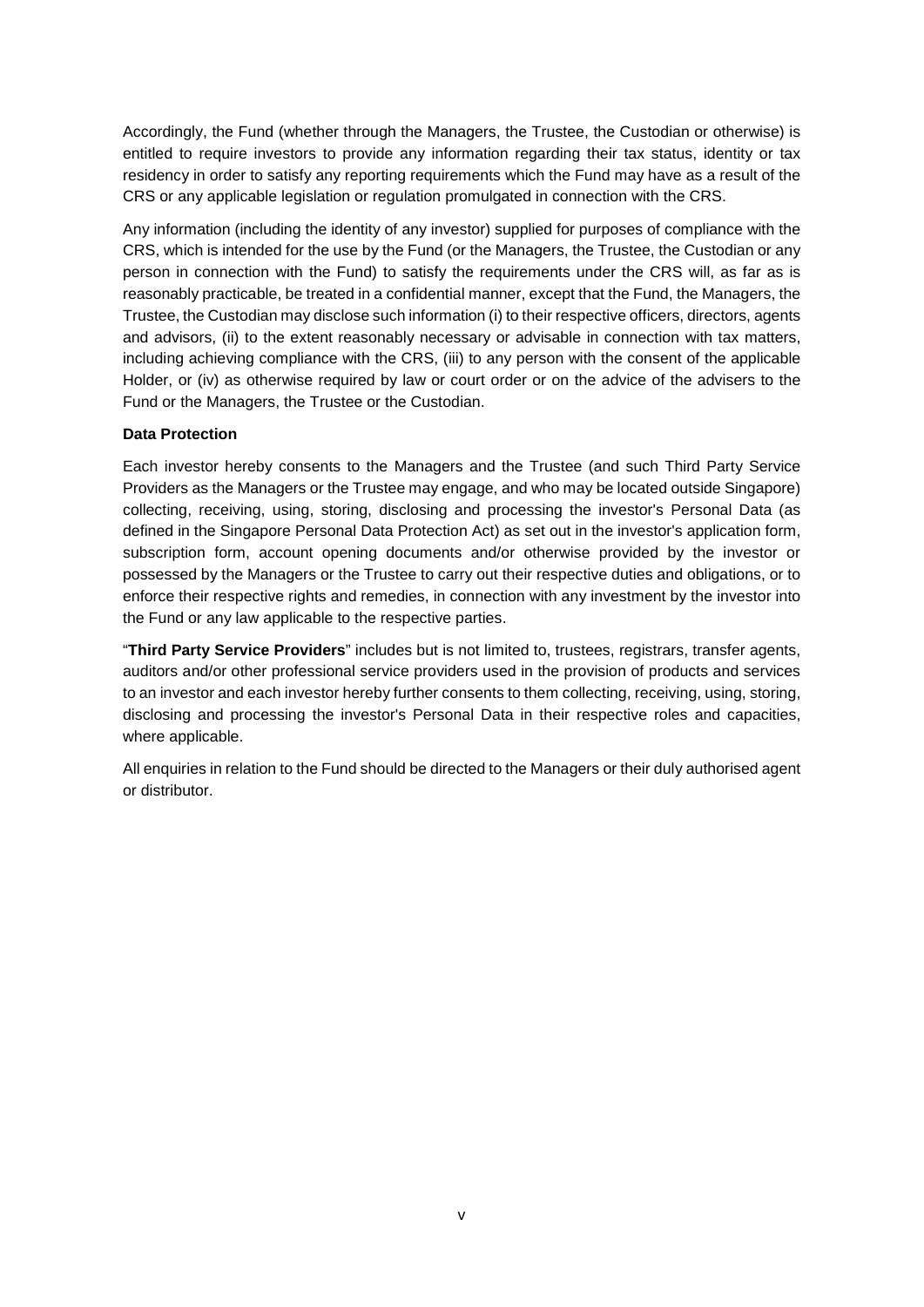Accordingly, the Fund (whether through the Managers, the Trustee, the Custodian or otherwise) is entitled to require investors to provide any information regarding their tax status, identity or tax residency in order to satisfy any reporting requirements which the Fund may have as a result of the CRS or any applicable legislation or regulation promulgated in connection with the CRS.

Any information (including the identity of any investor) supplied for purposes of compliance with the CRS, which is intended for the use by the Fund (or the Managers, the Trustee, the Custodian or any person in connection with the Fund) to satisfy the requirements under the CRS will, as far as is reasonably practicable, be treated in a confidential manner, except that the Fund, the Managers, the Trustee, the Custodian may disclose such information (i) to their respective officers, directors, agents and advisors, (ii) to the extent reasonably necessary or advisable in connection with tax matters, including achieving compliance with the CRS, (iii) to any person with the consent of the applicable Holder, or (iv) as otherwise required by law or court order or on the advice of the advisers to the Fund or the Managers, the Trustee or the Custodian.

**Data Protection**

Each investor hereby consents to the Managers and the Trustee (and such Third Party Service Providers as the Managers or the Trustee may engage, and who may be located outside Singapore) collecting, receiving, using, storing, disclosing and processing the investor's Personal Data (as defined in the Singapore Personal Data Protection Act) as set out in the investor's application form, subscription form, account opening documents and/or otherwise provided by the investor or possessed by the Managers or the Trustee to carry out their respective duties and obligations, or to enforce their respective rights and remedies, in connection with any investment by the investor into the Fund or any law applicable to the respective parties.

"**Third Party Service Providers**" includes but is not limited to, trustees, registrars, transfer agents, auditors and/or other professional service providers used in the provision of products and services to an investor and each investor hereby further consents to them collecting, receiving, using, storing, disclosing and processing the investor's Personal Data in their respective roles and capacities, where applicable.

All enquiries in relation to the Fund should be directed to the Managers or their duly authorised agent or distributor.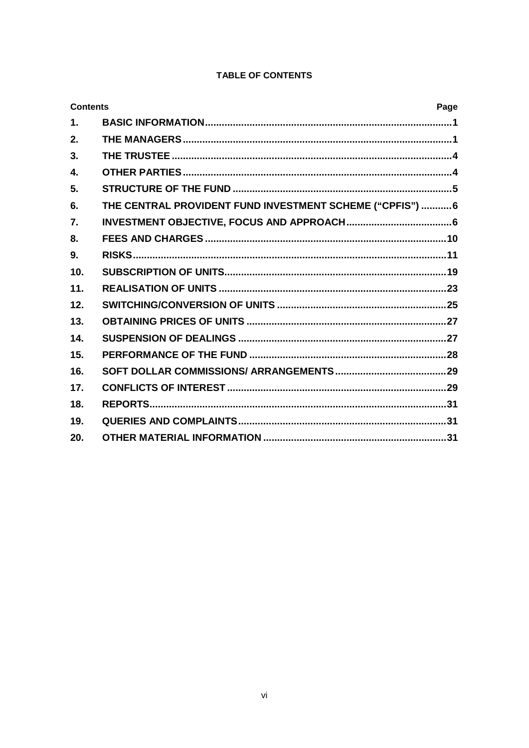**TABLE OF CONTENTS**

| Contents | | Page |
|---|---|---|
| 1. | BASIC INFORMATION | 1 |
| 2. | THE MANAGERS | 1 |
| 3. | THE TRUSTEE | 4 |
| 4. | OTHER PARTIES | 4 |
| 5. | STRUCTURE OF THE FUND | 5 |
| 6. | THE CENTRAL PROVIDENT FUND INVESTMENT SCHEME ("CPFIS") | 6 |
| 7. | INVESTMENT OBJECTIVE, FOCUS AND APPROACH | 6 |
| 8. | FEES AND CHARGES | 10 |
| 9. | RISKS | 11 |
| 10. | SUBSCRIPTION OF UNITS | 19 |
| 11. | REALISATION OF UNITS | 23 |
| 12. | SWITCHING/CONVERSION OF UNITS | 25 |
| 13. | OBTAINING PRICES OF UNITS | 27 |
| 14. | SUSPENSION OF DEALINGS | 27 |
| 15. | PERFORMANCE OF THE FUND | 28 |
| 16. | SOFT DOLLAR COMMISSIONS/ ARRANGEMENTS | 29 |
| 17. | CONFLICTS OF INTEREST | 29 |
| 18. | REPORTS | 31 |
| 19. | QUERIES AND COMPLAINTS | 31 |
| 20. | OTHER MATERIAL INFORMATION | 31 |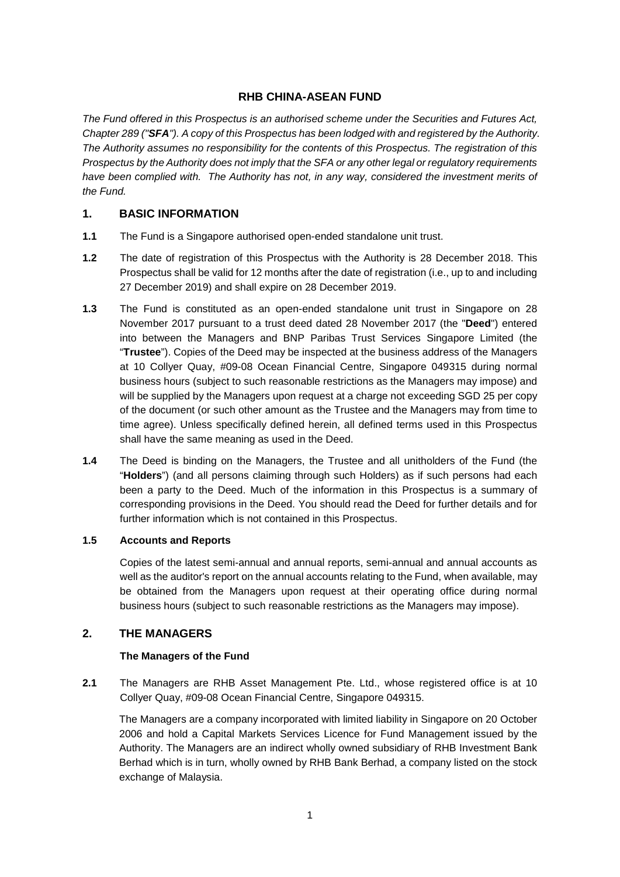**RHB CHINA-ASEAN FUND**

*The Fund offered in this Prospectus is an authorised scheme under the Securities and Futures Act, Chapter 289 ("**SFA**"). A copy of this Prospectus has been lodged with and registered by the Authority. The Authority assumes no responsibility for the contents of this Prospectus. The registration of this Prospectus by the Authority does not imply that the SFA or any other legal or regulatory requirements have been complied with. The Authority has not, in any way, considered the investment merits of the Fund.*

## 1. BASIC INFORMATION

**1.1** The Fund is a Singapore authorised open-ended standalone unit trust.

**1.2** The date of registration of this Prospectus with the Authority is 28 December 2018. This Prospectus shall be valid for 12 months after the date of registration (i.e., up to and including 27 December 2019) and shall expire on 28 December 2019.

**1.3** The Fund is constituted as an open-ended standalone unit trust in Singapore on 28 November 2017 pursuant to a trust deed dated 28 November 2017 (the "**Deed**") entered into between the Managers and BNP Paribas Trust Services Singapore Limited (the "**Trustee**"). Copies of the Deed may be inspected at the business address of the Managers at 10 Collyer Quay, #09-08 Ocean Financial Centre, Singapore 049315 during normal business hours (subject to such reasonable restrictions as the Managers may impose) and will be supplied by the Managers upon request at a charge not exceeding SGD 25 per copy of the document (or such other amount as the Trustee and the Managers may from time to time agree). Unless specifically defined herein, all defined terms used in this Prospectus shall have the same meaning as used in the Deed.

**1.4** The Deed is binding on the Managers, the Trustee and all unitholders of the Fund (the "**Holders**") (and all persons claiming through such Holders) as if such persons had each been a party to the Deed. Much of the information in this Prospectus is a summary of corresponding provisions in the Deed. You should read the Deed for further details and for further information which is not contained in this Prospectus.

**1.5 Accounts and Reports**

Copies of the latest semi-annual and annual reports, semi-annual and annual accounts as well as the auditor's report on the annual accounts relating to the Fund, when available, may be obtained from the Managers upon request at their operating office during normal business hours (subject to such reasonable restrictions as the Managers may impose).

## 2. THE MANAGERS

**The Managers of the Fund**

**2.1** The Managers are RHB Asset Management Pte. Ltd., whose registered office is at 10 Collyer Quay, #09-08 Ocean Financial Centre, Singapore 049315.

The Managers are a company incorporated with limited liability in Singapore on 20 October 2006 and hold a Capital Markets Services Licence for Fund Management issued by the Authority. The Managers are an indirect wholly owned subsidiary of RHB Investment Bank Berhad which is in turn, wholly owned by RHB Bank Berhad, a company listed on the stock exchange of Malaysia.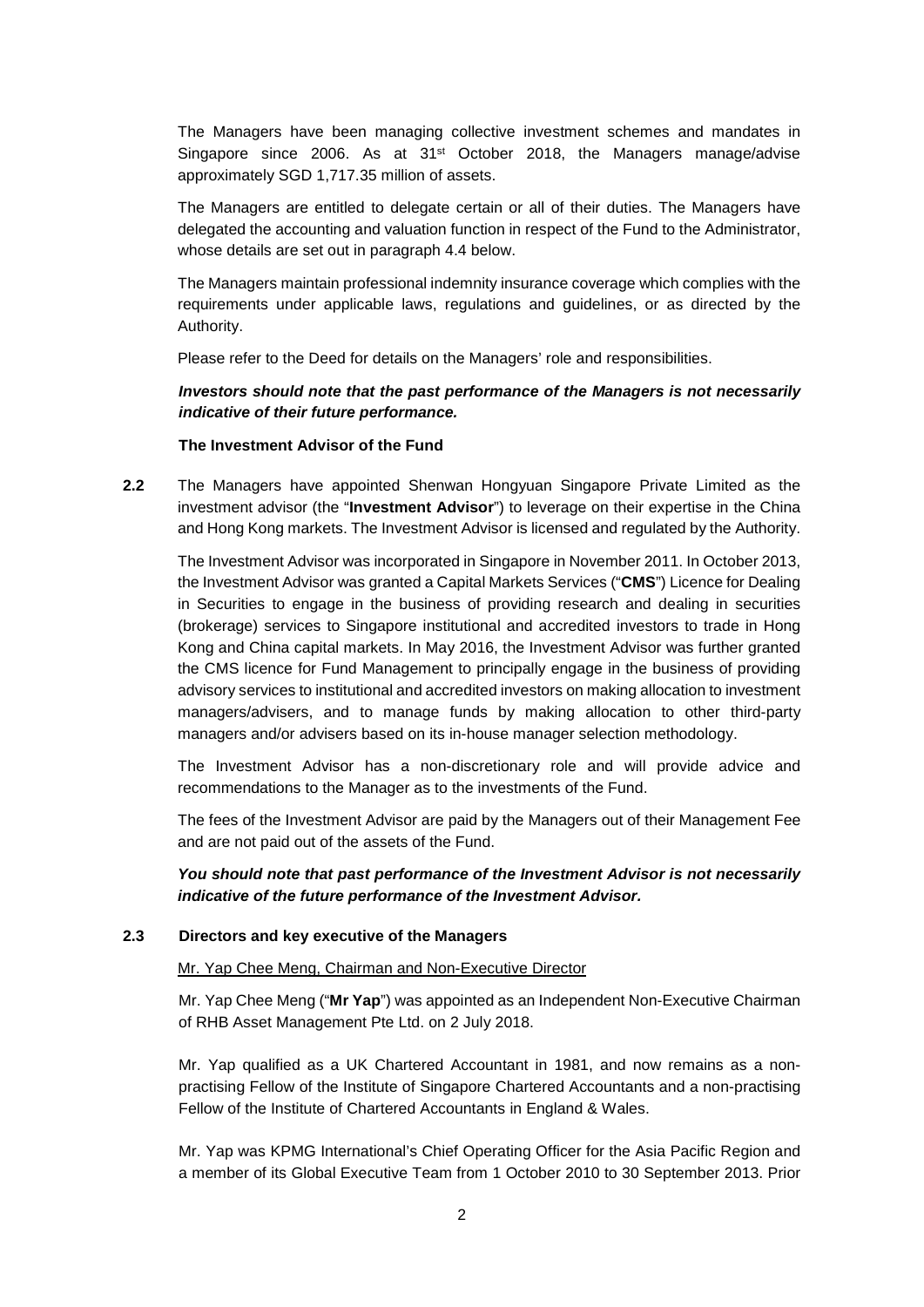The Managers have been managing collective investment schemes and mandates in Singapore since 2006. As at 31st October 2018, the Managers manage/advise approximately SGD 1,717.35 million of assets.

The Managers are entitled to delegate certain or all of their duties. The Managers have delegated the accounting and valuation function in respect of the Fund to the Administrator, whose details are set out in paragraph 4.4 below.

The Managers maintain professional indemnity insurance coverage which complies with the requirements under applicable laws, regulations and guidelines, or as directed by the Authority.

Please refer to the Deed for details on the Managers' role and responsibilities.

***Investors should note that the past performance of the Managers is not necessarily indicative of their future performance.***

**The Investment Advisor of the Fund**

**2.2** The Managers have appointed Shenwan Hongyuan Singapore Private Limited as the investment advisor (the "**Investment Advisor**") to leverage on their expertise in the China and Hong Kong markets. The Investment Advisor is licensed and regulated by the Authority.

The Investment Advisor was incorporated in Singapore in November 2011. In October 2013, the Investment Advisor was granted a Capital Markets Services ("**CMS**") Licence for Dealing in Securities to engage in the business of providing research and dealing in securities (brokerage) services to Singapore institutional and accredited investors to trade in Hong Kong and China capital markets. In May 2016, the Investment Advisor was further granted the CMS licence for Fund Management to principally engage in the business of providing advisory services to institutional and accredited investors on making allocation to investment managers/advisers, and to manage funds by making allocation to other third-party managers and/or advisers based on its in-house manager selection methodology.

The Investment Advisor has a non-discretionary role and will provide advice and recommendations to the Manager as to the investments of the Fund.

The fees of the Investment Advisor are paid by the Managers out of their Management Fee and are not paid out of the assets of the Fund.

***You should note that past performance of the Investment Advisor is not necessarily indicative of the future performance of the Investment Advisor.***

**2.3 Directors and key executive of the Managers**

Mr. Yap Chee Meng, Chairman and Non-Executive Director

Mr. Yap Chee Meng ("**Mr Yap**") was appointed as an Independent Non-Executive Chairman of RHB Asset Management Pte Ltd. on 2 July 2018.

Mr. Yap qualified as a UK Chartered Accountant in 1981, and now remains as a non-practising Fellow of the Institute of Singapore Chartered Accountants and a non-practising Fellow of the Institute of Chartered Accountants in England & Wales.

Mr. Yap was KPMG International's Chief Operating Officer for the Asia Pacific Region and a member of its Global Executive Team from 1 October 2010 to 30 September 2013. Prior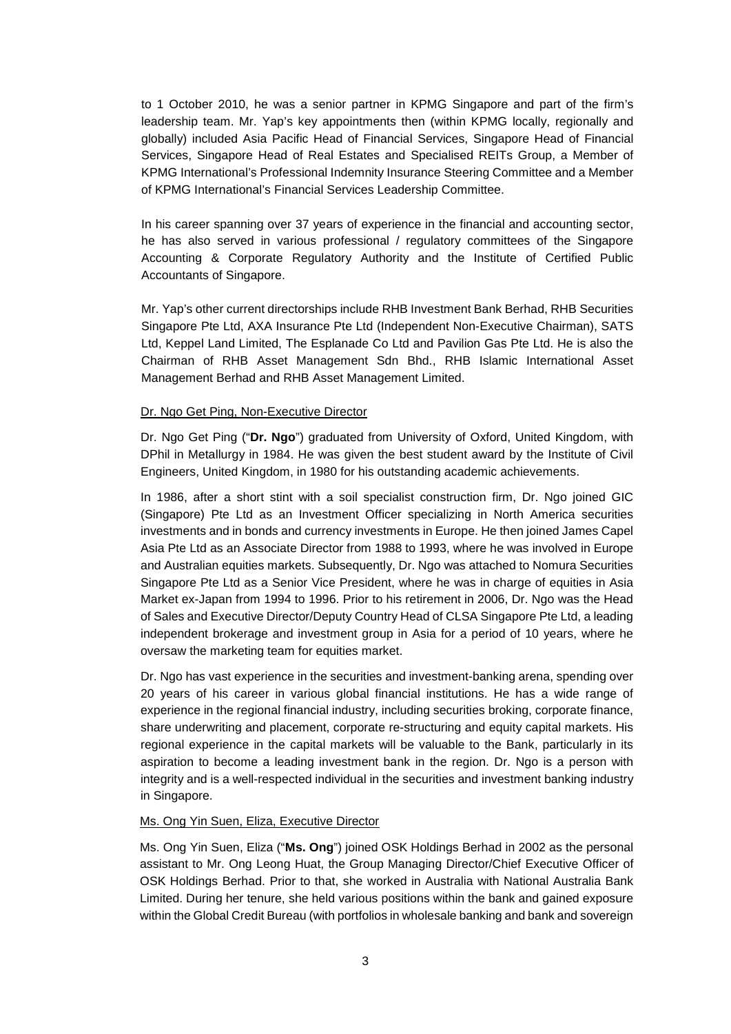to 1 October 2010, he was a senior partner in KPMG Singapore and part of the firm's leadership team. Mr. Yap's key appointments then (within KPMG locally, regionally and globally) included Asia Pacific Head of Financial Services, Singapore Head of Financial Services, Singapore Head of Real Estates and Specialised REITs Group, a Member of KPMG International's Professional Indemnity Insurance Steering Committee and a Member of KPMG International's Financial Services Leadership Committee.

In his career spanning over 37 years of experience in the financial and accounting sector, he has also served in various professional / regulatory committees of the Singapore Accounting & Corporate Regulatory Authority and the Institute of Certified Public Accountants of Singapore.

Mr. Yap's other current directorships include RHB Investment Bank Berhad, RHB Securities Singapore Pte Ltd, AXA Insurance Pte Ltd (Independent Non-Executive Chairman), SATS Ltd, Keppel Land Limited, The Esplanade Co Ltd and Pavilion Gas Pte Ltd. He is also the Chairman of RHB Asset Management Sdn Bhd., RHB Islamic International Asset Management Berhad and RHB Asset Management Limited.

Dr. Ngo Get Ping, Non-Executive Director

Dr. Ngo Get Ping ("**Dr. Ngo**") graduated from University of Oxford, United Kingdom, with DPhil in Metallurgy in 1984. He was given the best student award by the Institute of Civil Engineers, United Kingdom, in 1980 for his outstanding academic achievements.

In 1986, after a short stint with a soil specialist construction firm, Dr. Ngo joined GIC (Singapore) Pte Ltd as an Investment Officer specializing in North America securities investments and in bonds and currency investments in Europe. He then joined James Capel Asia Pte Ltd as an Associate Director from 1988 to 1993, where he was involved in Europe and Australian equities markets. Subsequently, Dr. Ngo was attached to Nomura Securities Singapore Pte Ltd as a Senior Vice President, where he was in charge of equities in Asia Market ex-Japan from 1994 to 1996. Prior to his retirement in 2006, Dr. Ngo was the Head of Sales and Executive Director/Deputy Country Head of CLSA Singapore Pte Ltd, a leading independent brokerage and investment group in Asia for a period of 10 years, where he oversaw the marketing team for equities market.

Dr. Ngo has vast experience in the securities and investment-banking arena, spending over 20 years of his career in various global financial institutions. He has a wide range of experience in the regional financial industry, including securities broking, corporate finance, share underwriting and placement, corporate re-structuring and equity capital markets. His regional experience in the capital markets will be valuable to the Bank, particularly in its aspiration to become a leading investment bank in the region. Dr. Ngo is a person with integrity and is a well-respected individual in the securities and investment banking industry in Singapore.

Ms. Ong Yin Suen, Eliza, Executive Director

Ms. Ong Yin Suen, Eliza ("**Ms. Ong**") joined OSK Holdings Berhad in 2002 as the personal assistant to Mr. Ong Leong Huat, the Group Managing Director/Chief Executive Officer of OSK Holdings Berhad. Prior to that, she worked in Australia with National Australia Bank Limited. During her tenure, she held various positions within the bank and gained exposure within the Global Credit Bureau (with portfolios in wholesale banking and bank and sovereign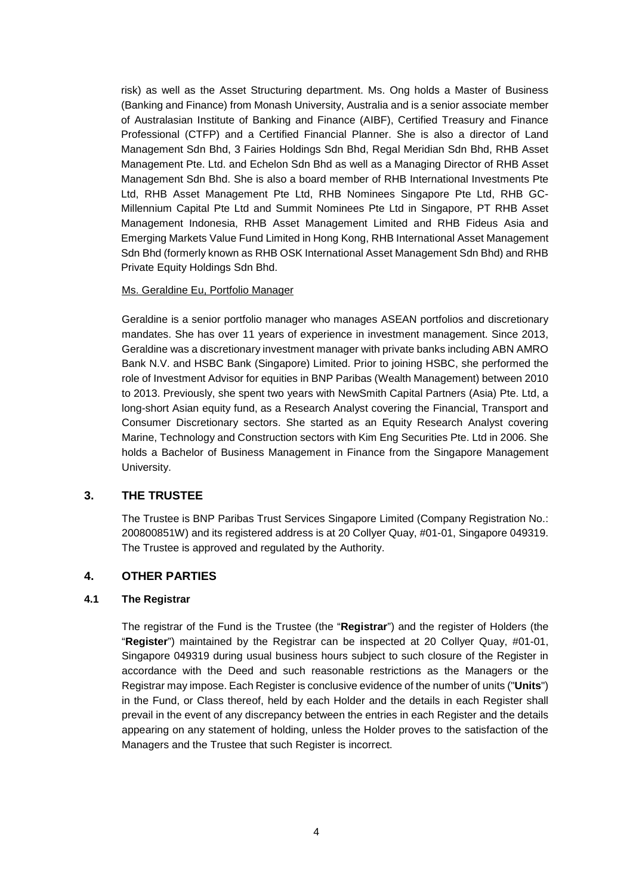risk) as well as the Asset Structuring department. Ms. Ong holds a Master of Business (Banking and Finance) from Monash University, Australia and is a senior associate member of Australasian Institute of Banking and Finance (AIBF), Certified Treasury and Finance Professional (CTFP) and a Certified Financial Planner. She is also a director of Land Management Sdn Bhd, 3 Fairies Holdings Sdn Bhd, Regal Meridian Sdn Bhd, RHB Asset Management Pte. Ltd. and Echelon Sdn Bhd as well as a Managing Director of RHB Asset Management Sdn Bhd. She is also a board member of RHB International Investments Pte Ltd, RHB Asset Management Pte Ltd, RHB Nominees Singapore Pte Ltd, RHB GC-Millennium Capital Pte Ltd and Summit Nominees Pte Ltd in Singapore, PT RHB Asset Management Indonesia, RHB Asset Management Limited and RHB Fideus Asia and Emerging Markets Value Fund Limited in Hong Kong, RHB International Asset Management Sdn Bhd (formerly known as RHB OSK International Asset Management Sdn Bhd) and RHB Private Equity Holdings Sdn Bhd.

Ms. Geraldine Eu, Portfolio Manager

Geraldine is a senior portfolio manager who manages ASEAN portfolios and discretionary mandates. She has over 11 years of experience in investment management. Since 2013, Geraldine was a discretionary investment manager with private banks including ABN AMRO Bank N.V. and HSBC Bank (Singapore) Limited. Prior to joining HSBC, she performed the role of Investment Advisor for equities in BNP Paribas (Wealth Management) between 2010 to 2013. Previously, she spent two years with NewSmith Capital Partners (Asia) Pte. Ltd, a long-short Asian equity fund, as a Research Analyst covering the Financial, Transport and Consumer Discretionary sectors. She started as an Equity Research Analyst covering Marine, Technology and Construction sectors with Kim Eng Securities Pte. Ltd in 2006. She holds a Bachelor of Business Management in Finance from the Singapore Management University.

## 3. THE TRUSTEE

The Trustee is BNP Paribas Trust Services Singapore Limited (Company Registration No.: 200800851W) and its registered address is at 20 Collyer Quay, #01-01, Singapore 049319. The Trustee is approved and regulated by the Authority.

## 4. OTHER PARTIES

### 4.1 The Registrar

The registrar of the Fund is the Trustee (the "**Registrar**") and the register of Holders (the "**Register**") maintained by the Registrar can be inspected at 20 Collyer Quay, #01-01, Singapore 049319 during usual business hours subject to such closure of the Register in accordance with the Deed and such reasonable restrictions as the Managers or the Registrar may impose. Each Register is conclusive evidence of the number of units ("**Units**") in the Fund, or Class thereof, held by each Holder and the details in each Register shall prevail in the event of any discrepancy between the entries in each Register and the details appearing on any statement of holding, unless the Holder proves to the satisfaction of the Managers and the Trustee that such Register is incorrect.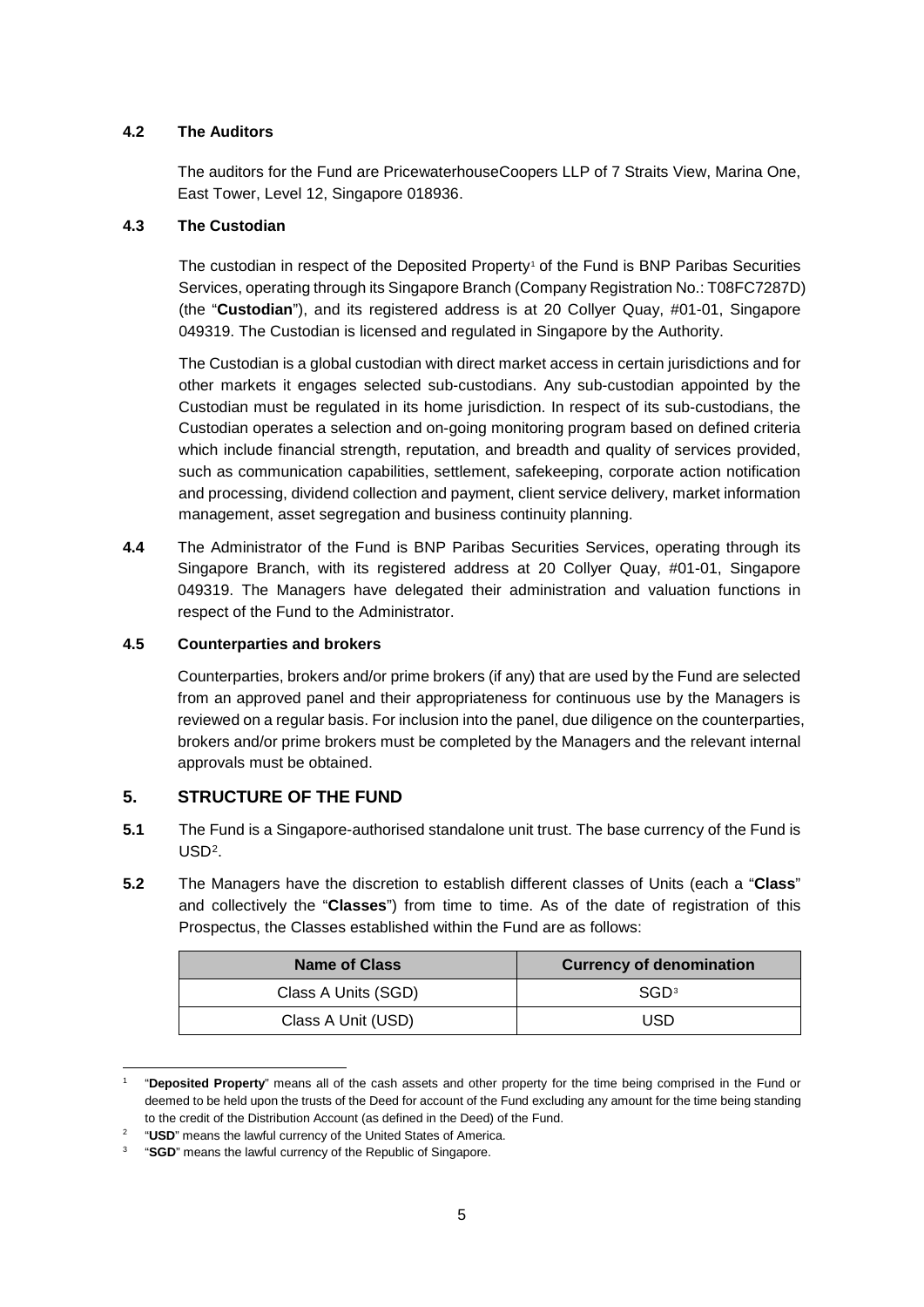### 4.2 The Auditors

The auditors for the Fund are PricewaterhouseCoopers LLP of 7 Straits View, Marina One, East Tower, Level 12, Singapore 018936.

### 4.3 The Custodian

The custodian in respect of the Deposited Property[1] of the Fund is BNP Paribas Securities Services, operating through its Singapore Branch (Company Registration No.: T08FC7287D) (the "**Custodian**"), and its registered address is at 20 Collyer Quay, #01-01, Singapore 049319. The Custodian is licensed and regulated in Singapore by the Authority.

The Custodian is a global custodian with direct market access in certain jurisdictions and for other markets it engages selected sub-custodians. Any sub-custodian appointed by the Custodian must be regulated in its home jurisdiction. In respect of its sub-custodians, the Custodian operates a selection and on-going monitoring program based on defined criteria which include financial strength, reputation, and breadth and quality of services provided, such as communication capabilities, settlement, safekeeping, corporate action notification and processing, dividend collection and payment, client service delivery, market information management, asset segregation and business continuity planning.

**4.4** The Administrator of the Fund is BNP Paribas Securities Services, operating through its Singapore Branch, with its registered address at 20 Collyer Quay, #01-01, Singapore 049319. The Managers have delegated their administration and valuation functions in respect of the Fund to the Administrator.

### 4.5 Counterparties and brokers

Counterparties, brokers and/or prime brokers (if any) that are used by the Fund are selected from an approved panel and their appropriateness for continuous use by the Managers is reviewed on a regular basis. For inclusion into the panel, due diligence on the counterparties, brokers and/or prime brokers must be completed by the Managers and the relevant internal approvals must be obtained.

## 5. STRUCTURE OF THE FUND

**5.1** The Fund is a Singapore-authorised standalone unit trust. The base currency of the Fund is USD[2].

**5.2** The Managers have the discretion to establish different classes of Units (each a "**Class**" and collectively the "**Classes**") from time to time. As of the date of registration of this Prospectus, the Classes established within the Fund are as follows:

| Name of Class | Currency of denomination |
|---|---|
| Class A Units (SGD) | SGD[3] |
| Class A Unit (USD) | USD |

[1] "**Deposited Property**" means all of the cash assets and other property for the time being comprised in the Fund or deemed to be held upon the trusts of the Deed for account of the Fund excluding any amount for the time being standing to the credit of the Distribution Account (as defined in the Deed) of the Fund.

[2] "**USD**" means the lawful currency of the United States of America.

[3] "**SGD**" means the lawful currency of the Republic of Singapore.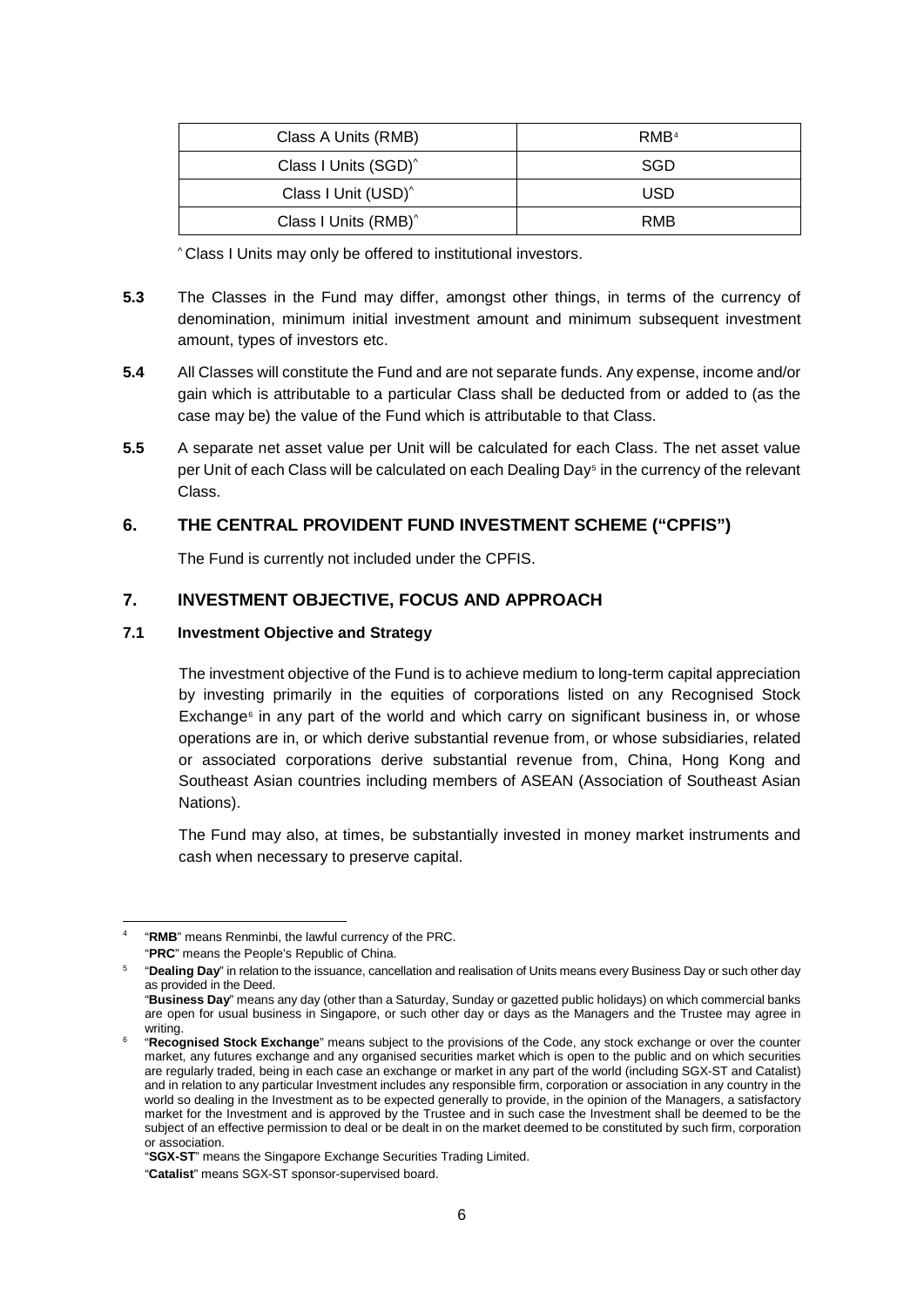| Class A Units (RMB) | RMB[4] |
|---|---|
| Class I Units (SGD)^ | SGD |
| Class I Unit (USD)^ | USD |
| Class I Units (RMB)^ | RMB |

^ Class I Units may only be offered to institutional investors.

**5.3** The Classes in the Fund may differ, amongst other things, in terms of the currency of denomination, minimum initial investment amount and minimum subsequent investment amount, types of investors etc.

**5.4** All Classes will constitute the Fund and are not separate funds. Any expense, income and/or gain which is attributable to a particular Class shall be deducted from or added to (as the case may be) the value of the Fund which is attributable to that Class.

**5.5** A separate net asset value per Unit will be calculated for each Class. The net asset value per Unit of each Class will be calculated on each Dealing Day[5] in the currency of the relevant Class.

## 6. THE CENTRAL PROVIDENT FUND INVESTMENT SCHEME ("CPFIS")

The Fund is currently not included under the CPFIS.

## 7. INVESTMENT OBJECTIVE, FOCUS AND APPROACH

### 7.1 Investment Objective and Strategy

The investment objective of the Fund is to achieve medium to long-term capital appreciation by investing primarily in the equities of corporations listed on any Recognised Stock Exchange[6] in any part of the world and which carry on significant business in, or whose operations are in, or which derive substantial revenue from, or whose subsidiaries, related or associated corporations derive substantial revenue from, China, Hong Kong and Southeast Asian countries including members of ASEAN (Association of Southeast Asian Nations).

The Fund may also, at times, be substantially invested in money market instruments and cash when necessary to preserve capital.

---

[4] "**RMB**" means Renminbi, the lawful currency of the PRC.
"**PRC**" means the People's Republic of China.

[5] "**Dealing Day**" in relation to the issuance, cancellation and realisation of Units means every Business Day or such other day as provided in the Deed.
"**Business Day**" means any day (other than a Saturday, Sunday or gazetted public holidays) on which commercial banks are open for usual business in Singapore, or such other day or days as the Managers and the Trustee may agree in writing.

[6] "**Recognised Stock Exchange**" means subject to the provisions of the Code, any stock exchange or over the counter market, any futures exchange and any organised securities market which is open to the public and on which securities are regularly traded, being in each case an exchange or market in any part of the world (including SGX-ST and Catalist) and in relation to any particular Investment includes any responsible firm, corporation or association in any country in the world so dealing in the Investment as to be expected generally to provide, in the opinion of the Managers, a satisfactory market for the Investment and is approved by the Trustee and in such case the Investment shall be deemed to be the subject of an effective permission to deal or be dealt in on the market deemed to be constituted by such firm, corporation or association.
"**SGX-ST**" means the Singapore Exchange Securities Trading Limited.
"**Catalist**" means SGX-ST sponsor-supervised board.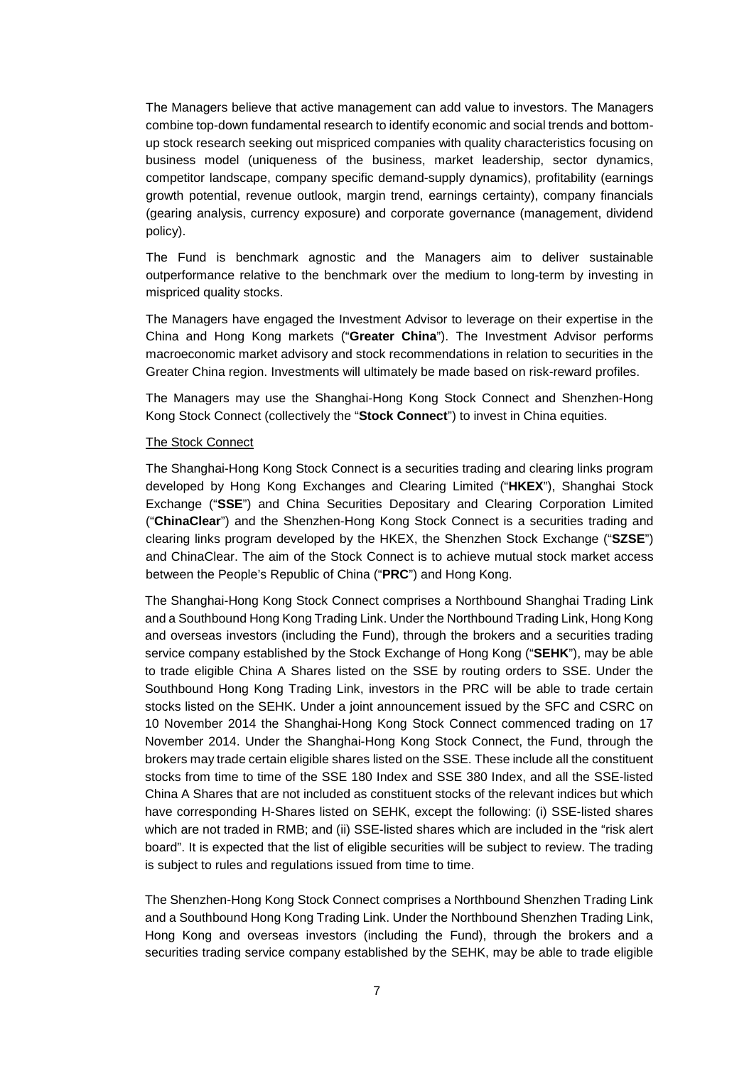The Managers believe that active management can add value to investors. The Managers combine top-down fundamental research to identify economic and social trends and bottom-up stock research seeking out mispriced companies with quality characteristics focusing on business model (uniqueness of the business, market leadership, sector dynamics, competitor landscape, company specific demand-supply dynamics), profitability (earnings growth potential, revenue outlook, margin trend, earnings certainty), company financials (gearing analysis, currency exposure) and corporate governance (management, dividend policy).

The Fund is benchmark agnostic and the Managers aim to deliver sustainable outperformance relative to the benchmark over the medium to long-term by investing in mispriced quality stocks.

The Managers have engaged the Investment Advisor to leverage on their expertise in the China and Hong Kong markets ("**Greater China**"). The Investment Advisor performs macroeconomic market advisory and stock recommendations in relation to securities in the Greater China region. Investments will ultimately be made based on risk-reward profiles.

The Managers may use the Shanghai-Hong Kong Stock Connect and Shenzhen-Hong Kong Stock Connect (collectively the "**Stock Connect**") to invest in China equities.

The Stock Connect

The Shanghai-Hong Kong Stock Connect is a securities trading and clearing links program developed by Hong Kong Exchanges and Clearing Limited ("**HKEX**"), Shanghai Stock Exchange ("**SSE**") and China Securities Depositary and Clearing Corporation Limited ("**ChinaClear**") and the Shenzhen-Hong Kong Stock Connect is a securities trading and clearing links program developed by the HKEX, the Shenzhen Stock Exchange ("**SZSE**") and ChinaClear. The aim of the Stock Connect is to achieve mutual stock market access between the People's Republic of China ("**PRC**") and Hong Kong.

The Shanghai-Hong Kong Stock Connect comprises a Northbound Shanghai Trading Link and a Southbound Hong Kong Trading Link. Under the Northbound Trading Link, Hong Kong and overseas investors (including the Fund), through the brokers and a securities trading service company established by the Stock Exchange of Hong Kong ("**SEHK**"), may be able to trade eligible China A Shares listed on the SSE by routing orders to SSE. Under the Southbound Hong Kong Trading Link, investors in the PRC will be able to trade certain stocks listed on the SEHK. Under a joint announcement issued by the SFC and CSRC on 10 November 2014 the Shanghai-Hong Kong Stock Connect commenced trading on 17 November 2014. Under the Shanghai-Hong Kong Stock Connect, the Fund, through the brokers may trade certain eligible shares listed on the SSE. These include all the constituent stocks from time to time of the SSE 180 Index and SSE 380 Index, and all the SSE-listed China A Shares that are not included as constituent stocks of the relevant indices but which have corresponding H-Shares listed on SEHK, except the following: (i) SSE-listed shares which are not traded in RMB; and (ii) SSE-listed shares which are included in the "risk alert board". It is expected that the list of eligible securities will be subject to review. The trading is subject to rules and regulations issued from time to time.

The Shenzhen-Hong Kong Stock Connect comprises a Northbound Shenzhen Trading Link and a Southbound Hong Kong Trading Link. Under the Northbound Shenzhen Trading Link, Hong Kong and overseas investors (including the Fund), through the brokers and a securities trading service company established by the SEHK, may be able to trade eligible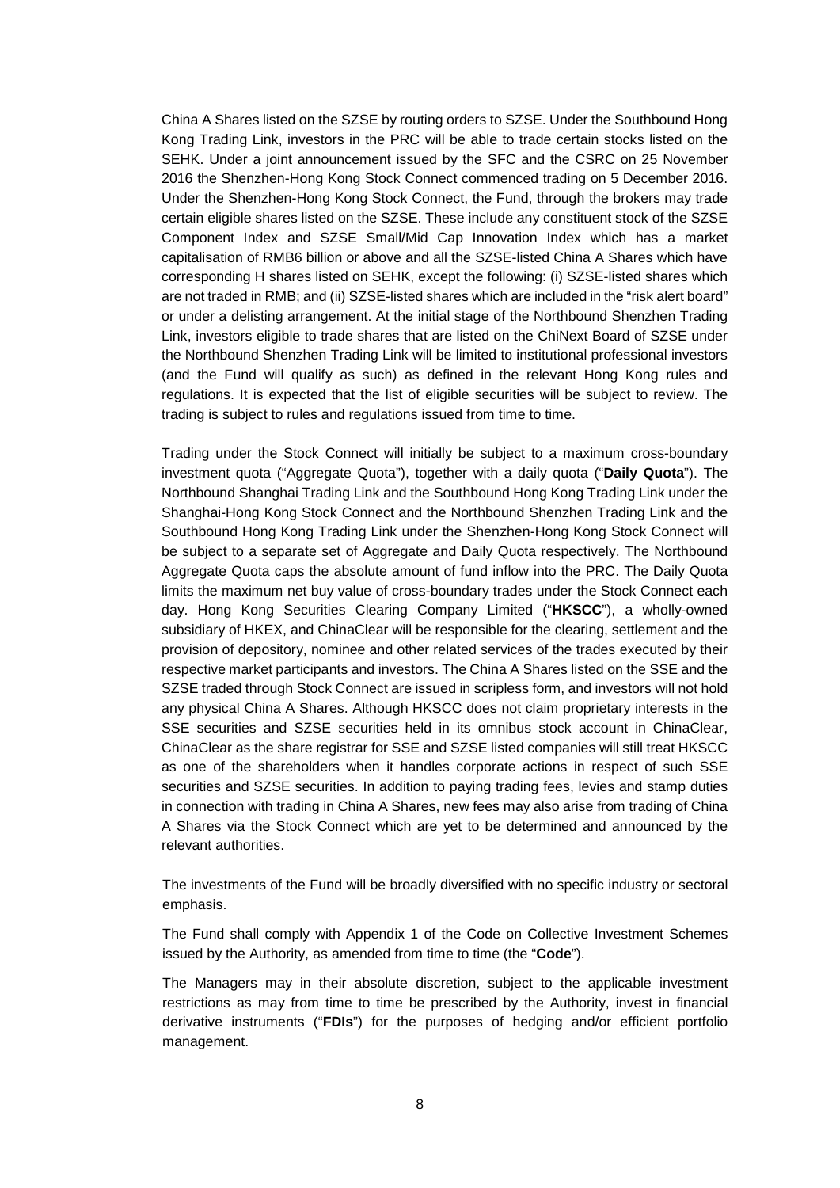China A Shares listed on the SZSE by routing orders to SZSE. Under the Southbound Hong Kong Trading Link, investors in the PRC will be able to trade certain stocks listed on the SEHK. Under a joint announcement issued by the SFC and the CSRC on 25 November 2016 the Shenzhen-Hong Kong Stock Connect commenced trading on 5 December 2016. Under the Shenzhen-Hong Kong Stock Connect, the Fund, through the brokers may trade certain eligible shares listed on the SZSE. These include any constituent stock of the SZSE Component Index and SZSE Small/Mid Cap Innovation Index which has a market capitalisation of RMB6 billion or above and all the SZSE-listed China A Shares which have corresponding H shares listed on SEHK, except the following: (i) SZSE-listed shares which are not traded in RMB; and (ii) SZSE-listed shares which are included in the "risk alert board" or under a delisting arrangement. At the initial stage of the Northbound Shenzhen Trading Link, investors eligible to trade shares that are listed on the ChiNext Board of SZSE under the Northbound Shenzhen Trading Link will be limited to institutional professional investors (and the Fund will qualify as such) as defined in the relevant Hong Kong rules and regulations. It is expected that the list of eligible securities will be subject to review. The trading is subject to rules and regulations issued from time to time.

Trading under the Stock Connect will initially be subject to a maximum cross-boundary investment quota ("Aggregate Quota"), together with a daily quota ("**Daily Quota**"). The Northbound Shanghai Trading Link and the Southbound Hong Kong Trading Link under the Shanghai-Hong Kong Stock Connect and the Northbound Shenzhen Trading Link and the Southbound Hong Kong Trading Link under the Shenzhen-Hong Kong Stock Connect will be subject to a separate set of Aggregate and Daily Quota respectively. The Northbound Aggregate Quota caps the absolute amount of fund inflow into the PRC. The Daily Quota limits the maximum net buy value of cross-boundary trades under the Stock Connect each day. Hong Kong Securities Clearing Company Limited ("**HKSCC**"), a wholly-owned subsidiary of HKEX, and ChinaClear will be responsible for the clearing, settlement and the provision of depository, nominee and other related services of the trades executed by their respective market participants and investors. The China A Shares listed on the SSE and the SZSE traded through Stock Connect are issued in scripless form, and investors will not hold any physical China A Shares. Although HKSCC does not claim proprietary interests in the SSE securities and SZSE securities held in its omnibus stock account in ChinaClear, ChinaClear as the share registrar for SSE and SZSE listed companies will still treat HKSCC as one of the shareholders when it handles corporate actions in respect of such SSE securities and SZSE securities. In addition to paying trading fees, levies and stamp duties in connection with trading in China A Shares, new fees may also arise from trading of China A Shares via the Stock Connect which are yet to be determined and announced by the relevant authorities.

The investments of the Fund will be broadly diversified with no specific industry or sectoral emphasis.

The Fund shall comply with Appendix 1 of the Code on Collective Investment Schemes issued by the Authority, as amended from time to time (the "**Code**").

The Managers may in their absolute discretion, subject to the applicable investment restrictions as may from time to time be prescribed by the Authority, invest in financial derivative instruments ("**FDIs**") for the purposes of hedging and/or efficient portfolio management.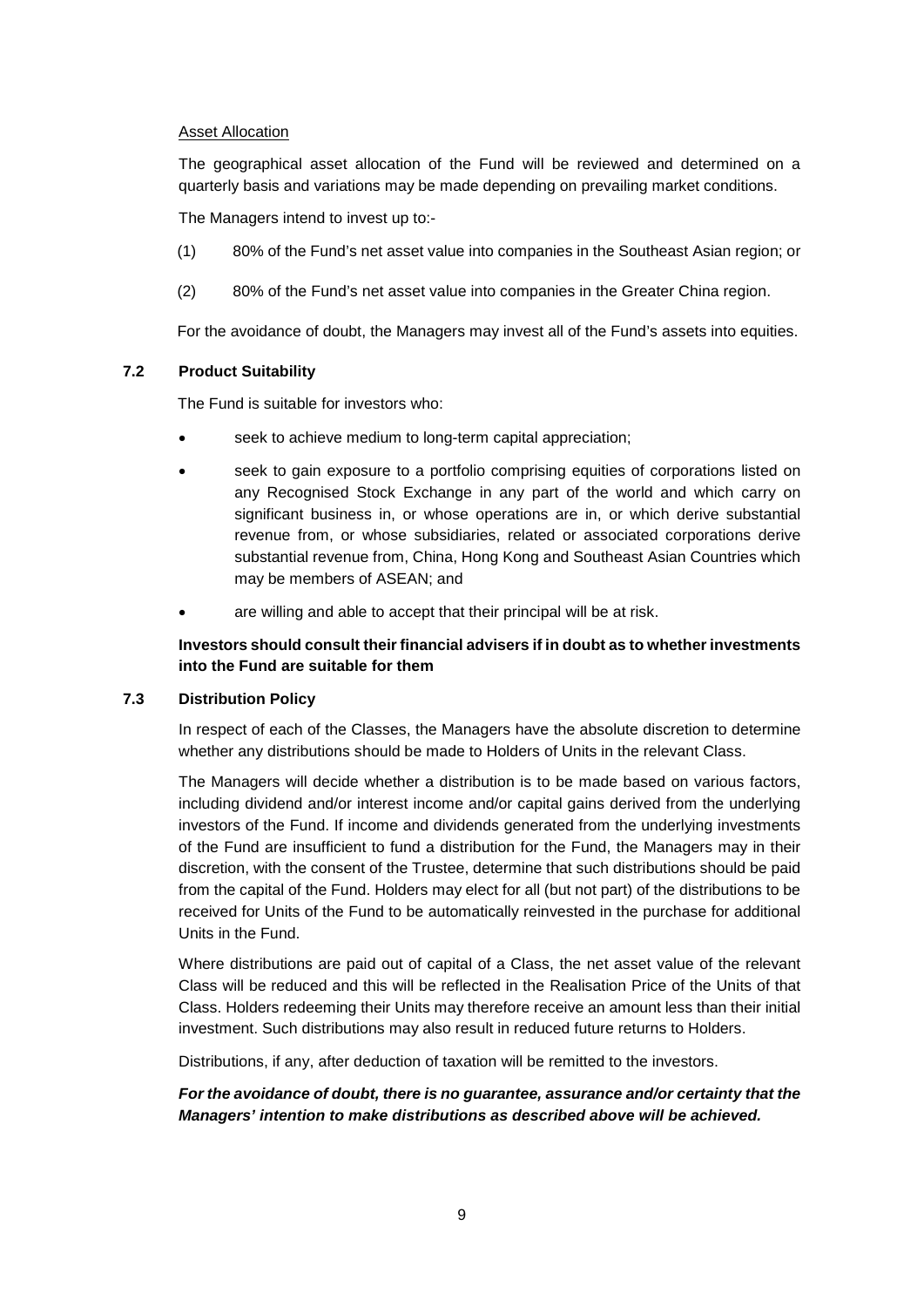Asset Allocation

The geographical asset allocation of the Fund will be reviewed and determined on a quarterly basis and variations may be made depending on prevailing market conditions.

The Managers intend to invest up to:-

(1) 80% of the Fund's net asset value into companies in the Southeast Asian region; or

(2) 80% of the Fund's net asset value into companies in the Greater China region.

For the avoidance of doubt, the Managers may invest all of the Fund's assets into equities.

### 7.2 Product Suitability

The Fund is suitable for investors who:

- seek to achieve medium to long-term capital appreciation;
- seek to gain exposure to a portfolio comprising equities of corporations listed on any Recognised Stock Exchange in any part of the world and which carry on significant business in, or whose operations are in, or which derive substantial revenue from, or whose subsidiaries, related or associated corporations derive substantial revenue from, China, Hong Kong and Southeast Asian Countries which may be members of ASEAN; and
- are willing and able to accept that their principal will be at risk.

**Investors should consult their financial advisers if in doubt as to whether investments into the Fund are suitable for them**

### 7.3 Distribution Policy

In respect of each of the Classes, the Managers have the absolute discretion to determine whether any distributions should be made to Holders of Units in the relevant Class.

The Managers will decide whether a distribution is to be made based on various factors, including dividend and/or interest income and/or capital gains derived from the underlying investors of the Fund. If income and dividends generated from the underlying investments of the Fund are insufficient to fund a distribution for the Fund, the Managers may in their discretion, with the consent of the Trustee, determine that such distributions should be paid from the capital of the Fund. Holders may elect for all (but not part) of the distributions to be received for Units of the Fund to be automatically reinvested in the purchase for additional Units in the Fund.

Where distributions are paid out of capital of a Class, the net asset value of the relevant Class will be reduced and this will be reflected in the Realisation Price of the Units of that Class. Holders redeeming their Units may therefore receive an amount less than their initial investment. Such distributions may also result in reduced future returns to Holders.

Distributions, if any, after deduction of taxation will be remitted to the investors.

***For the avoidance of doubt, there is no guarantee, assurance and/or certainty that the Managers' intention to make distributions as described above will be achieved.***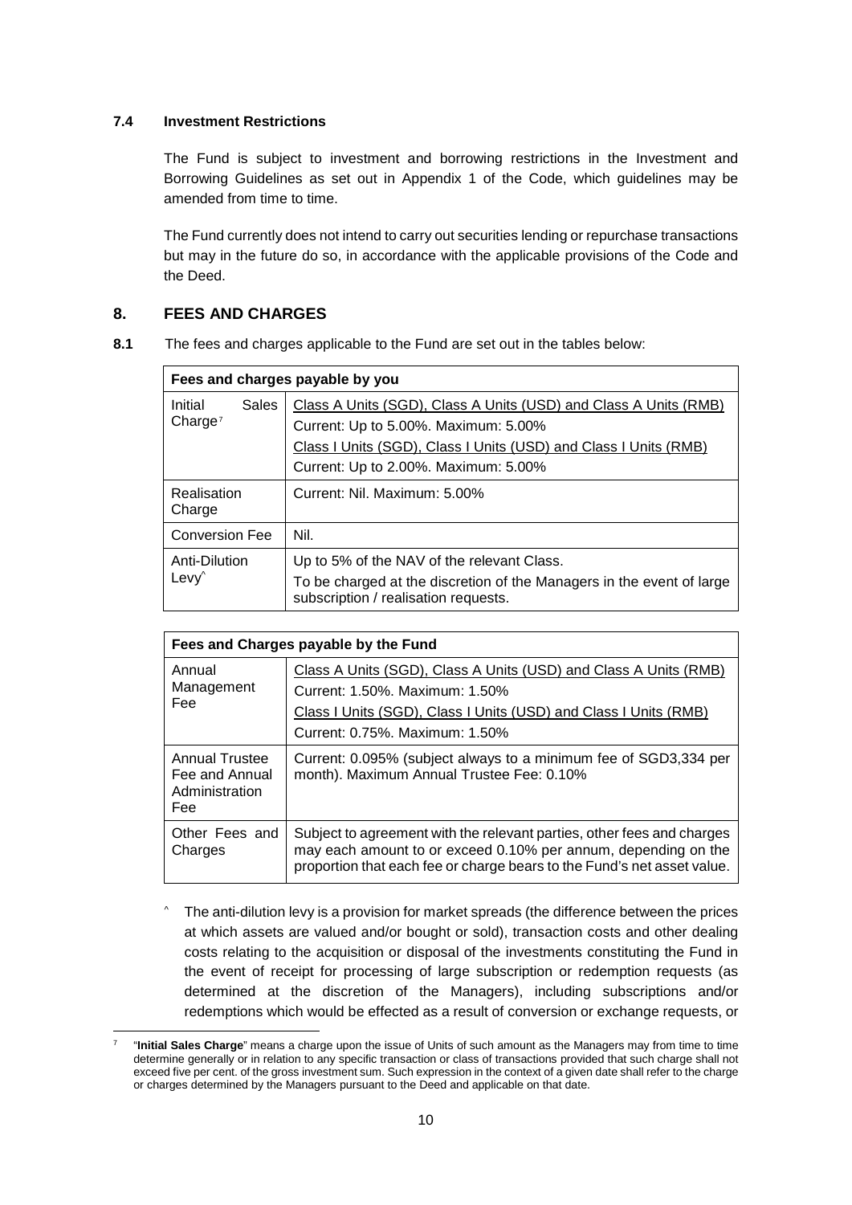### 7.4 Investment Restrictions

The Fund is subject to investment and borrowing restrictions in the Investment and Borrowing Guidelines as set out in Appendix 1 of the Code, which guidelines may be amended from time to time.

The Fund currently does not intend to carry out securities lending or repurchase transactions but may in the future do so, in accordance with the applicable provisions of the Code and the Deed.

## 8. FEES AND CHARGES

**8.1** The fees and charges applicable to the Fund are set out in the tables below:

| **Fees and charges payable by you** | |
|---|---|
| Initial Sales Charge[7] | Class A Units (SGD), Class A Units (USD) and Class A Units (RMB)<br>Current: Up to 5.00%. Maximum: 5.00%<br>Class I Units (SGD), Class I Units (USD) and Class I Units (RMB)<br>Current: Up to 2.00%. Maximum: 5.00% |
| Realisation Charge | Current: Nil. Maximum: 5.00% |
| Conversion Fee | Nil. |
| Anti-Dilution Levy^ | Up to 5% of the NAV of the relevant Class.<br>To be charged at the discretion of the Managers in the event of large subscription / realisation requests. |

| **Fees and Charges payable by the Fund** | |
|---|---|
| Annual Management Fee | Class A Units (SGD), Class A Units (USD) and Class A Units (RMB)<br>Current: 1.50%. Maximum: 1.50%<br>Class I Units (SGD), Class I Units (USD) and Class I Units (RMB)<br>Current: 0.75%. Maximum: 1.50% |
| Annual Trustee Fee and Annual Administration Fee | Current: 0.095% (subject always to a minimum fee of SGD3,334 per month). Maximum Annual Trustee Fee: 0.10% |
| Other Fees and Charges | Subject to agreement with the relevant parties, other fees and charges may each amount to or exceed 0.10% per annum, depending on the proportion that each fee or charge bears to the Fund's net asset value. |

^ The anti-dilution levy is a provision for market spreads (the difference between the prices at which assets are valued and/or bought or sold), transaction costs and other dealing costs relating to the acquisition or disposal of the investments constituting the Fund in the event of receipt for processing of large subscription or redemption requests (as determined at the discretion of the Managers), including subscriptions and/or redemptions which would be effected as a result of conversion or exchange requests, or

[7] "**Initial Sales Charge**" means a charge upon the issue of Units of such amount as the Managers may from time to time determine generally or in relation to any specific transaction or class of transactions provided that such charge shall not exceed five per cent. of the gross investment sum. Such expression in the context of a given date shall refer to the charge or charges determined by the Managers pursuant to the Deed and applicable on that date.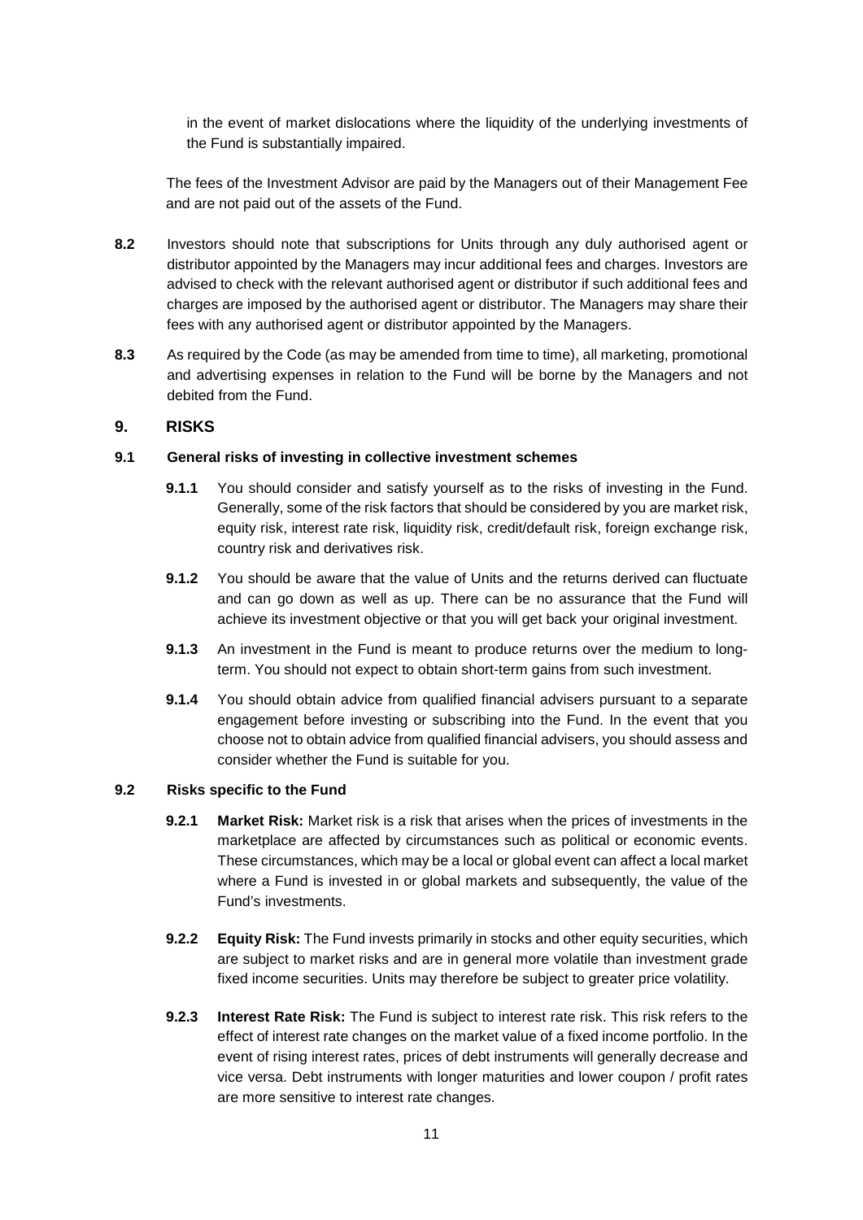in the event of market dislocations where the liquidity of the underlying investments of the Fund is substantially impaired.

The fees of the Investment Advisor are paid by the Managers out of their Management Fee and are not paid out of the assets of the Fund.

**8.2** Investors should note that subscriptions for Units through any duly authorised agent or distributor appointed by the Managers may incur additional fees and charges. Investors are advised to check with the relevant authorised agent or distributor if such additional fees and charges are imposed by the authorised agent or distributor. The Managers may share their fees with any authorised agent or distributor appointed by the Managers.

**8.3** As required by the Code (as may be amended from time to time), all marketing, promotional and advertising expenses in relation to the Fund will be borne by the Managers and not debited from the Fund.

## 9. RISKS

### 9.1 General risks of investing in collective investment schemes

**9.1.1** You should consider and satisfy yourself as to the risks of investing in the Fund. Generally, some of the risk factors that should be considered by you are market risk, equity risk, interest rate risk, liquidity risk, credit/default risk, foreign exchange risk, country risk and derivatives risk.

**9.1.2** You should be aware that the value of Units and the returns derived can fluctuate and can go down as well as up. There can be no assurance that the Fund will achieve its investment objective or that you will get back your original investment.

**9.1.3** An investment in the Fund is meant to produce returns over the medium to long-term. You should not expect to obtain short-term gains from such investment.

**9.1.4** You should obtain advice from qualified financial advisers pursuant to a separate engagement before investing or subscribing into the Fund. In the event that you choose not to obtain advice from qualified financial advisers, you should assess and consider whether the Fund is suitable for you.

### 9.2 Risks specific to the Fund

**9.2.1** **Market Risk:** Market risk is a risk that arises when the prices of investments in the marketplace are affected by circumstances such as political or economic events. These circumstances, which may be a local or global event can affect a local market where a Fund is invested in or global markets and subsequently, the value of the Fund's investments.

**9.2.2** **Equity Risk:** The Fund invests primarily in stocks and other equity securities, which are subject to market risks and are in general more volatile than investment grade fixed income securities. Units may therefore be subject to greater price volatility.

**9.2.3** **Interest Rate Risk:** The Fund is subject to interest rate risk. This risk refers to the effect of interest rate changes on the market value of a fixed income portfolio. In the event of rising interest rates, prices of debt instruments will generally decrease and vice versa. Debt instruments with longer maturities and lower coupon / profit rates are more sensitive to interest rate changes.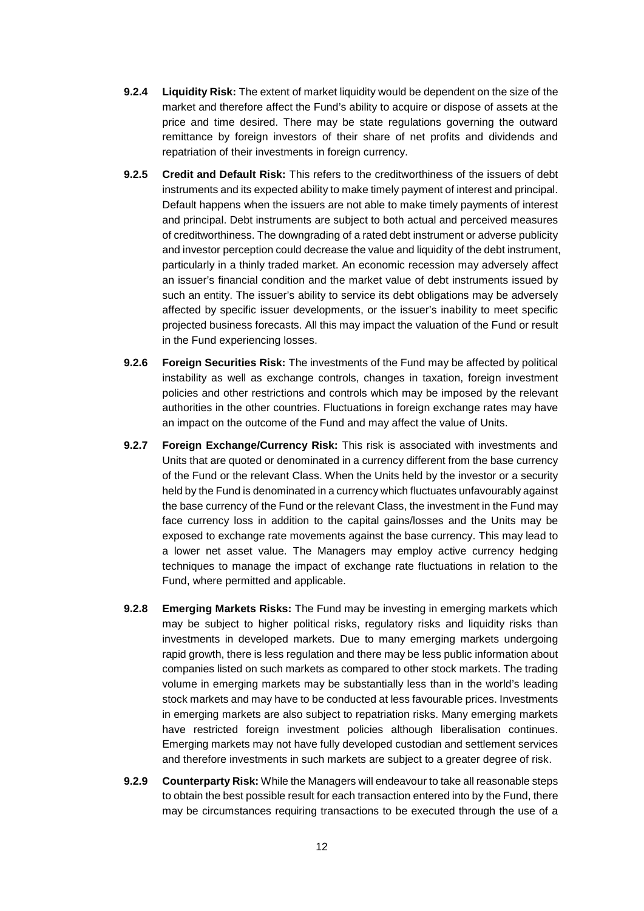**9.2.4 Liquidity Risk:** The extent of market liquidity would be dependent on the size of the market and therefore affect the Fund's ability to acquire or dispose of assets at the price and time desired. There may be state regulations governing the outward remittance by foreign investors of their share of net profits and dividends and repatriation of their investments in foreign currency.

**9.2.5 Credit and Default Risk:** This refers to the creditworthiness of the issuers of debt instruments and its expected ability to make timely payment of interest and principal. Default happens when the issuers are not able to make timely payments of interest and principal. Debt instruments are subject to both actual and perceived measures of creditworthiness. The downgrading of a rated debt instrument or adverse publicity and investor perception could decrease the value and liquidity of the debt instrument, particularly in a thinly traded market. An economic recession may adversely affect an issuer's financial condition and the market value of debt instruments issued by such an entity. The issuer's ability to service its debt obligations may be adversely affected by specific issuer developments, or the issuer's inability to meet specific projected business forecasts. All this may impact the valuation of the Fund or result in the Fund experiencing losses.

**9.2.6 Foreign Securities Risk:** The investments of the Fund may be affected by political instability as well as exchange controls, changes in taxation, foreign investment policies and other restrictions and controls which may be imposed by the relevant authorities in the other countries. Fluctuations in foreign exchange rates may have an impact on the outcome of the Fund and may affect the value of Units.

**9.2.7 Foreign Exchange/Currency Risk:** This risk is associated with investments and Units that are quoted or denominated in a currency different from the base currency of the Fund or the relevant Class. When the Units held by the investor or a security held by the Fund is denominated in a currency which fluctuates unfavourably against the base currency of the Fund or the relevant Class, the investment in the Fund may face currency loss in addition to the capital gains/losses and the Units may be exposed to exchange rate movements against the base currency. This may lead to a lower net asset value. The Managers may employ active currency hedging techniques to manage the impact of exchange rate fluctuations in relation to the Fund, where permitted and applicable.

**9.2.8 Emerging Markets Risks:** The Fund may be investing in emerging markets which may be subject to higher political risks, regulatory risks and liquidity risks than investments in developed markets. Due to many emerging markets undergoing rapid growth, there is less regulation and there may be less public information about companies listed on such markets as compared to other stock markets. The trading volume in emerging markets may be substantially less than in the world's leading stock markets and may have to be conducted at less favourable prices. Investments in emerging markets are also subject to repatriation risks. Many emerging markets have restricted foreign investment policies although liberalisation continues. Emerging markets may not have fully developed custodian and settlement services and therefore investments in such markets are subject to a greater degree of risk.

**9.2.9 Counterparty Risk:** While the Managers will endeavour to take all reasonable steps to obtain the best possible result for each transaction entered into by the Fund, there may be circumstances requiring transactions to be executed through the use of a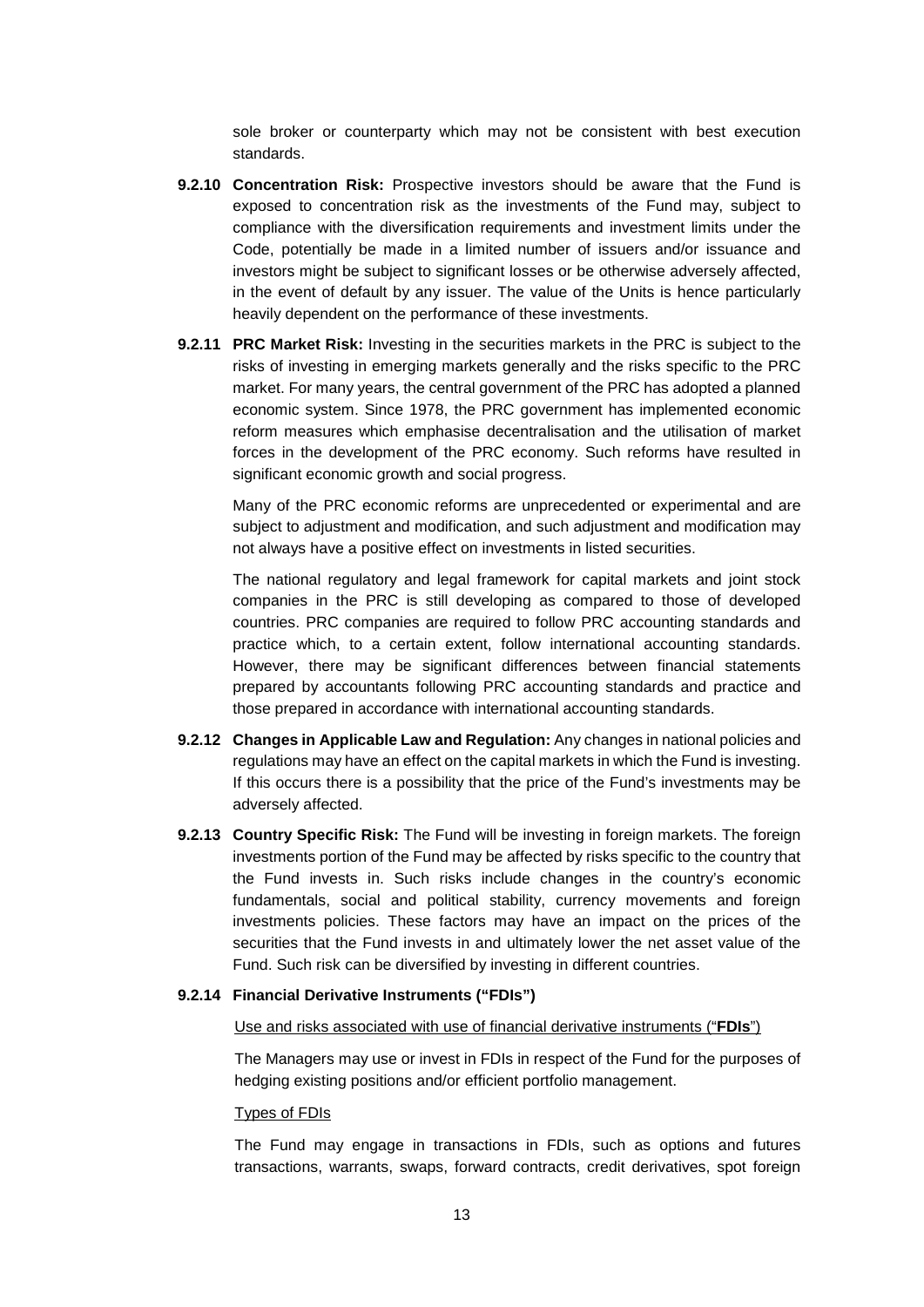sole broker or counterparty which may not be consistent with best execution standards.

**9.2.10 Concentration Risk:** Prospective investors should be aware that the Fund is exposed to concentration risk as the investments of the Fund may, subject to compliance with the diversification requirements and investment limits under the Code, potentially be made in a limited number of issuers and/or issuance and investors might be subject to significant losses or be otherwise adversely affected, in the event of default by any issuer. The value of the Units is hence particularly heavily dependent on the performance of these investments.

**9.2.11 PRC Market Risk:** Investing in the securities markets in the PRC is subject to the risks of investing in emerging markets generally and the risks specific to the PRC market. For many years, the central government of the PRC has adopted a planned economic system. Since 1978, the PRC government has implemented economic reform measures which emphasise decentralisation and the utilisation of market forces in the development of the PRC economy. Such reforms have resulted in significant economic growth and social progress.

Many of the PRC economic reforms are unprecedented or experimental and are subject to adjustment and modification, and such adjustment and modification may not always have a positive effect on investments in listed securities.

The national regulatory and legal framework for capital markets and joint stock companies in the PRC is still developing as compared to those of developed countries. PRC companies are required to follow PRC accounting standards and practice which, to a certain extent, follow international accounting standards. However, there may be significant differences between financial statements prepared by accountants following PRC accounting standards and practice and those prepared in accordance with international accounting standards.

**9.2.12 Changes in Applicable Law and Regulation:** Any changes in national policies and regulations may have an effect on the capital markets in which the Fund is investing. If this occurs there is a possibility that the price of the Fund's investments may be adversely affected.

**9.2.13 Country Specific Risk:** The Fund will be investing in foreign markets. The foreign investments portion of the Fund may be affected by risks specific to the country that the Fund invests in. Such risks include changes in the country's economic fundamentals, social and political stability, currency movements and foreign investments policies. These factors may have an impact on the prices of the securities that the Fund invests in and ultimately lower the net asset value of the Fund. Such risk can be diversified by investing in different countries.

**9.2.14 Financial Derivative Instruments ("FDIs")**

Use and risks associated with use of financial derivative instruments ("**FDIs**")

The Managers may use or invest in FDIs in respect of the Fund for the purposes of hedging existing positions and/or efficient portfolio management.

Types of FDIs

The Fund may engage in transactions in FDIs, such as options and futures transactions, warrants, swaps, forward contracts, credit derivatives, spot foreign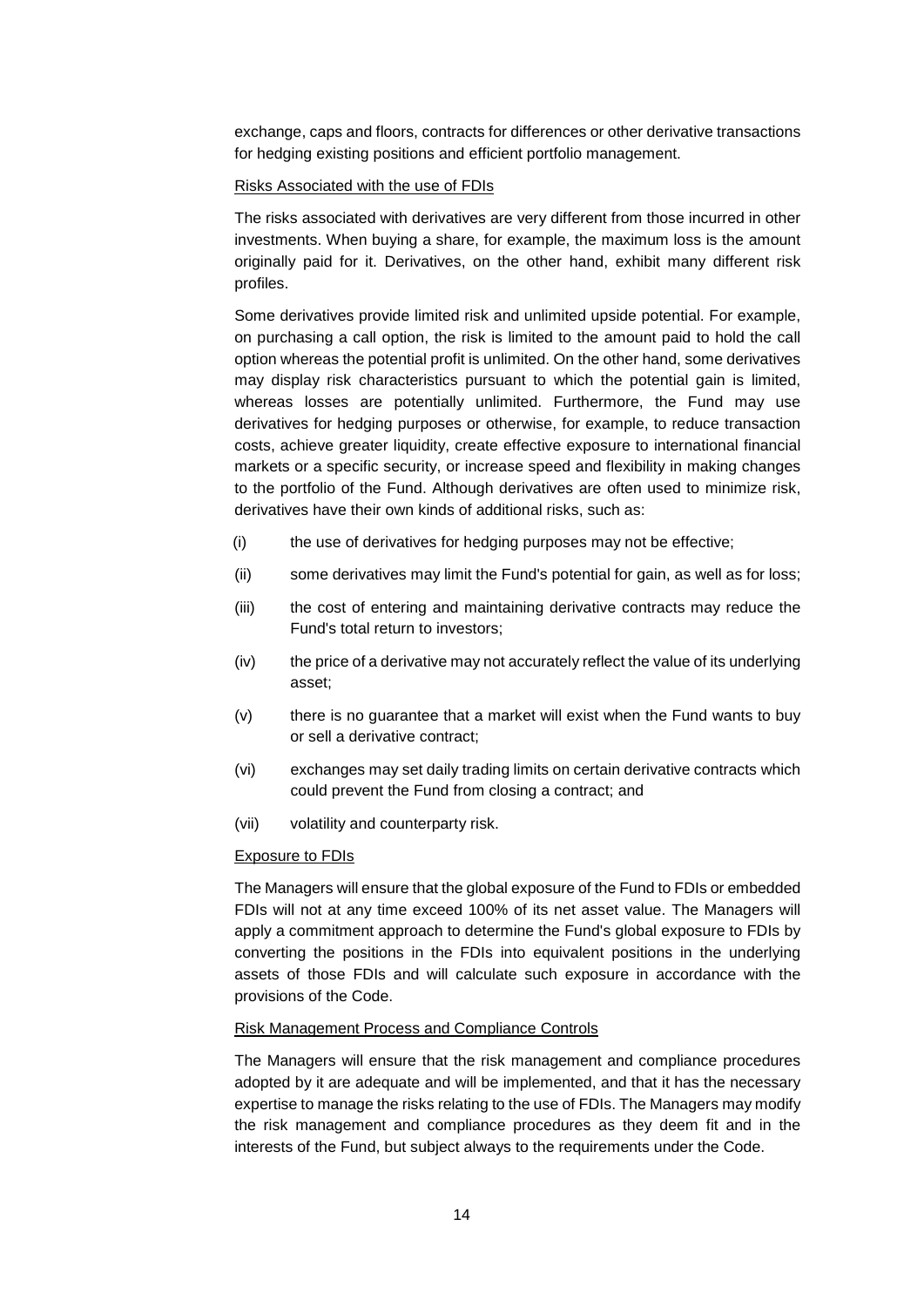exchange, caps and floors, contracts for differences or other derivative transactions for hedging existing positions and efficient portfolio management.

<u>Risks Associated with the use of FDIs</u>

The risks associated with derivatives are very different from those incurred in other investments. When buying a share, for example, the maximum loss is the amount originally paid for it. Derivatives, on the other hand, exhibit many different risk profiles.

Some derivatives provide limited risk and unlimited upside potential. For example, on purchasing a call option, the risk is limited to the amount paid to hold the call option whereas the potential profit is unlimited. On the other hand, some derivatives may display risk characteristics pursuant to which the potential gain is limited, whereas losses are potentially unlimited. Furthermore, the Fund may use derivatives for hedging purposes or otherwise, for example, to reduce transaction costs, achieve greater liquidity, create effective exposure to international financial markets or a specific security, or increase speed and flexibility in making changes to the portfolio of the Fund. Although derivatives are often used to minimize risk, derivatives have their own kinds of additional risks, such as:

(i) the use of derivatives for hedging purposes may not be effective;

(ii) some derivatives may limit the Fund's potential for gain, as well as for loss;

(iii) the cost of entering and maintaining derivative contracts may reduce the Fund's total return to investors;

(iv) the price of a derivative may not accurately reflect the value of its underlying asset;

(v) there is no guarantee that a market will exist when the Fund wants to buy or sell a derivative contract;

(vi) exchanges may set daily trading limits on certain derivative contracts which could prevent the Fund from closing a contract; and

(vii) volatility and counterparty risk.

<u>Exposure to FDIs</u>

The Managers will ensure that the global exposure of the Fund to FDIs or embedded FDIs will not at any time exceed 100% of its net asset value. The Managers will apply a commitment approach to determine the Fund's global exposure to FDIs by converting the positions in the FDIs into equivalent positions in the underlying assets of those FDIs and will calculate such exposure in accordance with the provisions of the Code.

<u>Risk Management Process and Compliance Controls</u>

The Managers will ensure that the risk management and compliance procedures adopted by it are adequate and will be implemented, and that it has the necessary expertise to manage the risks relating to the use of FDIs. The Managers may modify the risk management and compliance procedures as they deem fit and in the interests of the Fund, but subject always to the requirements under the Code.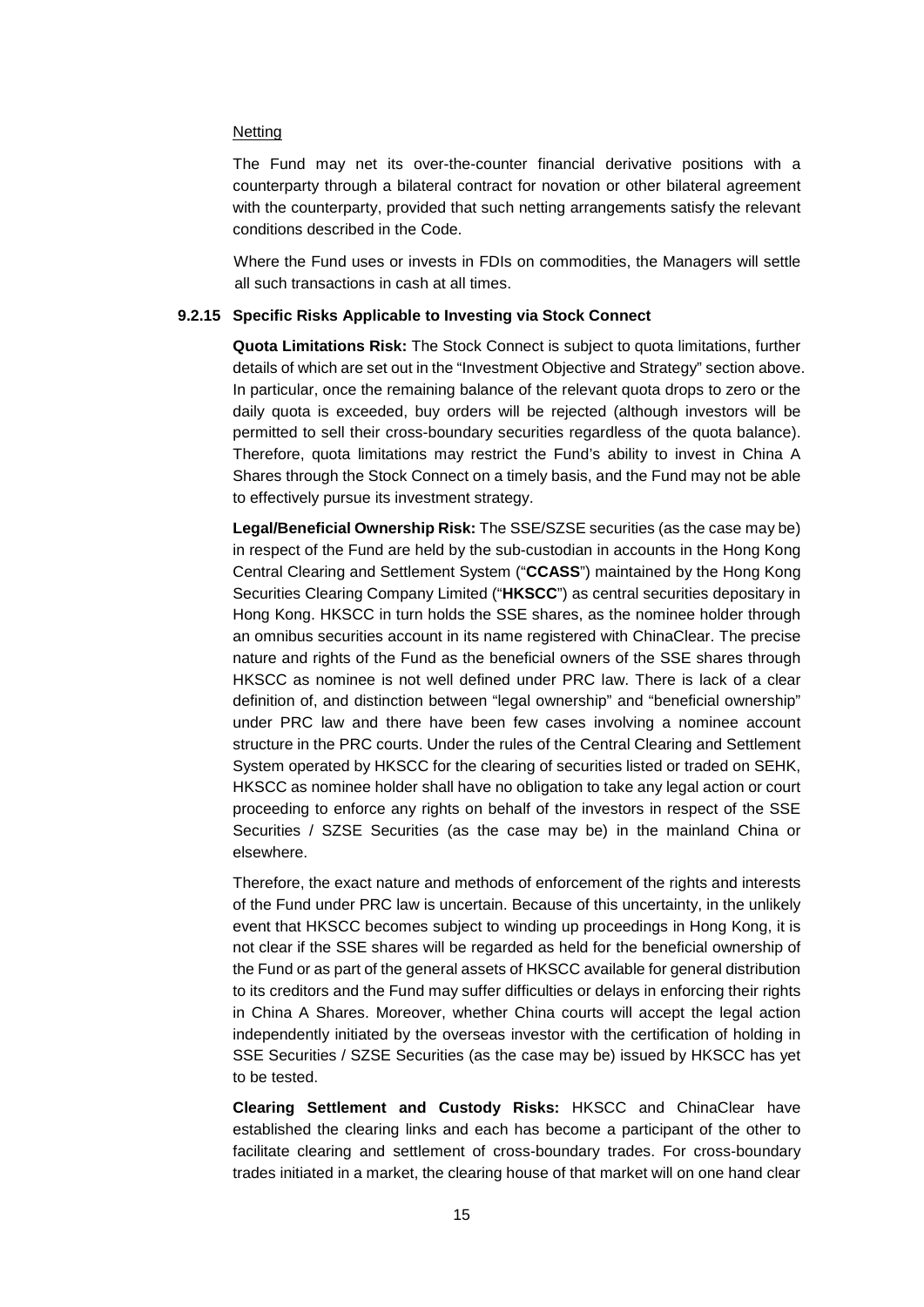Netting

The Fund may net its over-the-counter financial derivative positions with a counterparty through a bilateral contract for novation or other bilateral agreement with the counterparty, provided that such netting arrangements satisfy the relevant conditions described in the Code.

Where the Fund uses or invests in FDIs on commodities, the Managers will settle all such transactions in cash at all times.

#### 9.2.15 Specific Risks Applicable to Investing via Stock Connect

**Quota Limitations Risk:** The Stock Connect is subject to quota limitations, further details of which are set out in the "Investment Objective and Strategy" section above. In particular, once the remaining balance of the relevant quota drops to zero or the daily quota is exceeded, buy orders will be rejected (although investors will be permitted to sell their cross-boundary securities regardless of the quota balance). Therefore, quota limitations may restrict the Fund's ability to invest in China A Shares through the Stock Connect on a timely basis, and the Fund may not be able to effectively pursue its investment strategy.

**Legal/Beneficial Ownership Risk:** The SSE/SZSE securities (as the case may be) in respect of the Fund are held by the sub-custodian in accounts in the Hong Kong Central Clearing and Settlement System ("**CCASS**") maintained by the Hong Kong Securities Clearing Company Limited ("**HKSCC**") as central securities depositary in Hong Kong. HKSCC in turn holds the SSE shares, as the nominee holder through an omnibus securities account in its name registered with ChinaClear. The precise nature and rights of the Fund as the beneficial owners of the SSE shares through HKSCC as nominee is not well defined under PRC law. There is lack of a clear definition of, and distinction between "legal ownership" and "beneficial ownership" under PRC law and there have been few cases involving a nominee account structure in the PRC courts. Under the rules of the Central Clearing and Settlement System operated by HKSCC for the clearing of securities listed or traded on SEHK, HKSCC as nominee holder shall have no obligation to take any legal action or court proceeding to enforce any rights on behalf of the investors in respect of the SSE Securities / SZSE Securities (as the case may be) in the mainland China or elsewhere.

Therefore, the exact nature and methods of enforcement of the rights and interests of the Fund under PRC law is uncertain. Because of this uncertainty, in the unlikely event that HKSCC becomes subject to winding up proceedings in Hong Kong, it is not clear if the SSE shares will be regarded as held for the beneficial ownership of the Fund or as part of the general assets of HKSCC available for general distribution to its creditors and the Fund may suffer difficulties or delays in enforcing their rights in China A Shares. Moreover, whether China courts will accept the legal action independently initiated by the overseas investor with the certification of holding in SSE Securities / SZSE Securities (as the case may be) issued by HKSCC has yet to be tested.

**Clearing Settlement and Custody Risks:** HKSCC and ChinaClear have established the clearing links and each has become a participant of the other to facilitate clearing and settlement of cross-boundary trades. For cross-boundary trades initiated in a market, the clearing house of that market will on one hand clear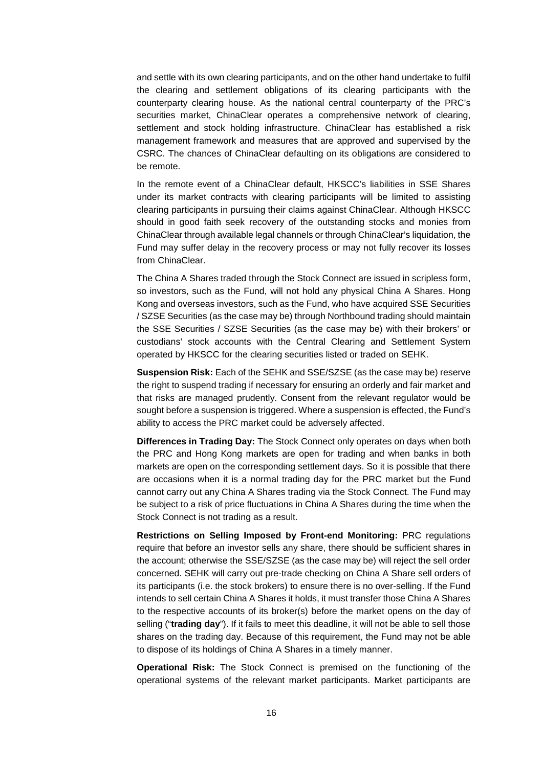and settle with its own clearing participants, and on the other hand undertake to fulfil the clearing and settlement obligations of its clearing participants with the counterparty clearing house. As the national central counterparty of the PRC's securities market, ChinaClear operates a comprehensive network of clearing, settlement and stock holding infrastructure. ChinaClear has established a risk management framework and measures that are approved and supervised by the CSRC. The chances of ChinaClear defaulting on its obligations are considered to be remote.

In the remote event of a ChinaClear default, HKSCC's liabilities in SSE Shares under its market contracts with clearing participants will be limited to assisting clearing participants in pursuing their claims against ChinaClear. Although HKSCC should in good faith seek recovery of the outstanding stocks and monies from ChinaClear through available legal channels or through ChinaClear's liquidation, the Fund may suffer delay in the recovery process or may not fully recover its losses from ChinaClear.

The China A Shares traded through the Stock Connect are issued in scripless form, so investors, such as the Fund, will not hold any physical China A Shares. Hong Kong and overseas investors, such as the Fund, who have acquired SSE Securities / SZSE Securities (as the case may be) through Northbound trading should maintain the SSE Securities / SZSE Securities (as the case may be) with their brokers' or custodians' stock accounts with the Central Clearing and Settlement System operated by HKSCC for the clearing securities listed or traded on SEHK.

**Suspension Risk:** Each of the SEHK and SSE/SZSE (as the case may be) reserve the right to suspend trading if necessary for ensuring an orderly and fair market and that risks are managed prudently. Consent from the relevant regulator would be sought before a suspension is triggered. Where a suspension is effected, the Fund's ability to access the PRC market could be adversely affected.

**Differences in Trading Day:** The Stock Connect only operates on days when both the PRC and Hong Kong markets are open for trading and when banks in both markets are open on the corresponding settlement days. So it is possible that there are occasions when it is a normal trading day for the PRC market but the Fund cannot carry out any China A Shares trading via the Stock Connect. The Fund may be subject to a risk of price fluctuations in China A Shares during the time when the Stock Connect is not trading as a result.

**Restrictions on Selling Imposed by Front-end Monitoring:** PRC regulations require that before an investor sells any share, there should be sufficient shares in the account; otherwise the SSE/SZSE (as the case may be) will reject the sell order concerned. SEHK will carry out pre-trade checking on China A Share sell orders of its participants (i.e. the stock brokers) to ensure there is no over-selling. If the Fund intends to sell certain China A Shares it holds, it must transfer those China A Shares to the respective accounts of its broker(s) before the market opens on the day of selling ("**trading day**"). If it fails to meet this deadline, it will not be able to sell those shares on the trading day. Because of this requirement, the Fund may not be able to dispose of its holdings of China A Shares in a timely manner.

**Operational Risk:** The Stock Connect is premised on the functioning of the operational systems of the relevant market participants. Market participants are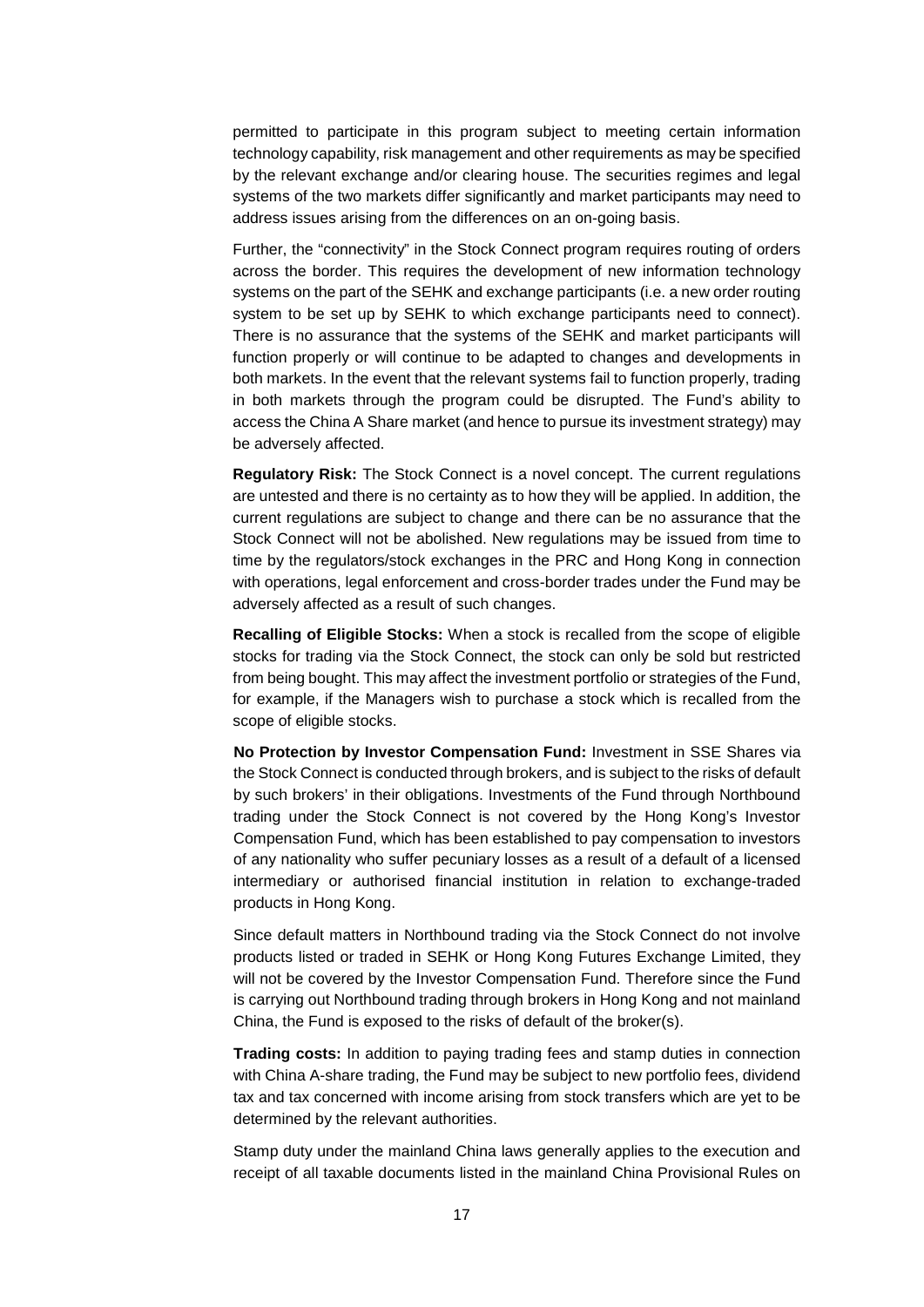permitted to participate in this program subject to meeting certain information technology capability, risk management and other requirements as may be specified by the relevant exchange and/or clearing house. The securities regimes and legal systems of the two markets differ significantly and market participants may need to address issues arising from the differences on an on-going basis.

Further, the "connectivity" in the Stock Connect program requires routing of orders across the border. This requires the development of new information technology systems on the part of the SEHK and exchange participants (i.e. a new order routing system to be set up by SEHK to which exchange participants need to connect). There is no assurance that the systems of the SEHK and market participants will function properly or will continue to be adapted to changes and developments in both markets. In the event that the relevant systems fail to function properly, trading in both markets through the program could be disrupted. The Fund's ability to access the China A Share market (and hence to pursue its investment strategy) may be adversely affected.

**Regulatory Risk:** The Stock Connect is a novel concept. The current regulations are untested and there is no certainty as to how they will be applied. In addition, the current regulations are subject to change and there can be no assurance that the Stock Connect will not be abolished. New regulations may be issued from time to time by the regulators/stock exchanges in the PRC and Hong Kong in connection with operations, legal enforcement and cross-border trades under the Fund may be adversely affected as a result of such changes.

**Recalling of Eligible Stocks:** When a stock is recalled from the scope of eligible stocks for trading via the Stock Connect, the stock can only be sold but restricted from being bought. This may affect the investment portfolio or strategies of the Fund, for example, if the Managers wish to purchase a stock which is recalled from the scope of eligible stocks.

**No Protection by Investor Compensation Fund:** Investment in SSE Shares via the Stock Connect is conducted through brokers, and is subject to the risks of default by such brokers' in their obligations. Investments of the Fund through Northbound trading under the Stock Connect is not covered by the Hong Kong's Investor Compensation Fund, which has been established to pay compensation to investors of any nationality who suffer pecuniary losses as a result of a default of a licensed intermediary or authorised financial institution in relation to exchange-traded products in Hong Kong.

Since default matters in Northbound trading via the Stock Connect do not involve products listed or traded in SEHK or Hong Kong Futures Exchange Limited, they will not be covered by the Investor Compensation Fund. Therefore since the Fund is carrying out Northbound trading through brokers in Hong Kong and not mainland China, the Fund is exposed to the risks of default of the broker(s).

**Trading costs:** In addition to paying trading fees and stamp duties in connection with China A-share trading, the Fund may be subject to new portfolio fees, dividend tax and tax concerned with income arising from stock transfers which are yet to be determined by the relevant authorities.

Stamp duty under the mainland China laws generally applies to the execution and receipt of all taxable documents listed in the mainland China Provisional Rules on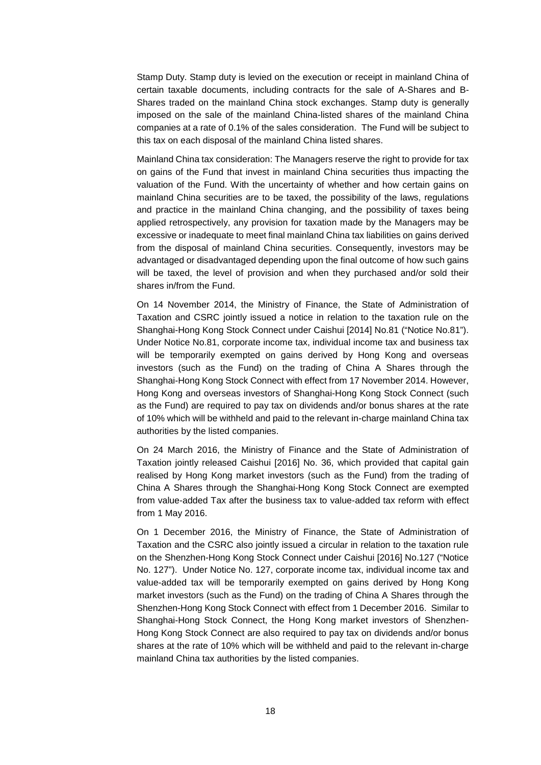Stamp Duty. Stamp duty is levied on the execution or receipt in mainland China of certain taxable documents, including contracts for the sale of A-Shares and B-Shares traded on the mainland China stock exchanges. Stamp duty is generally imposed on the sale of the mainland China-listed shares of the mainland China companies at a rate of 0.1% of the sales consideration. The Fund will be subject to this tax on each disposal of the mainland China listed shares.

Mainland China tax consideration: The Managers reserve the right to provide for tax on gains of the Fund that invest in mainland China securities thus impacting the valuation of the Fund. With the uncertainty of whether and how certain gains on mainland China securities are to be taxed, the possibility of the laws, regulations and practice in the mainland China changing, and the possibility of taxes being applied retrospectively, any provision for taxation made by the Managers may be excessive or inadequate to meet final mainland China tax liabilities on gains derived from the disposal of mainland China securities. Consequently, investors may be advantaged or disadvantaged depending upon the final outcome of how such gains will be taxed, the level of provision and when they purchased and/or sold their shares in/from the Fund.

On 14 November 2014, the Ministry of Finance, the State of Administration of Taxation and CSRC jointly issued a notice in relation to the taxation rule on the Shanghai-Hong Kong Stock Connect under Caishui [2014] No.81 ("Notice No.81"). Under Notice No.81, corporate income tax, individual income tax and business tax will be temporarily exempted on gains derived by Hong Kong and overseas investors (such as the Fund) on the trading of China A Shares through the Shanghai-Hong Kong Stock Connect with effect from 17 November 2014. However, Hong Kong and overseas investors of Shanghai-Hong Kong Stock Connect (such as the Fund) are required to pay tax on dividends and/or bonus shares at the rate of 10% which will be withheld and paid to the relevant in-charge mainland China tax authorities by the listed companies.

On 24 March 2016, the Ministry of Finance and the State of Administration of Taxation jointly released Caishui [2016] No. 36, which provided that capital gain realised by Hong Kong market investors (such as the Fund) from the trading of China A Shares through the Shanghai-Hong Kong Stock Connect are exempted from value-added Tax after the business tax to value-added tax reform with effect from 1 May 2016.

On 1 December 2016, the Ministry of Finance, the State of Administration of Taxation and the CSRC also jointly issued a circular in relation to the taxation rule on the Shenzhen-Hong Kong Stock Connect under Caishui [2016] No.127 ("Notice No. 127"). Under Notice No. 127, corporate income tax, individual income tax and value-added tax will be temporarily exempted on gains derived by Hong Kong market investors (such as the Fund) on the trading of China A Shares through the Shenzhen-Hong Kong Stock Connect with effect from 1 December 2016. Similar to Shanghai-Hong Stock Connect, the Hong Kong market investors of Shenzhen-Hong Kong Stock Connect are also required to pay tax on dividends and/or bonus shares at the rate of 10% which will be withheld and paid to the relevant in-charge mainland China tax authorities by the listed companies.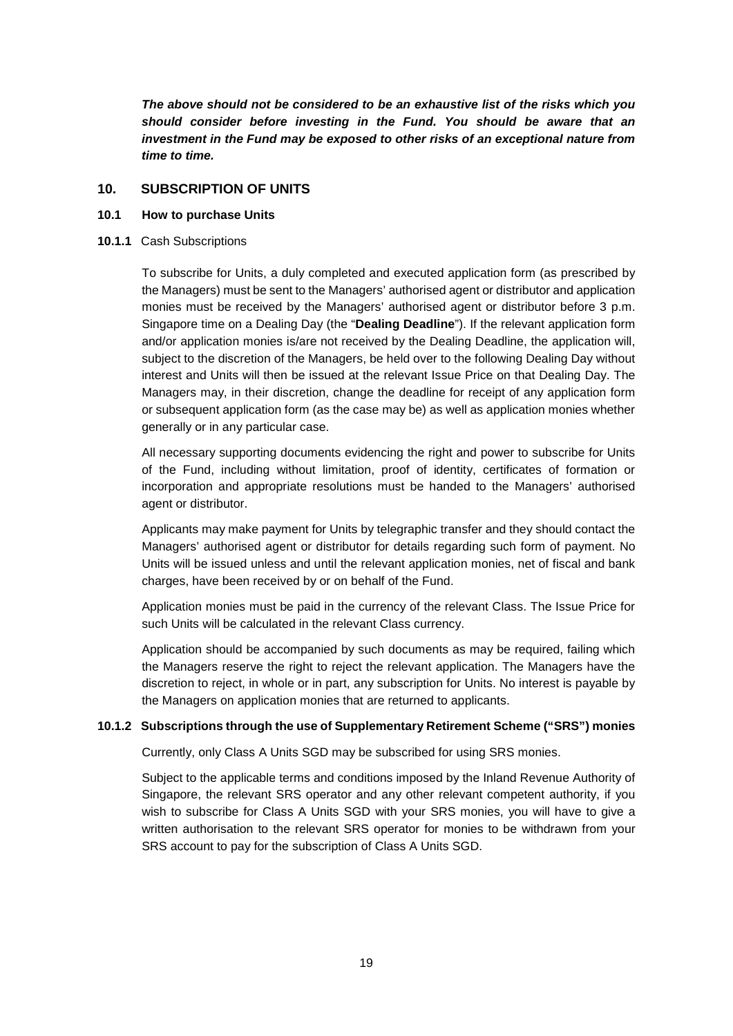***The above should not be considered to be an exhaustive list of the risks which you should consider before investing in the Fund. You should be aware that an investment in the Fund may be exposed to other risks of an exceptional nature from time to time.***

## 10. SUBSCRIPTION OF UNITS

### 10.1 How to purchase Units

**10.1.1** Cash Subscriptions

To subscribe for Units, a duly completed and executed application form (as prescribed by the Managers) must be sent to the Managers' authorised agent or distributor and application monies must be received by the Managers' authorised agent or distributor before 3 p.m. Singapore time on a Dealing Day (the "**Dealing Deadline**"). If the relevant application form and/or application monies is/are not received by the Dealing Deadline, the application will, subject to the discretion of the Managers, be held over to the following Dealing Day without interest and Units will then be issued at the relevant Issue Price on that Dealing Day. The Managers may, in their discretion, change the deadline for receipt of any application form or subsequent application form (as the case may be) as well as application monies whether generally or in any particular case.

All necessary supporting documents evidencing the right and power to subscribe for Units of the Fund, including without limitation, proof of identity, certificates of formation or incorporation and appropriate resolutions must be handed to the Managers' authorised agent or distributor.

Applicants may make payment for Units by telegraphic transfer and they should contact the Managers' authorised agent or distributor for details regarding such form of payment. No Units will be issued unless and until the relevant application monies, net of fiscal and bank charges, have been received by or on behalf of the Fund.

Application monies must be paid in the currency of the relevant Class. The Issue Price for such Units will be calculated in the relevant Class currency.

Application should be accompanied by such documents as may be required, failing which the Managers reserve the right to reject the relevant application. The Managers have the discretion to reject, in whole or in part, any subscription for Units. No interest is payable by the Managers on application monies that are returned to applicants.

**10.1.2 Subscriptions through the use of Supplementary Retirement Scheme ("SRS") monies**

Currently, only Class A Units SGD may be subscribed for using SRS monies.

Subject to the applicable terms and conditions imposed by the Inland Revenue Authority of Singapore, the relevant SRS operator and any other relevant competent authority, if you wish to subscribe for Class A Units SGD with your SRS monies, you will have to give a written authorisation to the relevant SRS operator for monies to be withdrawn from your SRS account to pay for the subscription of Class A Units SGD.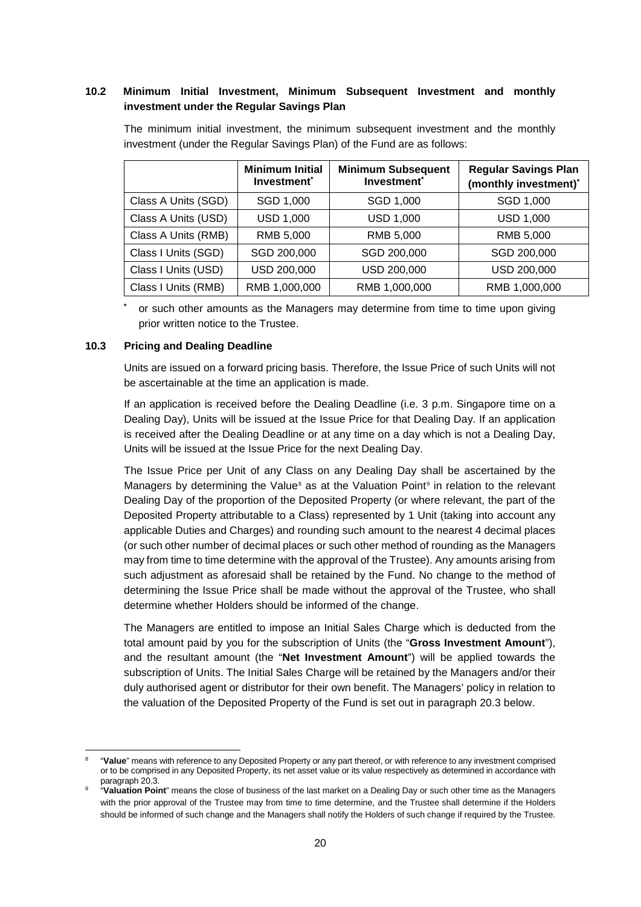## 10.2 Minimum Initial Investment, Minimum Subsequent Investment and monthly investment under the Regular Savings Plan

The minimum initial investment, the minimum subsequent investment and the monthly investment (under the Regular Savings Plan) of the Fund are as follows:

| | Minimum Initial Investment* | Minimum Subsequent Investment* | Regular Savings Plan (monthly investment)* |
|---|---|---|---|
| Class A Units (SGD) | SGD 1,000 | SGD 1,000 | SGD 1,000 |
| Class A Units (USD) | USD 1,000 | USD 1,000 | USD 1,000 |
| Class A Units (RMB) | RMB 5,000 | RMB 5,000 | RMB 5,000 |
| Class I Units (SGD) | SGD 200,000 | SGD 200,000 | SGD 200,000 |
| Class I Units (USD) | USD 200,000 | USD 200,000 | USD 200,000 |
| Class I Units (RMB) | RMB 1,000,000 | RMB 1,000,000 | RMB 1,000,000 |

\* or such other amounts as the Managers may determine from time to time upon giving prior written notice to the Trustee.

## 10.3 Pricing and Dealing Deadline

Units are issued on a forward pricing basis. Therefore, the Issue Price of such Units will not be ascertainable at the time an application is made.

If an application is received before the Dealing Deadline (i.e. 3 p.m. Singapore time on a Dealing Day), Units will be issued at the Issue Price for that Dealing Day. If an application is received after the Dealing Deadline or at any time on a day which is not a Dealing Day, Units will be issued at the Issue Price for the next Dealing Day.

The Issue Price per Unit of any Class on any Dealing Day shall be ascertained by the Managers by determining the Value[8] as at the Valuation Point[9] in relation to the relevant Dealing Day of the proportion of the Deposited Property (or where relevant, the part of the Deposited Property attributable to a Class) represented by 1 Unit (taking into account any applicable Duties and Charges) and rounding such amount to the nearest 4 decimal places (or such other number of decimal places or such other method of rounding as the Managers may from time to time determine with the approval of the Trustee). Any amounts arising from such adjustment as aforesaid shall be retained by the Fund. No change to the method of determining the Issue Price shall be made without the approval of the Trustee, who shall determine whether Holders should be informed of the change.

The Managers are entitled to impose an Initial Sales Charge which is deducted from the total amount paid by you for the subscription of Units (the "**Gross Investment Amount**"), and the resultant amount (the "**Net Investment Amount**") will be applied towards the subscription of Units. The Initial Sales Charge will be retained by the Managers and/or their duly authorised agent or distributor for their own benefit. The Managers' policy in relation to the valuation of the Deposited Property of the Fund is set out in paragraph 20.3 below.

---

[8] "**Value**" means with reference to any Deposited Property or any part thereof, or with reference to any investment comprised or to be comprised in any Deposited Property, its net asset value or its value respectively as determined in accordance with paragraph 20.3.

[9] "**Valuation Point**" means the close of business of the last market on a Dealing Day or such other time as the Managers with the prior approval of the Trustee may from time to time determine, and the Trustee shall determine if the Holders should be informed of such change and the Managers shall notify the Holders of such change if required by the Trustee.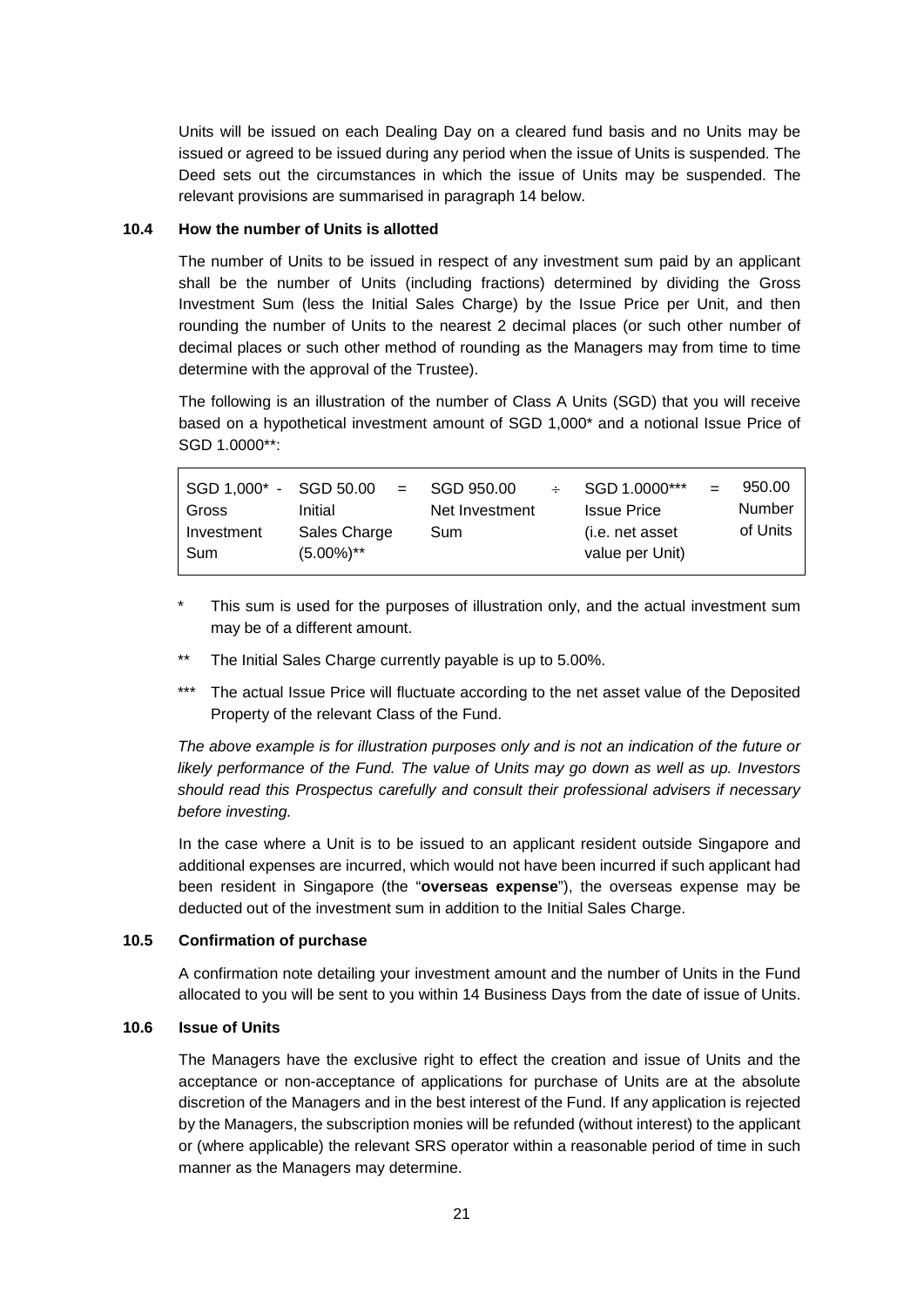Units will be issued on each Dealing Day on a cleared fund basis and no Units may be issued or agreed to be issued during any period when the issue of Units is suspended. The Deed sets out the circumstances in which the issue of Units may be suspended. The relevant provisions are summarised in paragraph 14 below.

### 10.4 How the number of Units is allotted

The number of Units to be issued in respect of any investment sum paid by an applicant shall be the number of Units (including fractions) determined by dividing the Gross Investment Sum (less the Initial Sales Charge) by the Issue Price per Unit, and then rounding the number of Units to the nearest 2 decimal places (or such other number of decimal places or such other method of rounding as the Managers may from time to time determine with the approval of the Trustee).

The following is an illustration of the number of Class A Units (SGD) that you will receive based on a hypothetical investment amount of SGD 1,000* and a notional Issue Price of SGD 1.0000**:

| SGD 1,000* - | SGD 50.00 | = | SGD 950.00 | ÷ | SGD 1.0000*** | = | 950.00 |
|---|---|---|---|---|---|---|---|
| Gross Investment Sum | Initial Sales Charge (5.00%)** | | Net Investment Sum | | Issue Price (i.e. net asset value per Unit) | | Number of Units |

\* This sum is used for the purposes of illustration only, and the actual investment sum may be of a different amount.

\*\* The Initial Sales Charge currently payable is up to 5.00%.

\*\*\* The actual Issue Price will fluctuate according to the net asset value of the Deposited Property of the relevant Class of the Fund.

*The above example is for illustration purposes only and is not an indication of the future or likely performance of the Fund. The value of Units may go down as well as up. Investors should read this Prospectus carefully and consult their professional advisers if necessary before investing.*

In the case where a Unit is to be issued to an applicant resident outside Singapore and additional expenses are incurred, which would not have been incurred if such applicant had been resident in Singapore (the "**overseas expense**"), the overseas expense may be deducted out of the investment sum in addition to the Initial Sales Charge.

### 10.5 Confirmation of purchase

A confirmation note detailing your investment amount and the number of Units in the Fund allocated to you will be sent to you within 14 Business Days from the date of issue of Units.

### 10.6 Issue of Units

The Managers have the exclusive right to effect the creation and issue of Units and the acceptance or non-acceptance of applications for purchase of Units are at the absolute discretion of the Managers and in the best interest of the Fund. If any application is rejected by the Managers, the subscription monies will be refunded (without interest) to the applicant or (where applicable) the relevant SRS operator within a reasonable period of time in such manner as the Managers may determine.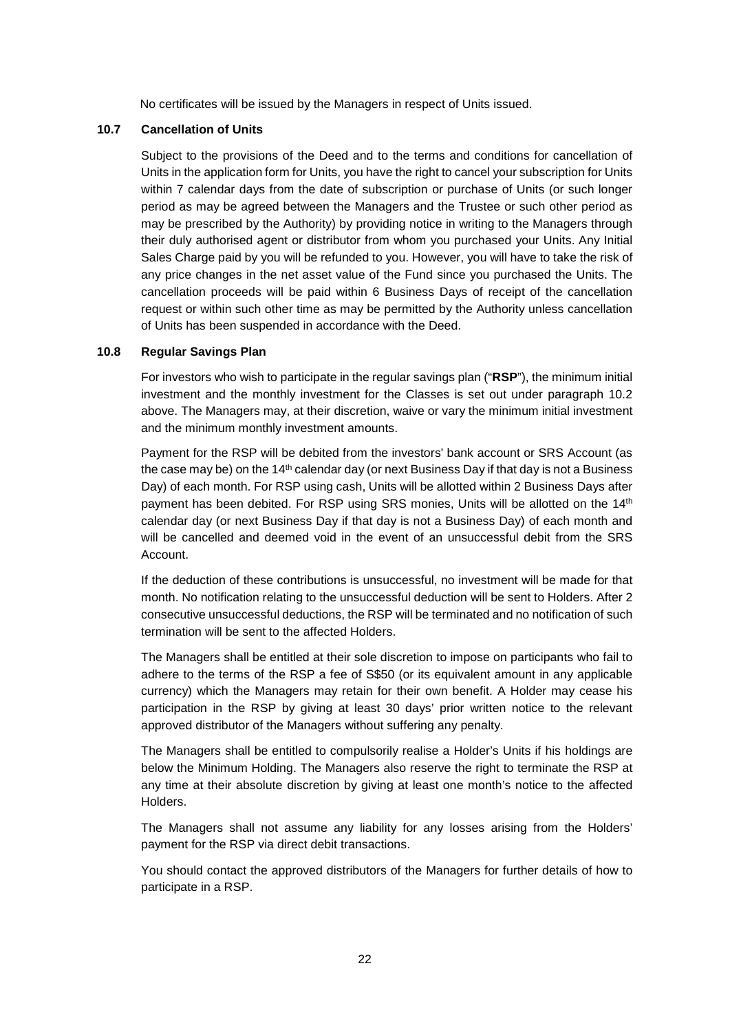No certificates will be issued by the Managers in respect of Units issued.

### 10.7 Cancellation of Units

Subject to the provisions of the Deed and to the terms and conditions for cancellation of Units in the application form for Units, you have the right to cancel your subscription for Units within 7 calendar days from the date of subscription or purchase of Units (or such longer period as may be agreed between the Managers and the Trustee or such other period as may be prescribed by the Authority) by providing notice in writing to the Managers through their duly authorised agent or distributor from whom you purchased your Units. Any Initial Sales Charge paid by you will be refunded to you. However, you will have to take the risk of any price changes in the net asset value of the Fund since you purchased the Units. The cancellation proceeds will be paid within 6 Business Days of receipt of the cancellation request or within such other time as may be permitted by the Authority unless cancellation of Units has been suspended in accordance with the Deed.

### 10.8 Regular Savings Plan

For investors who wish to participate in the regular savings plan ("**RSP**"), the minimum initial investment and the monthly investment for the Classes is set out under paragraph 10.2 above. The Managers may, at their discretion, waive or vary the minimum initial investment and the minimum monthly investment amounts.

Payment for the RSP will be debited from the investors' bank account or SRS Account (as the case may be) on the 14th calendar day (or next Business Day if that day is not a Business Day) of each month. For RSP using cash, Units will be allotted within 2 Business Days after payment has been debited. For RSP using SRS monies, Units will be allotted on the 14th calendar day (or next Business Day if that day is not a Business Day) of each month and will be cancelled and deemed void in the event of an unsuccessful debit from the SRS Account.

If the deduction of these contributions is unsuccessful, no investment will be made for that month. No notification relating to the unsuccessful deduction will be sent to Holders. After 2 consecutive unsuccessful deductions, the RSP will be terminated and no notification of such termination will be sent to the affected Holders.

The Managers shall be entitled at their sole discretion to impose on participants who fail to adhere to the terms of the RSP a fee of S$50 (or its equivalent amount in any applicable currency) which the Managers may retain for their own benefit. A Holder may cease his participation in the RSP by giving at least 30 days' prior written notice to the relevant approved distributor of the Managers without suffering any penalty.

The Managers shall be entitled to compulsorily realise a Holder's Units if his holdings are below the Minimum Holding. The Managers also reserve the right to terminate the RSP at any time at their absolute discretion by giving at least one month's notice to the affected Holders.

The Managers shall not assume any liability for any losses arising from the Holders' payment for the RSP via direct debit transactions.

You should contact the approved distributors of the Managers for further details of how to participate in a RSP.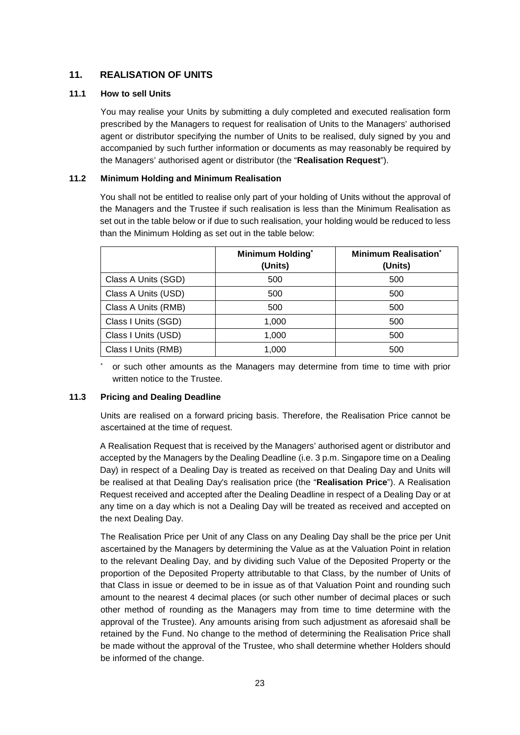## 11. REALISATION OF UNITS

### 11.1 How to sell Units

You may realise your Units by submitting a duly completed and executed realisation form prescribed by the Managers to request for realisation of Units to the Managers' authorised agent or distributor specifying the number of Units to be realised, duly signed by you and accompanied by such further information or documents as may reasonably be required by the Managers' authorised agent or distributor (the "**Realisation Request**").

### 11.2 Minimum Holding and Minimum Realisation

You shall not be entitled to realise only part of your holding of Units without the approval of the Managers and the Trustee if such realisation is less than the Minimum Realisation as set out in the table below or if due to such realisation, your holding would be reduced to less than the Minimum Holding as set out in the table below:

| | **Minimum Holding*** **(Units)** | **Minimum Realisation*** **(Units)** |
|---|---|---|
| Class A Units (SGD) | 500 | 500 |
| Class A Units (USD) | 500 | 500 |
| Class A Units (RMB) | 500 | 500 |
| Class I Units (SGD) | 1,000 | 500 |
| Class I Units (USD) | 1,000 | 500 |
| Class I Units (RMB) | 1,000 | 500 |

\* or such other amounts as the Managers may determine from time to time with prior written notice to the Trustee.

### 11.3 Pricing and Dealing Deadline

Units are realised on a forward pricing basis. Therefore, the Realisation Price cannot be ascertained at the time of request.

A Realisation Request that is received by the Managers' authorised agent or distributor and accepted by the Managers by the Dealing Deadline (i.e. 3 p.m. Singapore time on a Dealing Day) in respect of a Dealing Day is treated as received on that Dealing Day and Units will be realised at that Dealing Day's realisation price (the "**Realisation Price**"). A Realisation Request received and accepted after the Dealing Deadline in respect of a Dealing Day or at any time on a day which is not a Dealing Day will be treated as received and accepted on the next Dealing Day.

The Realisation Price per Unit of any Class on any Dealing Day shall be the price per Unit ascertained by the Managers by determining the Value as at the Valuation Point in relation to the relevant Dealing Day, and by dividing such Value of the Deposited Property or the proportion of the Deposited Property attributable to that Class, by the number of Units of that Class in issue or deemed to be in issue as of that Valuation Point and rounding such amount to the nearest 4 decimal places (or such other number of decimal places or such other method of rounding as the Managers may from time to time determine with the approval of the Trustee). Any amounts arising from such adjustment as aforesaid shall be retained by the Fund. No change to the method of determining the Realisation Price shall be made without the approval of the Trustee, who shall determine whether Holders should be informed of the change.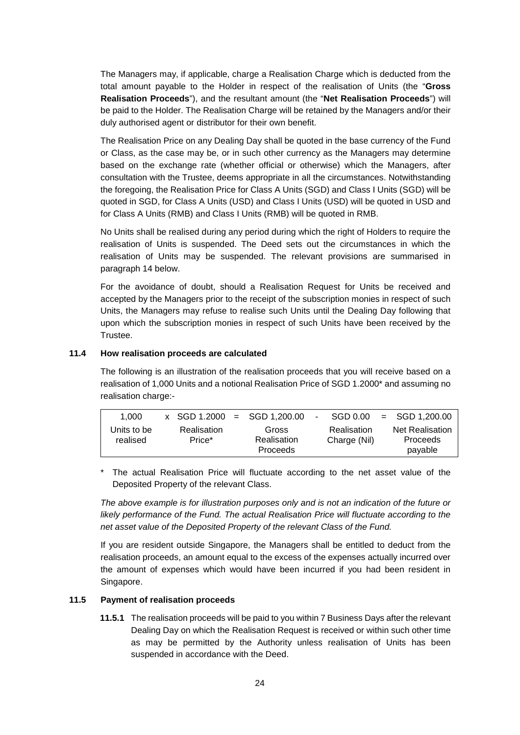The Managers may, if applicable, charge a Realisation Charge which is deducted from the total amount payable to the Holder in respect of the realisation of Units (the "**Gross Realisation Proceeds**"), and the resultant amount (the "**Net Realisation Proceeds**") will be paid to the Holder. The Realisation Charge will be retained by the Managers and/or their duly authorised agent or distributor for their own benefit.

The Realisation Price on any Dealing Day shall be quoted in the base currency of the Fund or Class, as the case may be, or in such other currency as the Managers may determine based on the exchange rate (whether official or otherwise) which the Managers, after consultation with the Trustee, deems appropriate in all the circumstances. Notwithstanding the foregoing, the Realisation Price for Class A Units (SGD) and Class I Units (SGD) will be quoted in SGD, for Class A Units (USD) and Class I Units (USD) will be quoted in USD and for Class A Units (RMB) and Class I Units (RMB) will be quoted in RMB.

No Units shall be realised during any period during which the right of Holders to require the realisation of Units is suspended. The Deed sets out the circumstances in which the realisation of Units may be suspended. The relevant provisions are summarised in paragraph 14 below.

For the avoidance of doubt, should a Realisation Request for Units be received and accepted by the Managers prior to the receipt of the subscription monies in respect of such Units, the Managers may refuse to realise such Units until the Dealing Day following that upon which the subscription monies in respect of such Units have been received by the Trustee.

### 11.4 How realisation proceeds are calculated

The following is an illustration of the realisation proceeds that you will receive based on a realisation of 1,000 Units and a notional Realisation Price of SGD 1.2000* and assuming no realisation charge:-

| 1,000 | x | SGD 1.2000 | = | SGD 1,200.00 | - | SGD 0.00 | = | SGD 1,200.00 |
|---|---|---|---|---|---|---|---|---|
| Units to be realised | | Realisation Price* | | Gross Realisation Proceeds | | Realisation Charge (Nil) | | Net Realisation Proceeds payable |

\* The actual Realisation Price will fluctuate according to the net asset value of the Deposited Property of the relevant Class.

*The above example is for illustration purposes only and is not an indication of the future or likely performance of the Fund. The actual Realisation Price will fluctuate according to the net asset value of the Deposited Property of the relevant Class of the Fund.*

If you are resident outside Singapore, the Managers shall be entitled to deduct from the realisation proceeds, an amount equal to the excess of the expenses actually incurred over the amount of expenses which would have been incurred if you had been resident in Singapore.

### 11.5 Payment of realisation proceeds

**11.5.1** The realisation proceeds will be paid to you within 7 Business Days after the relevant Dealing Day on which the Realisation Request is received or within such other time as may be permitted by the Authority unless realisation of Units has been suspended in accordance with the Deed.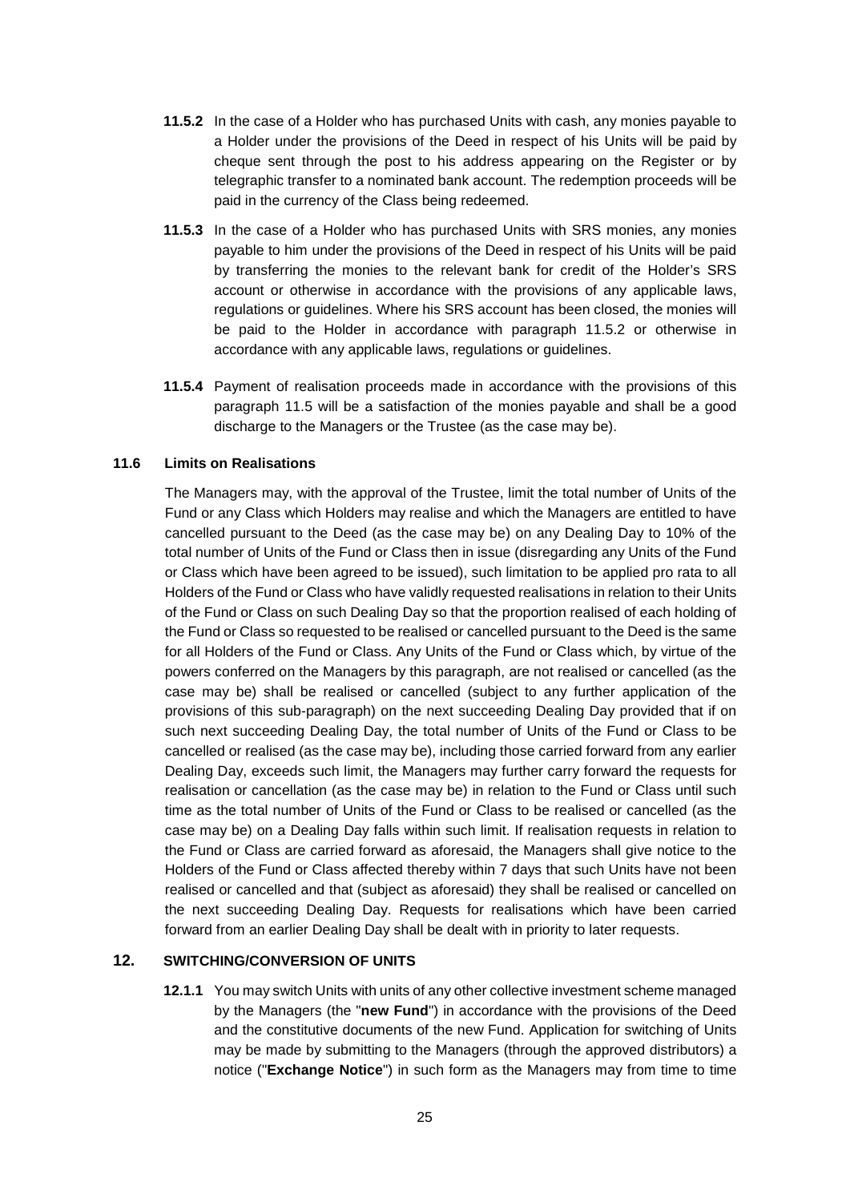**11.5.2** In the case of a Holder who has purchased Units with cash, any monies payable to a Holder under the provisions of the Deed in respect of his Units will be paid by cheque sent through the post to his address appearing on the Register or by telegraphic transfer to a nominated bank account. The redemption proceeds will be paid in the currency of the Class being redeemed.

**11.5.3** In the case of a Holder who has purchased Units with SRS monies, any monies payable to him under the provisions of the Deed in respect of his Units will be paid by transferring the monies to the relevant bank for credit of the Holder's SRS account or otherwise in accordance with the provisions of any applicable laws, regulations or guidelines. Where his SRS account has been closed, the monies will be paid to the Holder in accordance with paragraph 11.5.2 or otherwise in accordance with any applicable laws, regulations or guidelines.

**11.5.4** Payment of realisation proceeds made in accordance with the provisions of this paragraph 11.5 will be a satisfaction of the monies payable and shall be a good discharge to the Managers or the Trustee (as the case may be).

### 11.6 Limits on Realisations

The Managers may, with the approval of the Trustee, limit the total number of Units of the Fund or any Class which Holders may realise and which the Managers are entitled to have cancelled pursuant to the Deed (as the case may be) on any Dealing Day to 10% of the total number of Units of the Fund or Class then in issue (disregarding any Units of the Fund or Class which have been agreed to be issued), such limitation to be applied pro rata to all Holders of the Fund or Class who have validly requested realisations in relation to their Units of the Fund or Class on such Dealing Day so that the proportion realised of each holding of the Fund or Class so requested to be realised or cancelled pursuant to the Deed is the same for all Holders of the Fund or Class. Any Units of the Fund or Class which, by virtue of the powers conferred on the Managers by this paragraph, are not realised or cancelled (as the case may be) shall be realised or cancelled (subject to any further application of the provisions of this sub-paragraph) on the next succeeding Dealing Day provided that if on such next succeeding Dealing Day, the total number of Units of the Fund or Class to be cancelled or realised (as the case may be), including those carried forward from any earlier Dealing Day, exceeds such limit, the Managers may further carry forward the requests for realisation or cancellation (as the case may be) in relation to the Fund or Class until such time as the total number of Units of the Fund or Class to be realised or cancelled (as the case may be) on a Dealing Day falls within such limit. If realisation requests in relation to the Fund or Class are carried forward as aforesaid, the Managers shall give notice to the Holders of the Fund or Class affected thereby within 7 days that such Units have not been realised or cancelled and that (subject as aforesaid) they shall be realised or cancelled on the next succeeding Dealing Day. Requests for realisations which have been carried forward from an earlier Dealing Day shall be dealt with in priority to later requests.

## 12. SWITCHING/CONVERSION OF UNITS

**12.1.1** You may switch Units with units of any other collective investment scheme managed by the Managers (the "**new Fund**") in accordance with the provisions of the Deed and the constitutive documents of the new Fund. Application for switching of Units may be made by submitting to the Managers (through the approved distributors) a notice ("**Exchange Notice**") in such form as the Managers may from time to time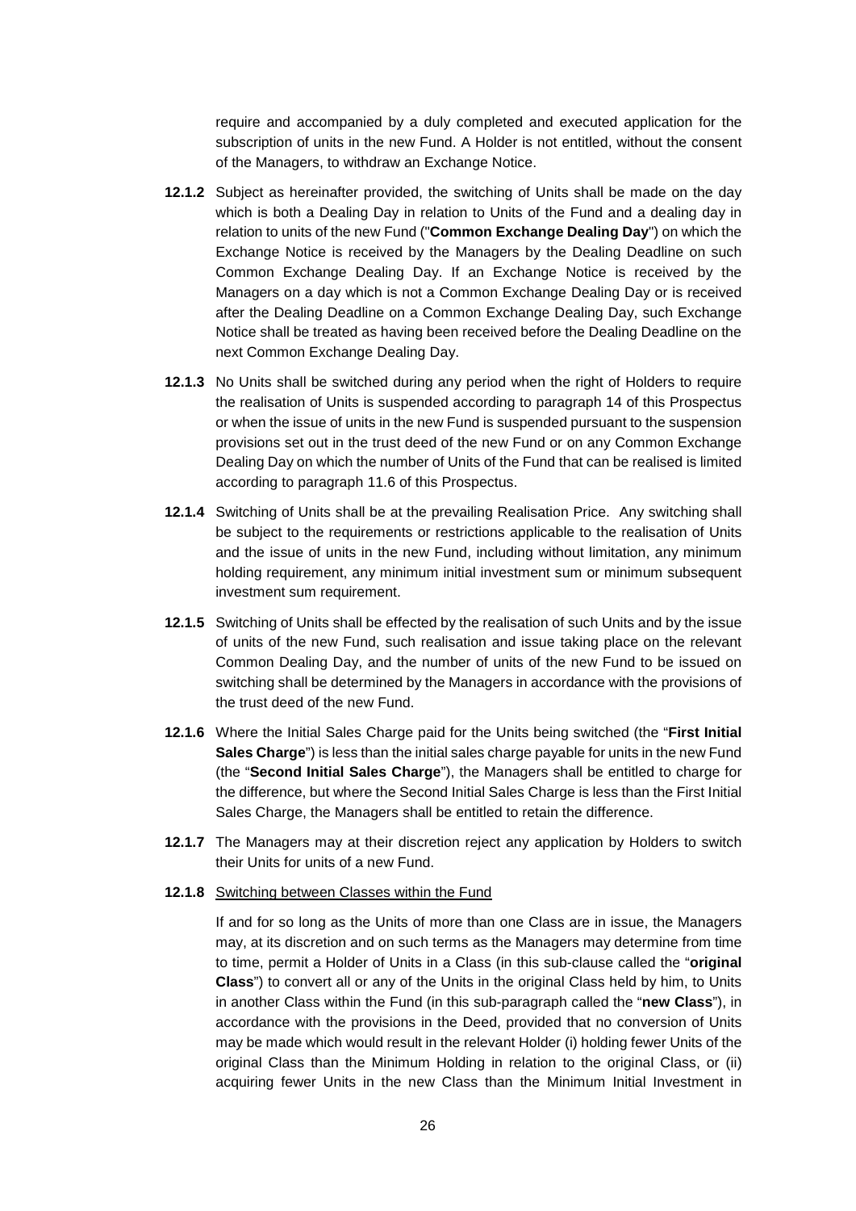require and accompanied by a duly completed and executed application for the subscription of units in the new Fund. A Holder is not entitled, without the consent of the Managers, to withdraw an Exchange Notice.

**12.1.2** Subject as hereinafter provided, the switching of Units shall be made on the day which is both a Dealing Day in relation to Units of the Fund and a dealing day in relation to units of the new Fund ("**Common Exchange Dealing Day**") on which the Exchange Notice is received by the Managers by the Dealing Deadline on such Common Exchange Dealing Day. If an Exchange Notice is received by the Managers on a day which is not a Common Exchange Dealing Day or is received after the Dealing Deadline on a Common Exchange Dealing Day, such Exchange Notice shall be treated as having been received before the Dealing Deadline on the next Common Exchange Dealing Day.

**12.1.3** No Units shall be switched during any period when the right of Holders to require the realisation of Units is suspended according to paragraph 14 of this Prospectus or when the issue of units in the new Fund is suspended pursuant to the suspension provisions set out in the trust deed of the new Fund or on any Common Exchange Dealing Day on which the number of Units of the Fund that can be realised is limited according to paragraph 11.6 of this Prospectus.

**12.1.4** Switching of Units shall be at the prevailing Realisation Price. Any switching shall be subject to the requirements or restrictions applicable to the realisation of Units and the issue of units in the new Fund, including without limitation, any minimum holding requirement, any minimum initial investment sum or minimum subsequent investment sum requirement.

**12.1.5** Switching of Units shall be effected by the realisation of such Units and by the issue of units of the new Fund, such realisation and issue taking place on the relevant Common Dealing Day, and the number of units of the new Fund to be issued on switching shall be determined by the Managers in accordance with the provisions of the trust deed of the new Fund.

**12.1.6** Where the Initial Sales Charge paid for the Units being switched (the "**First Initial Sales Charge**") is less than the initial sales charge payable for units in the new Fund (the "**Second Initial Sales Charge**"), the Managers shall be entitled to charge for the difference, but where the Second Initial Sales Charge is less than the First Initial Sales Charge, the Managers shall be entitled to retain the difference.

**12.1.7** The Managers may at their discretion reject any application by Holders to switch their Units for units of a new Fund.

**12.1.8** <u>Switching between Classes within the Fund</u>

If and for so long as the Units of more than one Class are in issue, the Managers may, at its discretion and on such terms as the Managers may determine from time to time, permit a Holder of Units in a Class (in this sub-clause called the "**original Class**") to convert all or any of the Units in the original Class held by him, to Units in another Class within the Fund (in this sub-paragraph called the "**new Class**"), in accordance with the provisions in the Deed, provided that no conversion of Units may be made which would result in the relevant Holder (i) holding fewer Units of the original Class than the Minimum Holding in relation to the original Class, or (ii) acquiring fewer Units in the new Class than the Minimum Initial Investment in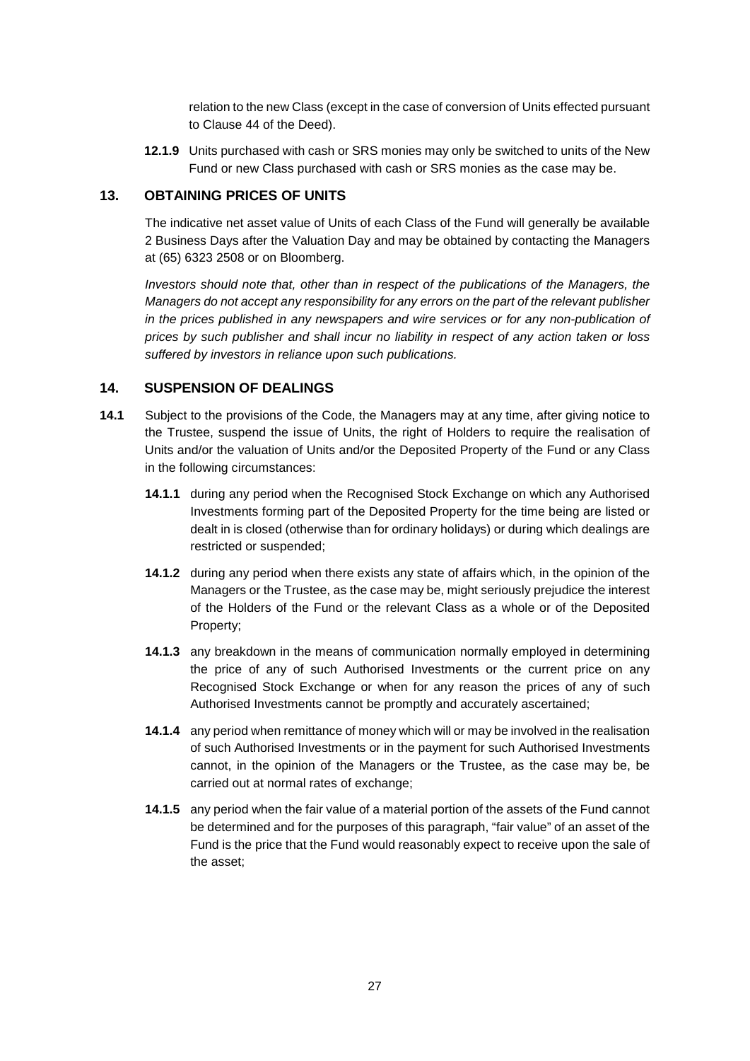relation to the new Class (except in the case of conversion of Units effected pursuant to Clause 44 of the Deed).

**12.1.9** Units purchased with cash or SRS monies may only be switched to units of the New Fund or new Class purchased with cash or SRS monies as the case may be.

## 13. OBTAINING PRICES OF UNITS

The indicative net asset value of Units of each Class of the Fund will generally be available 2 Business Days after the Valuation Day and may be obtained by contacting the Managers at (65) 6323 2508 or on Bloomberg.

*Investors should note that, other than in respect of the publications of the Managers, the Managers do not accept any responsibility for any errors on the part of the relevant publisher in the prices published in any newspapers and wire services or for any non-publication of prices by such publisher and shall incur no liability in respect of any action taken or loss suffered by investors in reliance upon such publications.*

## 14. SUSPENSION OF DEALINGS

**14.1** Subject to the provisions of the Code, the Managers may at any time, after giving notice to the Trustee, suspend the issue of Units, the right of Holders to require the realisation of Units and/or the valuation of Units and/or the Deposited Property of the Fund or any Class in the following circumstances:

**14.1.1** during any period when the Recognised Stock Exchange on which any Authorised Investments forming part of the Deposited Property for the time being are listed or dealt in is closed (otherwise than for ordinary holidays) or during which dealings are restricted or suspended;

**14.1.2** during any period when there exists any state of affairs which, in the opinion of the Managers or the Trustee, as the case may be, might seriously prejudice the interest of the Holders of the Fund or the relevant Class as a whole or of the Deposited Property;

**14.1.3** any breakdown in the means of communication normally employed in determining the price of any of such Authorised Investments or the current price on any Recognised Stock Exchange or when for any reason the prices of any of such Authorised Investments cannot be promptly and accurately ascertained;

**14.1.4** any period when remittance of money which will or may be involved in the realisation of such Authorised Investments or in the payment for such Authorised Investments cannot, in the opinion of the Managers or the Trustee, as the case may be, be carried out at normal rates of exchange;

**14.1.5** any period when the fair value of a material portion of the assets of the Fund cannot be determined and for the purposes of this paragraph, "fair value" of an asset of the Fund is the price that the Fund would reasonably expect to receive upon the sale of the asset;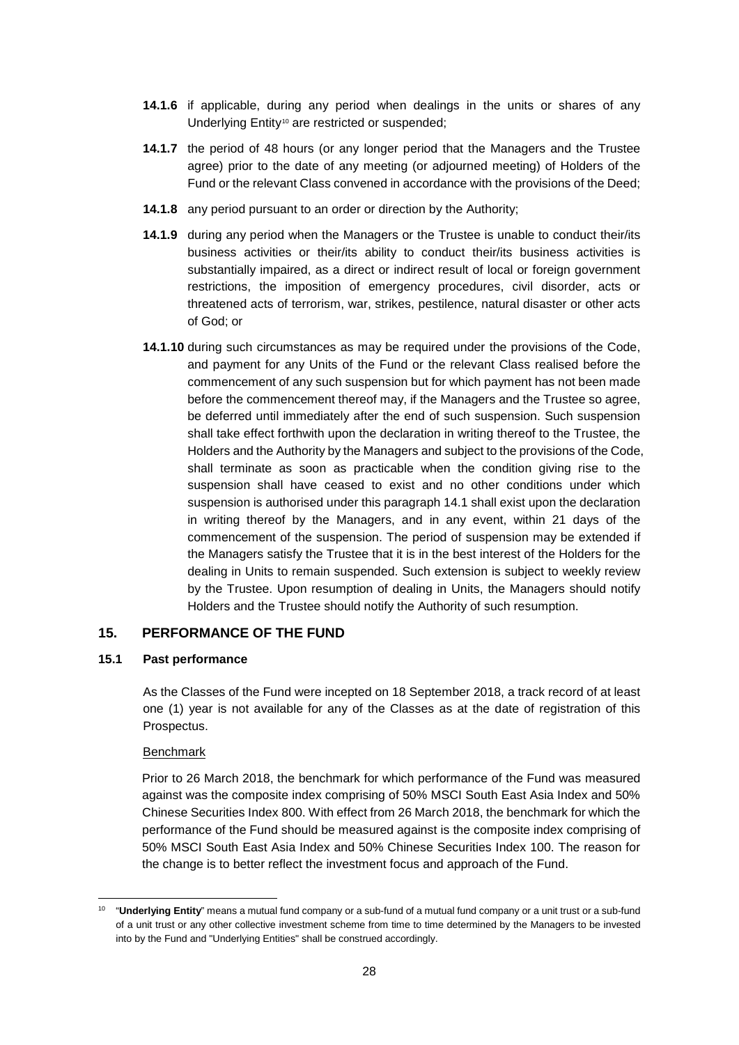**14.1.6** if applicable, during any period when dealings in the units or shares of any Underlying Entity[10] are restricted or suspended;

**14.1.7** the period of 48 hours (or any longer period that the Managers and the Trustee agree) prior to the date of any meeting (or adjourned meeting) of Holders of the Fund or the relevant Class convened in accordance with the provisions of the Deed;

**14.1.8** any period pursuant to an order or direction by the Authority;

**14.1.9** during any period when the Managers or the Trustee is unable to conduct their/its business activities or their/its ability to conduct their/its business activities is substantially impaired, as a direct or indirect result of local or foreign government restrictions, the imposition of emergency procedures, civil disorder, acts or threatened acts of terrorism, war, strikes, pestilence, natural disaster or other acts of God; or

**14.1.10** during such circumstances as may be required under the provisions of the Code, and payment for any Units of the Fund or the relevant Class realised before the commencement of any such suspension but for which payment has not been made before the commencement thereof may, if the Managers and the Trustee so agree, be deferred until immediately after the end of such suspension. Such suspension shall take effect forthwith upon the declaration in writing thereof to the Trustee, the Holders and the Authority by the Managers and subject to the provisions of the Code, shall terminate as soon as practicable when the condition giving rise to the suspension shall have ceased to exist and no other conditions under which suspension is authorised under this paragraph 14.1 shall exist upon the declaration in writing thereof by the Managers, and in any event, within 21 days of the commencement of the suspension. The period of suspension may be extended if the Managers satisfy the Trustee that it is in the best interest of the Holders for the dealing in Units to remain suspended. Such extension is subject to weekly review by the Trustee. Upon resumption of dealing in Units, the Managers should notify Holders and the Trustee should notify the Authority of such resumption.

## 15. PERFORMANCE OF THE FUND

### 15.1 Past performance

As the Classes of the Fund were incepted on 18 September 2018, a track record of at least one (1) year is not available for any of the Classes as at the date of registration of this Prospectus.

Benchmark

Prior to 26 March 2018, the benchmark for which performance of the Fund was measured against was the composite index comprising of 50% MSCI South East Asia Index and 50% Chinese Securities Index 800. With effect from 26 March 2018, the benchmark for which the performance of the Fund should be measured against is the composite index comprising of 50% MSCI South East Asia Index and 50% Chinese Securities Index 100. The reason for the change is to better reflect the investment focus and approach of the Fund.

---

[10] "**Underlying Entity**" means a mutual fund company or a sub-fund of a mutual fund company or a unit trust or a sub-fund of a unit trust or any other collective investment scheme from time to time determined by the Managers to be invested into by the Fund and "Underlying Entities" shall be construed accordingly.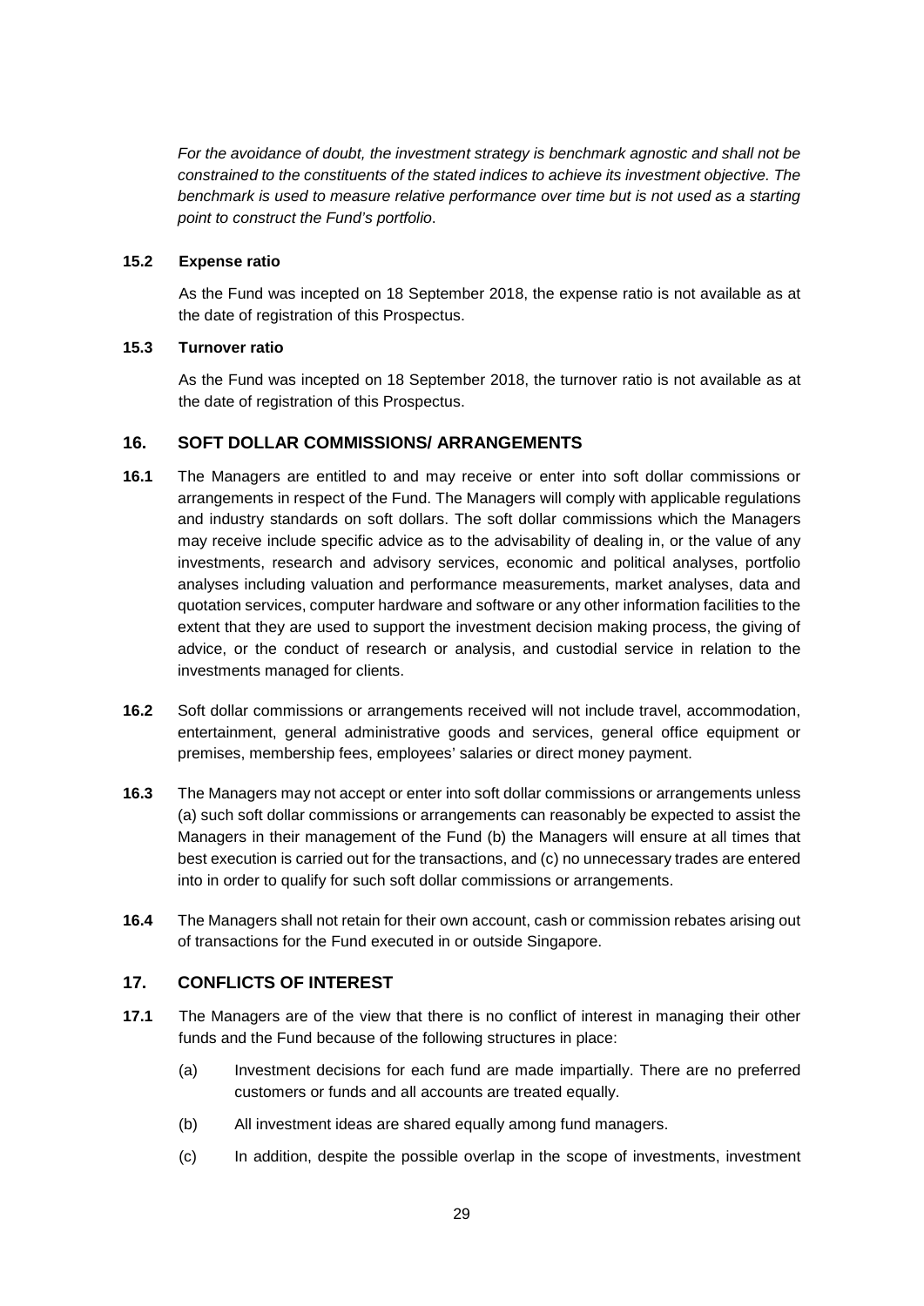*For the avoidance of doubt, the investment strategy is benchmark agnostic and shall not be constrained to the constituents of the stated indices to achieve its investment objective. The benchmark is used to measure relative performance over time but is not used as a starting point to construct the Fund's portfolio*.

### 15.2 Expense ratio

As the Fund was incepted on 18 September 2018, the expense ratio is not available as at the date of registration of this Prospectus.

### 15.3 Turnover ratio

As the Fund was incepted on 18 September 2018, the turnover ratio is not available as at the date of registration of this Prospectus.

## 16. SOFT DOLLAR COMMISSIONS/ ARRANGEMENTS

**16.1** The Managers are entitled to and may receive or enter into soft dollar commissions or arrangements in respect of the Fund. The Managers will comply with applicable regulations and industry standards on soft dollars. The soft dollar commissions which the Managers may receive include specific advice as to the advisability of dealing in, or the value of any investments, research and advisory services, economic and political analyses, portfolio analyses including valuation and performance measurements, market analyses, data and quotation services, computer hardware and software or any other information facilities to the extent that they are used to support the investment decision making process, the giving of advice, or the conduct of research or analysis, and custodial service in relation to the investments managed for clients.

**16.2** Soft dollar commissions or arrangements received will not include travel, accommodation, entertainment, general administrative goods and services, general office equipment or premises, membership fees, employees' salaries or direct money payment.

**16.3** The Managers may not accept or enter into soft dollar commissions or arrangements unless (a) such soft dollar commissions or arrangements can reasonably be expected to assist the Managers in their management of the Fund (b) the Managers will ensure at all times that best execution is carried out for the transactions, and (c) no unnecessary trades are entered into in order to qualify for such soft dollar commissions or arrangements.

**16.4** The Managers shall not retain for their own account, cash or commission rebates arising out of transactions for the Fund executed in or outside Singapore.

## 17. CONFLICTS OF INTEREST

**17.1** The Managers are of the view that there is no conflict of interest in managing their other funds and the Fund because of the following structures in place:

(a) Investment decisions for each fund are made impartially. There are no preferred customers or funds and all accounts are treated equally.

(b) All investment ideas are shared equally among fund managers.

(c) In addition, despite the possible overlap in the scope of investments, investment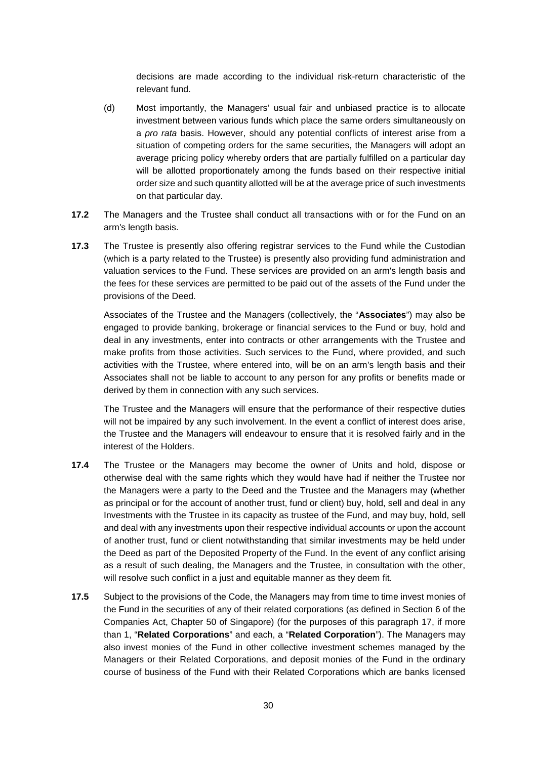decisions are made according to the individual risk-return characteristic of the relevant fund.

(d) Most importantly, the Managers' usual fair and unbiased practice is to allocate investment between various funds which place the same orders simultaneously on a *pro rata* basis. However, should any potential conflicts of interest arise from a situation of competing orders for the same securities, the Managers will adopt an average pricing policy whereby orders that are partially fulfilled on a particular day will be allotted proportionately among the funds based on their respective initial order size and such quantity allotted will be at the average price of such investments on that particular day.

**17.2** The Managers and the Trustee shall conduct all transactions with or for the Fund on an arm's length basis.

**17.3** The Trustee is presently also offering registrar services to the Fund while the Custodian (which is a party related to the Trustee) is presently also providing fund administration and valuation services to the Fund. These services are provided on an arm's length basis and the fees for these services are permitted to be paid out of the assets of the Fund under the provisions of the Deed.

Associates of the Trustee and the Managers (collectively, the "**Associates**") may also be engaged to provide banking, brokerage or financial services to the Fund or buy, hold and deal in any investments, enter into contracts or other arrangements with the Trustee and make profits from those activities. Such services to the Fund, where provided, and such activities with the Trustee, where entered into, will be on an arm's length basis and their Associates shall not be liable to account to any person for any profits or benefits made or derived by them in connection with any such services.

The Trustee and the Managers will ensure that the performance of their respective duties will not be impaired by any such involvement. In the event a conflict of interest does arise, the Trustee and the Managers will endeavour to ensure that it is resolved fairly and in the interest of the Holders.

**17.4** The Trustee or the Managers may become the owner of Units and hold, dispose or otherwise deal with the same rights which they would have had if neither the Trustee nor the Managers were a party to the Deed and the Trustee and the Managers may (whether as principal or for the account of another trust, fund or client) buy, hold, sell and deal in any Investments with the Trustee in its capacity as trustee of the Fund, and may buy, hold, sell and deal with any investments upon their respective individual accounts or upon the account of another trust, fund or client notwithstanding that similar investments may be held under the Deed as part of the Deposited Property of the Fund. In the event of any conflict arising as a result of such dealing, the Managers and the Trustee, in consultation with the other, will resolve such conflict in a just and equitable manner as they deem fit.

**17.5** Subject to the provisions of the Code, the Managers may from time to time invest monies of the Fund in the securities of any of their related corporations (as defined in Section 6 of the Companies Act, Chapter 50 of Singapore) (for the purposes of this paragraph 17, if more than 1, "**Related Corporations**" and each, a "**Related Corporation**"). The Managers may also invest monies of the Fund in other collective investment schemes managed by the Managers or their Related Corporations, and deposit monies of the Fund in the ordinary course of business of the Fund with their Related Corporations which are banks licensed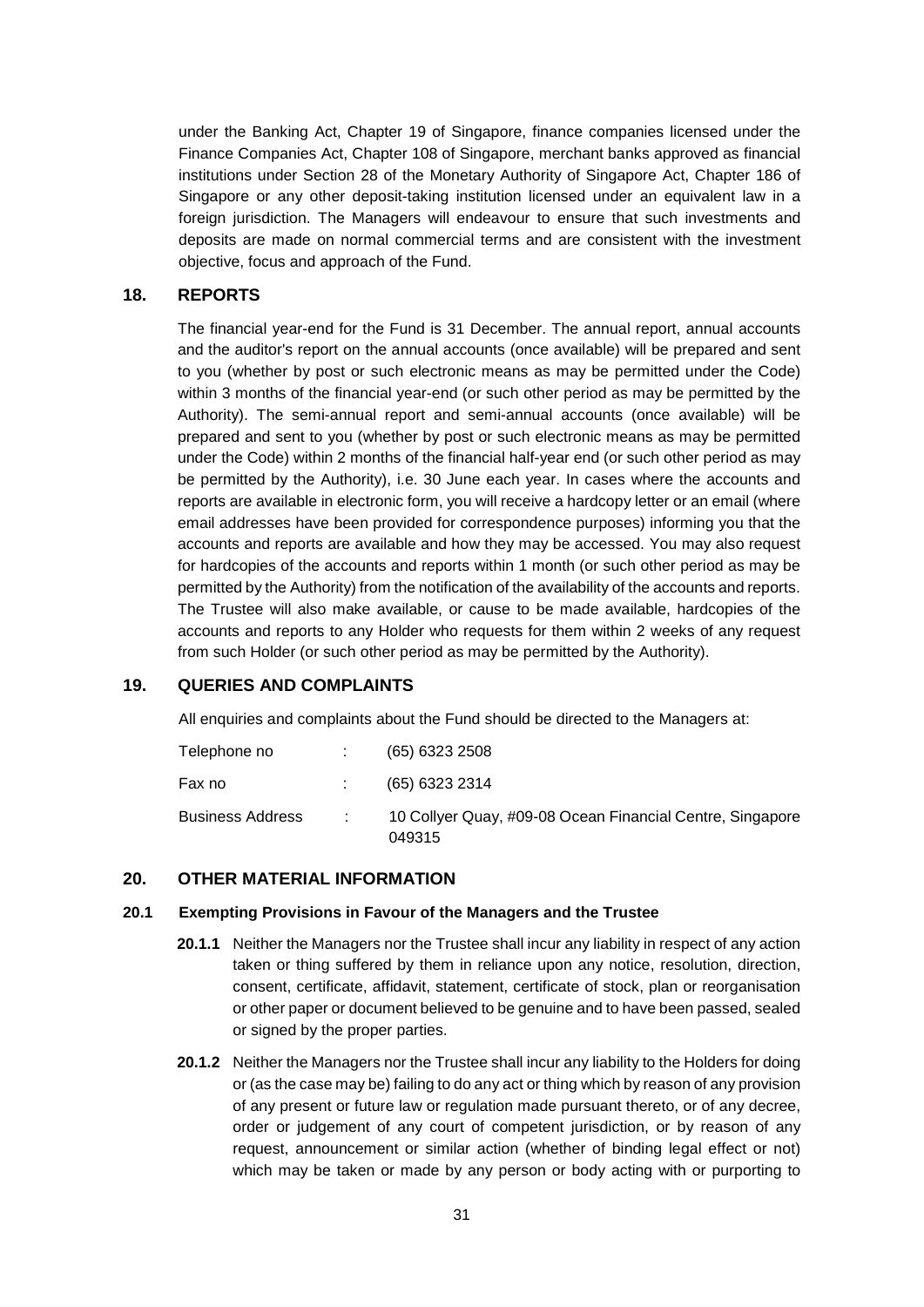under the Banking Act, Chapter 19 of Singapore, finance companies licensed under the Finance Companies Act, Chapter 108 of Singapore, merchant banks approved as financial institutions under Section 28 of the Monetary Authority of Singapore Act, Chapter 186 of Singapore or any other deposit-taking institution licensed under an equivalent law in a foreign jurisdiction. The Managers will endeavour to ensure that such investments and deposits are made on normal commercial terms and are consistent with the investment objective, focus and approach of the Fund.

## 18. REPORTS

The financial year-end for the Fund is 31 December. The annual report, annual accounts and the auditor's report on the annual accounts (once available) will be prepared and sent to you (whether by post or such electronic means as may be permitted under the Code) within 3 months of the financial year-end (or such other period as may be permitted by the Authority). The semi-annual report and semi-annual accounts (once available) will be prepared and sent to you (whether by post or such electronic means as may be permitted under the Code) within 2 months of the financial half-year end (or such other period as may be permitted by the Authority), i.e. 30 June each year. In cases where the accounts and reports are available in electronic form, you will receive a hardcopy letter or an email (where email addresses have been provided for correspondence purposes) informing you that the accounts and reports are available and how they may be accessed. You may also request for hardcopies of the accounts and reports within 1 month (or such other period as may be permitted by the Authority) from the notification of the availability of the accounts and reports. The Trustee will also make available, or cause to be made available, hardcopies of the accounts and reports to any Holder who requests for them within 2 weeks of any request from such Holder (or such other period as may be permitted by the Authority).

## 19. QUERIES AND COMPLAINTS

All enquiries and complaints about the Fund should be directed to the Managers at:

| | | |
|---|---|---|
| Telephone no | : | (65) 6323 2508 |
| Fax no | : | (65) 6323 2314 |
| Business Address | : | 10 Collyer Quay, #09-08 Ocean Financial Centre, Singapore 049315 |

## 20. OTHER MATERIAL INFORMATION

### 20.1 Exempting Provisions in Favour of the Managers and the Trustee

**20.1.1** Neither the Managers nor the Trustee shall incur any liability in respect of any action taken or thing suffered by them in reliance upon any notice, resolution, direction, consent, certificate, affidavit, statement, certificate of stock, plan or reorganisation or other paper or document believed to be genuine and to have been passed, sealed or signed by the proper parties.

**20.1.2** Neither the Managers nor the Trustee shall incur any liability to the Holders for doing or (as the case may be) failing to do any act or thing which by reason of any provision of any present or future law or regulation made pursuant thereto, or of any decree, order or judgement of any court of competent jurisdiction, or by reason of any request, announcement or similar action (whether of binding legal effect or not) which may be taken or made by any person or body acting with or purporting to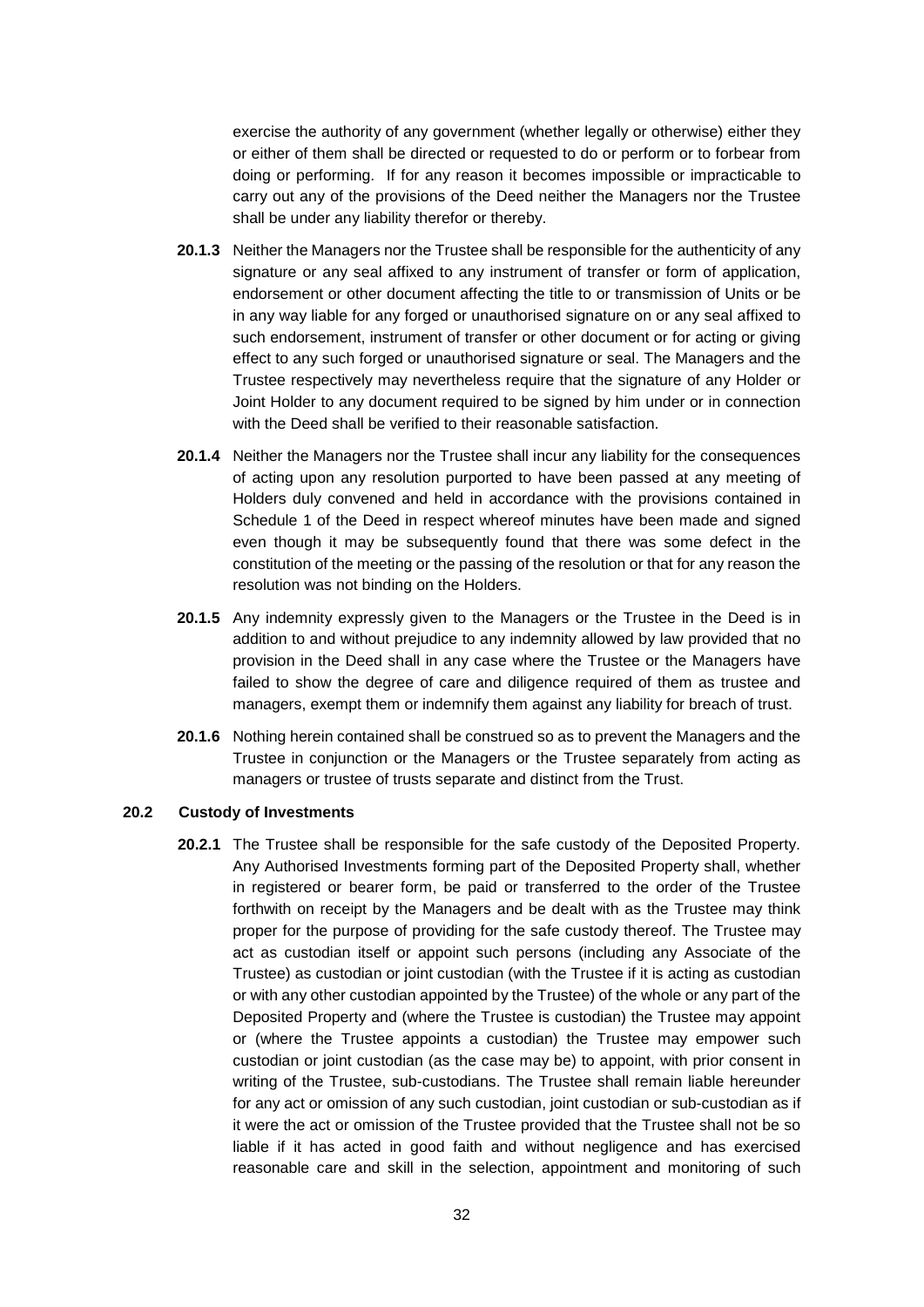exercise the authority of any government (whether legally or otherwise) either they or either of them shall be directed or requested to do or perform or to forbear from doing or performing. If for any reason it becomes impossible or impracticable to carry out any of the provisions of the Deed neither the Managers nor the Trustee shall be under any liability therefor or thereby.

**20.1.3** Neither the Managers nor the Trustee shall be responsible for the authenticity of any signature or any seal affixed to any instrument of transfer or form of application, endorsement or other document affecting the title to or transmission of Units or be in any way liable for any forged or unauthorised signature on or any seal affixed to such endorsement, instrument of transfer or other document or for acting or giving effect to any such forged or unauthorised signature or seal. The Managers and the Trustee respectively may nevertheless require that the signature of any Holder or Joint Holder to any document required to be signed by him under or in connection with the Deed shall be verified to their reasonable satisfaction.

**20.1.4** Neither the Managers nor the Trustee shall incur any liability for the consequences of acting upon any resolution purported to have been passed at any meeting of Holders duly convened and held in accordance with the provisions contained in Schedule 1 of the Deed in respect whereof minutes have been made and signed even though it may be subsequently found that there was some defect in the constitution of the meeting or the passing of the resolution or that for any reason the resolution was not binding on the Holders.

**20.1.5** Any indemnity expressly given to the Managers or the Trustee in the Deed is in addition to and without prejudice to any indemnity allowed by law provided that no provision in the Deed shall in any case where the Trustee or the Managers have failed to show the degree of care and diligence required of them as trustee and managers, exempt them or indemnify them against any liability for breach of trust.

**20.1.6** Nothing herein contained shall be construed so as to prevent the Managers and the Trustee in conjunction or the Managers or the Trustee separately from acting as managers or trustee of trusts separate and distinct from the Trust.

### 20.2 Custody of Investments

**20.2.1** The Trustee shall be responsible for the safe custody of the Deposited Property. Any Authorised Investments forming part of the Deposited Property shall, whether in registered or bearer form, be paid or transferred to the order of the Trustee forthwith on receipt by the Managers and be dealt with as the Trustee may think proper for the purpose of providing for the safe custody thereof. The Trustee may act as custodian itself or appoint such persons (including any Associate of the Trustee) as custodian or joint custodian (with the Trustee if it is acting as custodian or with any other custodian appointed by the Trustee) of the whole or any part of the Deposited Property and (where the Trustee is custodian) the Trustee may appoint or (where the Trustee appoints a custodian) the Trustee may empower such custodian or joint custodian (as the case may be) to appoint, with prior consent in writing of the Trustee, sub-custodians. The Trustee shall remain liable hereunder for any act or omission of any such custodian, joint custodian or sub-custodian as if it were the act or omission of the Trustee provided that the Trustee shall not be so liable if it has acted in good faith and without negligence and has exercised reasonable care and skill in the selection, appointment and monitoring of such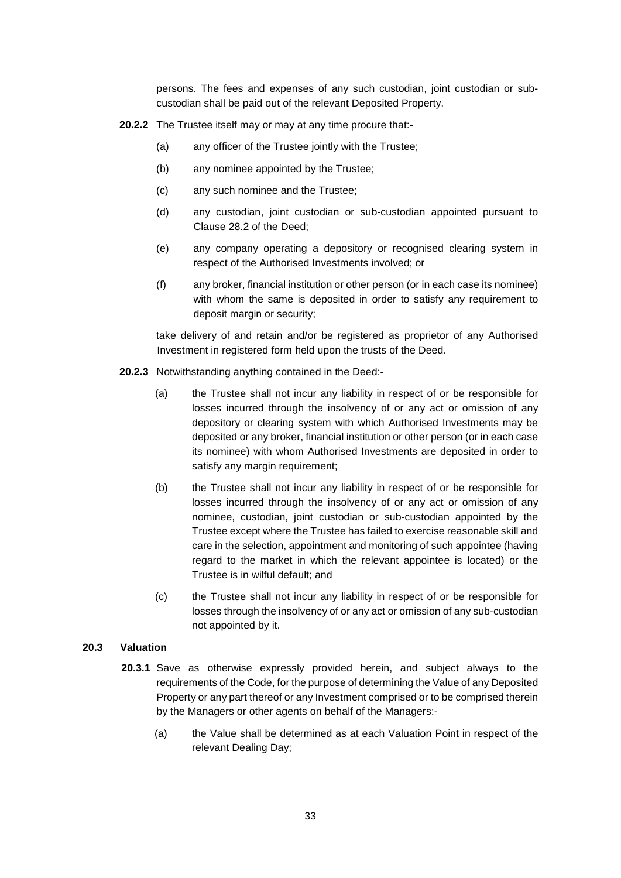persons. The fees and expenses of any such custodian, joint custodian or sub-custodian shall be paid out of the relevant Deposited Property.

**20.2.2** The Trustee itself may or may at any time procure that:-

(a) any officer of the Trustee jointly with the Trustee;

(b) any nominee appointed by the Trustee;

(c) any such nominee and the Trustee;

(d) any custodian, joint custodian or sub-custodian appointed pursuant to Clause 28.2 of the Deed;

(e) any company operating a depository or recognised clearing system in respect of the Authorised Investments involved; or

(f) any broker, financial institution or other person (or in each case its nominee) with whom the same is deposited in order to satisfy any requirement to deposit margin or security;

take delivery of and retain and/or be registered as proprietor of any Authorised Investment in registered form held upon the trusts of the Deed.

**20.2.3** Notwithstanding anything contained in the Deed:-

(a) the Trustee shall not incur any liability in respect of or be responsible for losses incurred through the insolvency of or any act or omission of any depository or clearing system with which Authorised Investments may be deposited or any broker, financial institution or other person (or in each case its nominee) with whom Authorised Investments are deposited in order to satisfy any margin requirement;

(b) the Trustee shall not incur any liability in respect of or be responsible for losses incurred through the insolvency of or any act or omission of any nominee, custodian, joint custodian or sub-custodian appointed by the Trustee except where the Trustee has failed to exercise reasonable skill and care in the selection, appointment and monitoring of such appointee (having regard to the market in which the relevant appointee is located) or the Trustee is in wilful default; and

(c) the Trustee shall not incur any liability in respect of or be responsible for losses through the insolvency of or any act or omission of any sub-custodian not appointed by it.

### 20.3 Valuation

**20.3.1** Save as otherwise expressly provided herein, and subject always to the requirements of the Code, for the purpose of determining the Value of any Deposited Property or any part thereof or any Investment comprised or to be comprised therein by the Managers or other agents on behalf of the Managers:-

(a) the Value shall be determined as at each Valuation Point in respect of the relevant Dealing Day;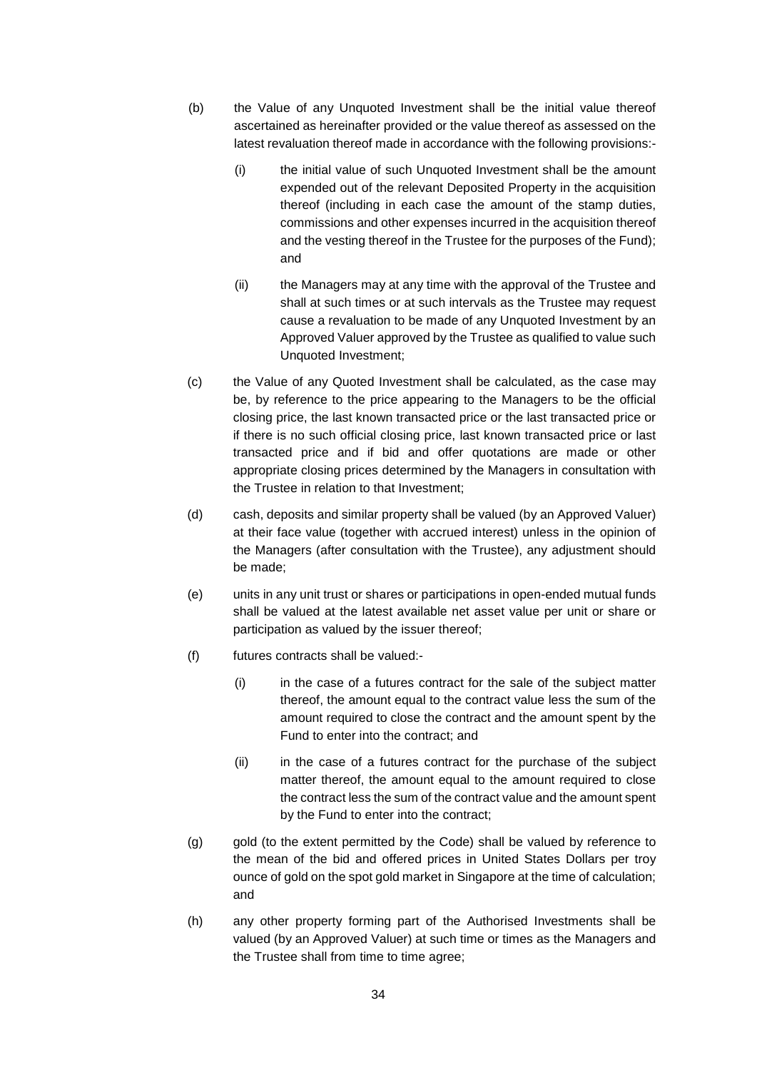(b) the Value of any Unquoted Investment shall be the initial value thereof ascertained as hereinafter provided or the value thereof as assessed on the latest revaluation thereof made in accordance with the following provisions:-

   (i) the initial value of such Unquoted Investment shall be the amount expended out of the relevant Deposited Property in the acquisition thereof (including in each case the amount of the stamp duties, commissions and other expenses incurred in the acquisition thereof and the vesting thereof in the Trustee for the purposes of the Fund); and

   (ii) the Managers may at any time with the approval of the Trustee and shall at such times or at such intervals as the Trustee may request cause a revaluation to be made of any Unquoted Investment by an Approved Valuer approved by the Trustee as qualified to value such Unquoted Investment;

(c) the Value of any Quoted Investment shall be calculated, as the case may be, by reference to the price appearing to the Managers to be the official closing price, the last known transacted price or the last transacted price or if there is no such official closing price, last known transacted price or last transacted price and if bid and offer quotations are made or other appropriate closing prices determined by the Managers in consultation with the Trustee in relation to that Investment;

(d) cash, deposits and similar property shall be valued (by an Approved Valuer) at their face value (together with accrued interest) unless in the opinion of the Managers (after consultation with the Trustee), any adjustment should be made;

(e) units in any unit trust or shares or participations in open-ended mutual funds shall be valued at the latest available net asset value per unit or share or participation as valued by the issuer thereof;

(f) futures contracts shall be valued:-

   (i) in the case of a futures contract for the sale of the subject matter thereof, the amount equal to the contract value less the sum of the amount required to close the contract and the amount spent by the Fund to enter into the contract; and

   (ii) in the case of a futures contract for the purchase of the subject matter thereof, the amount equal to the amount required to close the contract less the sum of the contract value and the amount spent by the Fund to enter into the contract;

(g) gold (to the extent permitted by the Code) shall be valued by reference to the mean of the bid and offered prices in United States Dollars per troy ounce of gold on the spot gold market in Singapore at the time of calculation; and

(h) any other property forming part of the Authorised Investments shall be valued (by an Approved Valuer) at such time or times as the Managers and the Trustee shall from time to time agree;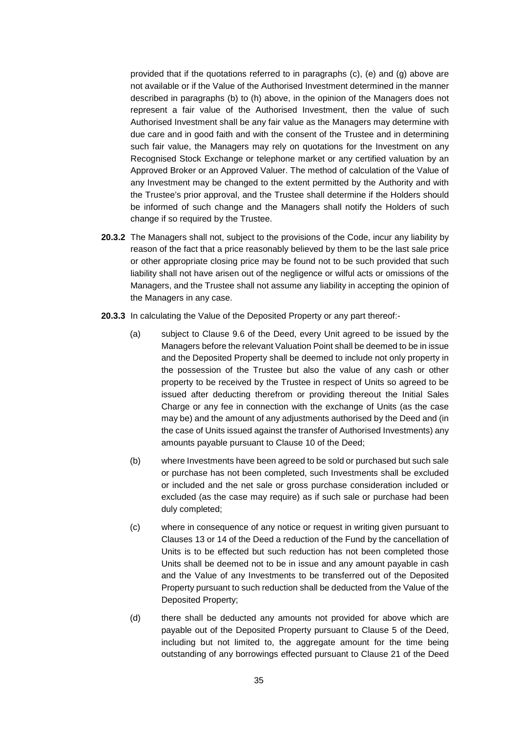provided that if the quotations referred to in paragraphs (c), (e) and (g) above are not available or if the Value of the Authorised Investment determined in the manner described in paragraphs (b) to (h) above, in the opinion of the Managers does not represent a fair value of the Authorised Investment, then the value of such Authorised Investment shall be any fair value as the Managers may determine with due care and in good faith and with the consent of the Trustee and in determining such fair value, the Managers may rely on quotations for the Investment on any Recognised Stock Exchange or telephone market or any certified valuation by an Approved Broker or an Approved Valuer. The method of calculation of the Value of any Investment may be changed to the extent permitted by the Authority and with the Trustee's prior approval, and the Trustee shall determine if the Holders should be informed of such change and the Managers shall notify the Holders of such change if so required by the Trustee.

**20.3.2** The Managers shall not, subject to the provisions of the Code, incur any liability by reason of the fact that a price reasonably believed by them to be the last sale price or other appropriate closing price may be found not to be such provided that such liability shall not have arisen out of the negligence or wilful acts or omissions of the Managers, and the Trustee shall not assume any liability in accepting the opinion of the Managers in any case.

**20.3.3** In calculating the Value of the Deposited Property or any part thereof:-

(a) subject to Clause 9.6 of the Deed, every Unit agreed to be issued by the Managers before the relevant Valuation Point shall be deemed to be in issue and the Deposited Property shall be deemed to include not only property in the possession of the Trustee but also the value of any cash or other property to be received by the Trustee in respect of Units so agreed to be issued after deducting therefrom or providing thereout the Initial Sales Charge or any fee in connection with the exchange of Units (as the case may be) and the amount of any adjustments authorised by the Deed and (in the case of Units issued against the transfer of Authorised Investments) any amounts payable pursuant to Clause 10 of the Deed;

(b) where Investments have been agreed to be sold or purchased but such sale or purchase has not been completed, such Investments shall be excluded or included and the net sale or gross purchase consideration included or excluded (as the case may require) as if such sale or purchase had been duly completed;

(c) where in consequence of any notice or request in writing given pursuant to Clauses 13 or 14 of the Deed a reduction of the Fund by the cancellation of Units is to be effected but such reduction has not been completed those Units shall be deemed not to be in issue and any amount payable in cash and the Value of any Investments to be transferred out of the Deposited Property pursuant to such reduction shall be deducted from the Value of the Deposited Property;

(d) there shall be deducted any amounts not provided for above which are payable out of the Deposited Property pursuant to Clause 5 of the Deed, including but not limited to, the aggregate amount for the time being outstanding of any borrowings effected pursuant to Clause 21 of the Deed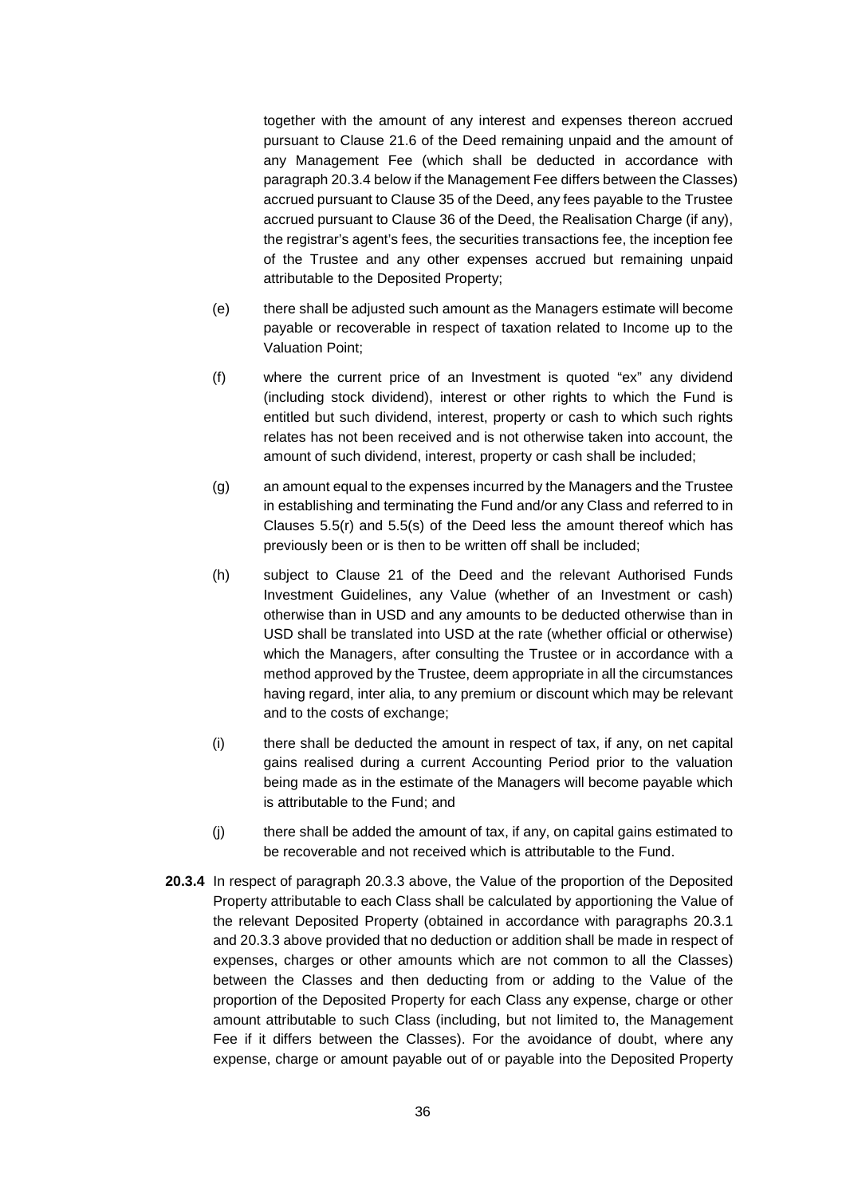together with the amount of any interest and expenses thereon accrued pursuant to Clause 21.6 of the Deed remaining unpaid and the amount of any Management Fee (which shall be deducted in accordance with paragraph 20.3.4 below if the Management Fee differs between the Classes) accrued pursuant to Clause 35 of the Deed, any fees payable to the Trustee accrued pursuant to Clause 36 of the Deed, the Realisation Charge (if any), the registrar's agent's fees, the securities transactions fee, the inception fee of the Trustee and any other expenses accrued but remaining unpaid attributable to the Deposited Property;

(e) there shall be adjusted such amount as the Managers estimate will become payable or recoverable in respect of taxation related to Income up to the Valuation Point;

(f) where the current price of an Investment is quoted "ex" any dividend (including stock dividend), interest or other rights to which the Fund is entitled but such dividend, interest, property or cash to which such rights relates has not been received and is not otherwise taken into account, the amount of such dividend, interest, property or cash shall be included;

(g) an amount equal to the expenses incurred by the Managers and the Trustee in establishing and terminating the Fund and/or any Class and referred to in Clauses 5.5(r) and 5.5(s) of the Deed less the amount thereof which has previously been or is then to be written off shall be included;

(h) subject to Clause 21 of the Deed and the relevant Authorised Funds Investment Guidelines, any Value (whether of an Investment or cash) otherwise than in USD and any amounts to be deducted otherwise than in USD shall be translated into USD at the rate (whether official or otherwise) which the Managers, after consulting the Trustee or in accordance with a method approved by the Trustee, deem appropriate in all the circumstances having regard, inter alia, to any premium or discount which may be relevant and to the costs of exchange;

(i) there shall be deducted the amount in respect of tax, if any, on net capital gains realised during a current Accounting Period prior to the valuation being made as in the estimate of the Managers will become payable which is attributable to the Fund; and

(j) there shall be added the amount of tax, if any, on capital gains estimated to be recoverable and not received which is attributable to the Fund.

**20.3.4** In respect of paragraph 20.3.3 above, the Value of the proportion of the Deposited Property attributable to each Class shall be calculated by apportioning the Value of the relevant Deposited Property (obtained in accordance with paragraphs 20.3.1 and 20.3.3 above provided that no deduction or addition shall be made in respect of expenses, charges or other amounts which are not common to all the Classes) between the Classes and then deducting from or adding to the Value of the proportion of the Deposited Property for each Class any expense, charge or other amount attributable to such Class (including, but not limited to, the Management Fee if it differs between the Classes). For the avoidance of doubt, where any expense, charge or amount payable out of or payable into the Deposited Property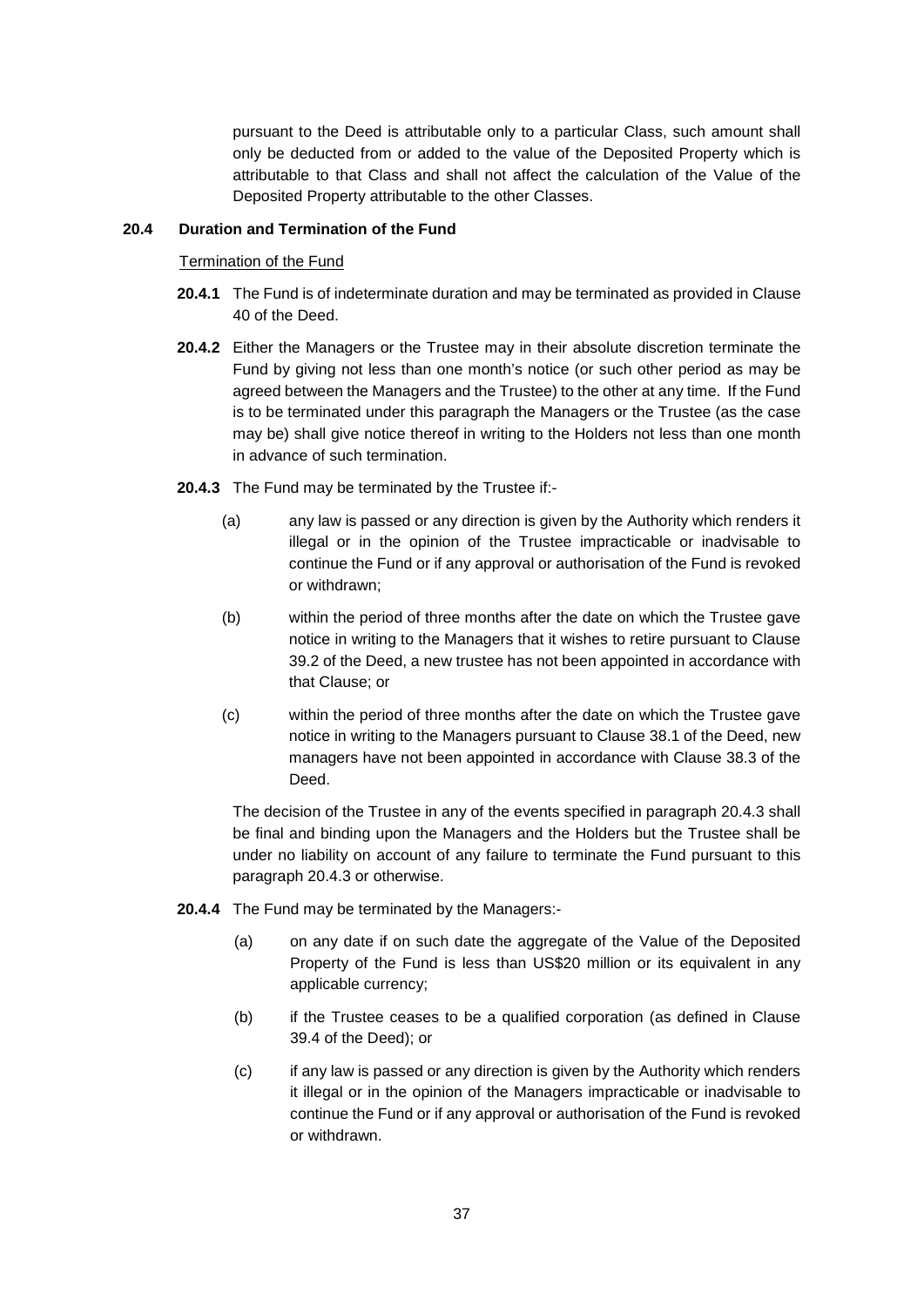pursuant to the Deed is attributable only to a particular Class, such amount shall only be deducted from or added to the value of the Deposited Property which is attributable to that Class and shall not affect the calculation of the Value of the Deposited Property attributable to the other Classes.

### 20.4 Duration and Termination of the Fund

Termination of the Fund

**20.4.1** The Fund is of indeterminate duration and may be terminated as provided in Clause 40 of the Deed.

**20.4.2** Either the Managers or the Trustee may in their absolute discretion terminate the Fund by giving not less than one month's notice (or such other period as may be agreed between the Managers and the Trustee) to the other at any time. If the Fund is to be terminated under this paragraph the Managers or the Trustee (as the case may be) shall give notice thereof in writing to the Holders not less than one month in advance of such termination.

**20.4.3** The Fund may be terminated by the Trustee if:-

(a) any law is passed or any direction is given by the Authority which renders it illegal or in the opinion of the Trustee impracticable or inadvisable to continue the Fund or if any approval or authorisation of the Fund is revoked or withdrawn;

(b) within the period of three months after the date on which the Trustee gave notice in writing to the Managers that it wishes to retire pursuant to Clause 39.2 of the Deed, a new trustee has not been appointed in accordance with that Clause; or

(c) within the period of three months after the date on which the Trustee gave notice in writing to the Managers pursuant to Clause 38.1 of the Deed, new managers have not been appointed in accordance with Clause 38.3 of the Deed.

The decision of the Trustee in any of the events specified in paragraph 20.4.3 shall be final and binding upon the Managers and the Holders but the Trustee shall be under no liability on account of any failure to terminate the Fund pursuant to this paragraph 20.4.3 or otherwise.

**20.4.4** The Fund may be terminated by the Managers:-

(a) on any date if on such date the aggregate of the Value of the Deposited Property of the Fund is less than US$20 million or its equivalent in any applicable currency;

(b) if the Trustee ceases to be a qualified corporation (as defined in Clause 39.4 of the Deed); or

(c) if any law is passed or any direction is given by the Authority which renders it illegal or in the opinion of the Managers impracticable or inadvisable to continue the Fund or if any approval or authorisation of the Fund is revoked or withdrawn.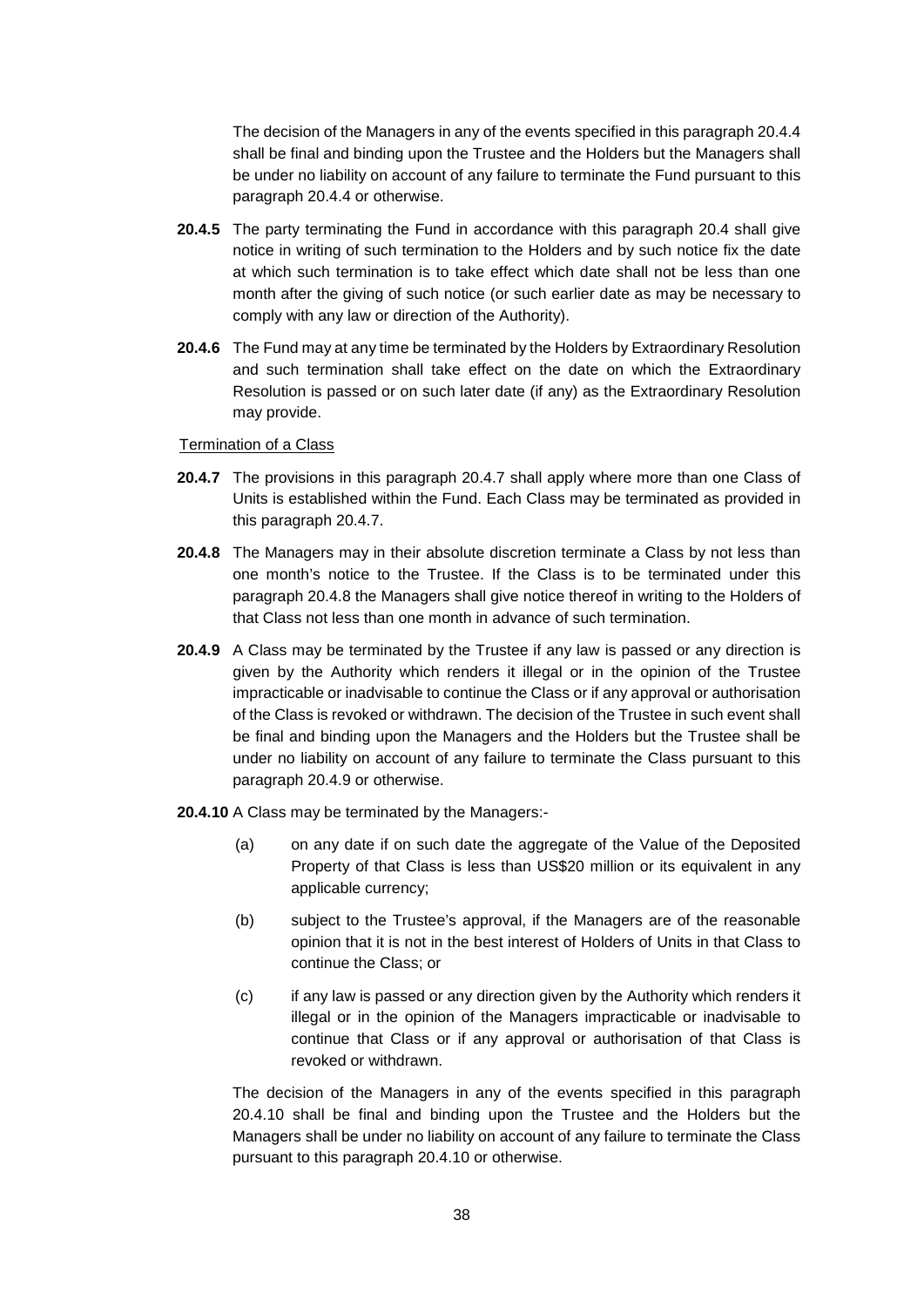The decision of the Managers in any of the events specified in this paragraph 20.4.4 shall be final and binding upon the Trustee and the Holders but the Managers shall be under no liability on account of any failure to terminate the Fund pursuant to this paragraph 20.4.4 or otherwise.

**20.4.5** The party terminating the Fund in accordance with this paragraph 20.4 shall give notice in writing of such termination to the Holders and by such notice fix the date at which such termination is to take effect which date shall not be less than one month after the giving of such notice (or such earlier date as may be necessary to comply with any law or direction of the Authority).

**20.4.6** The Fund may at any time be terminated by the Holders by Extraordinary Resolution and such termination shall take effect on the date on which the Extraordinary Resolution is passed or on such later date (if any) as the Extraordinary Resolution may provide.

<u>Termination of a Class</u>

**20.4.7** The provisions in this paragraph 20.4.7 shall apply where more than one Class of Units is established within the Fund. Each Class may be terminated as provided in this paragraph 20.4.7.

**20.4.8** The Managers may in their absolute discretion terminate a Class by not less than one month's notice to the Trustee. If the Class is to be terminated under this paragraph 20.4.8 the Managers shall give notice thereof in writing to the Holders of that Class not less than one month in advance of such termination.

**20.4.9** A Class may be terminated by the Trustee if any law is passed or any direction is given by the Authority which renders it illegal or in the opinion of the Trustee impracticable or inadvisable to continue the Class or if any approval or authorisation of the Class is revoked or withdrawn. The decision of the Trustee in such event shall be final and binding upon the Managers and the Holders but the Trustee shall be under no liability on account of any failure to terminate the Class pursuant to this paragraph 20.4.9 or otherwise.

**20.4.10** A Class may be terminated by the Managers:-

(a) on any date if on such date the aggregate of the Value of the Deposited Property of that Class is less than US$20 million or its equivalent in any applicable currency;

(b) subject to the Trustee's approval, if the Managers are of the reasonable opinion that it is not in the best interest of Holders of Units in that Class to continue the Class; or

(c) if any law is passed or any direction given by the Authority which renders it illegal or in the opinion of the Managers impracticable or inadvisable to continue that Class or if any approval or authorisation of that Class is revoked or withdrawn.

The decision of the Managers in any of the events specified in this paragraph 20.4.10 shall be final and binding upon the Trustee and the Holders but the Managers shall be under no liability on account of any failure to terminate the Class pursuant to this paragraph 20.4.10 or otherwise.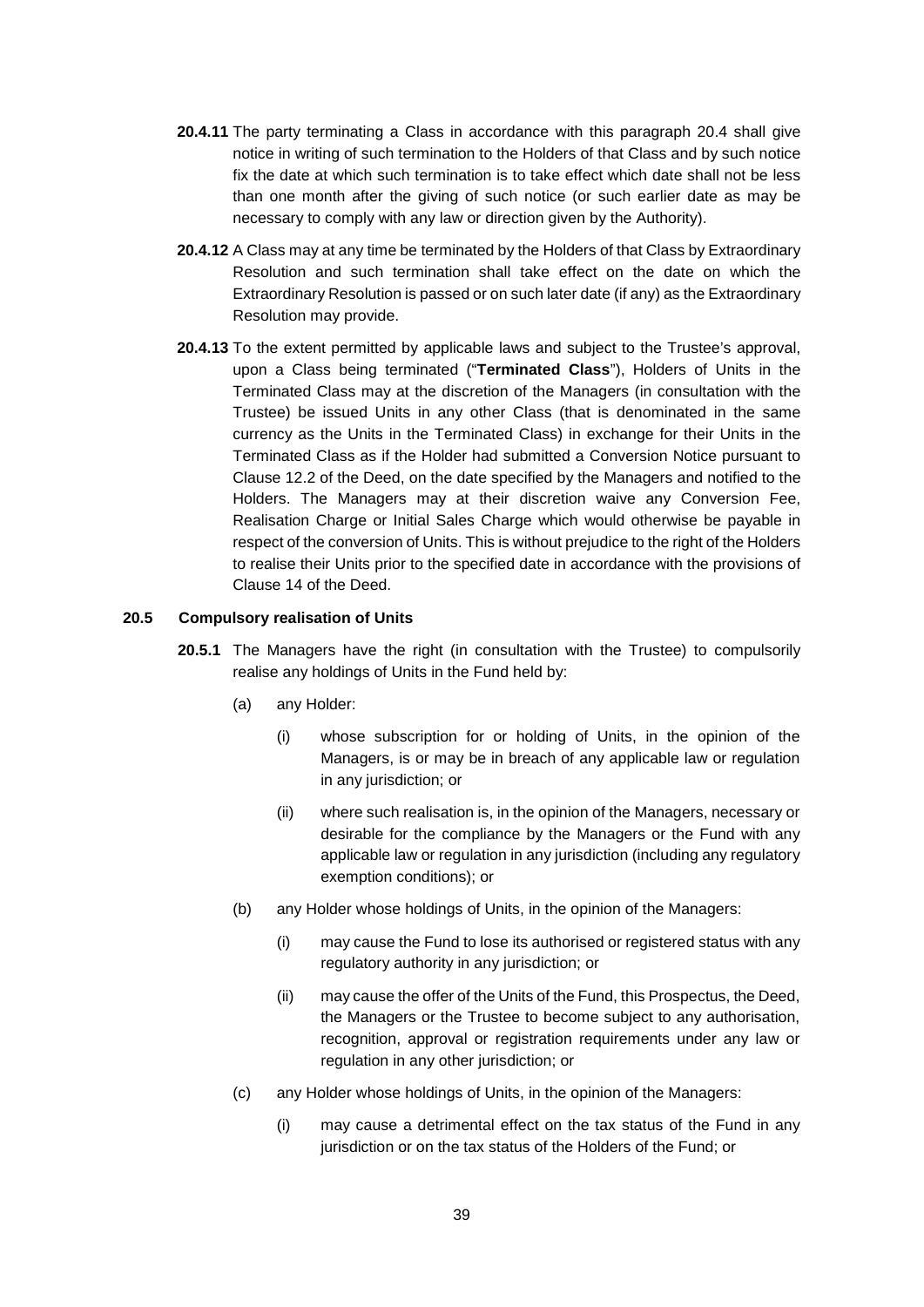**20.4.11** The party terminating a Class in accordance with this paragraph 20.4 shall give notice in writing of such termination to the Holders of that Class and by such notice fix the date at which such termination is to take effect which date shall not be less than one month after the giving of such notice (or such earlier date as may be necessary to comply with any law or direction given by the Authority).

**20.4.12** A Class may at any time be terminated by the Holders of that Class by Extraordinary Resolution and such termination shall take effect on the date on which the Extraordinary Resolution is passed or on such later date (if any) as the Extraordinary Resolution may provide.

**20.4.13** To the extent permitted by applicable laws and subject to the Trustee's approval, upon a Class being terminated ("**Terminated Class**"), Holders of Units in the Terminated Class may at the discretion of the Managers (in consultation with the Trustee) be issued Units in any other Class (that is denominated in the same currency as the Units in the Terminated Class) in exchange for their Units in the Terminated Class as if the Holder had submitted a Conversion Notice pursuant to Clause 12.2 of the Deed, on the date specified by the Managers and notified to the Holders. The Managers may at their discretion waive any Conversion Fee, Realisation Charge or Initial Sales Charge which would otherwise be payable in respect of the conversion of Units. This is without prejudice to the right of the Holders to realise their Units prior to the specified date in accordance with the provisions of Clause 14 of the Deed.

**20.5 Compulsory realisation of Units**

**20.5.1** The Managers have the right (in consultation with the Trustee) to compulsorily realise any holdings of Units in the Fund held by:

(a) any Holder:

(i) whose subscription for or holding of Units, in the opinion of the Managers, is or may be in breach of any applicable law or regulation in any jurisdiction; or

(ii) where such realisation is, in the opinion of the Managers, necessary or desirable for the compliance by the Managers or the Fund with any applicable law or regulation in any jurisdiction (including any regulatory exemption conditions); or

(b) any Holder whose holdings of Units, in the opinion of the Managers:

(i) may cause the Fund to lose its authorised or registered status with any regulatory authority in any jurisdiction; or

(ii) may cause the offer of the Units of the Fund, this Prospectus, the Deed, the Managers or the Trustee to become subject to any authorisation, recognition, approval or registration requirements under any law or regulation in any other jurisdiction; or

(c) any Holder whose holdings of Units, in the opinion of the Managers:

(i) may cause a detrimental effect on the tax status of the Fund in any jurisdiction or on the tax status of the Holders of the Fund; or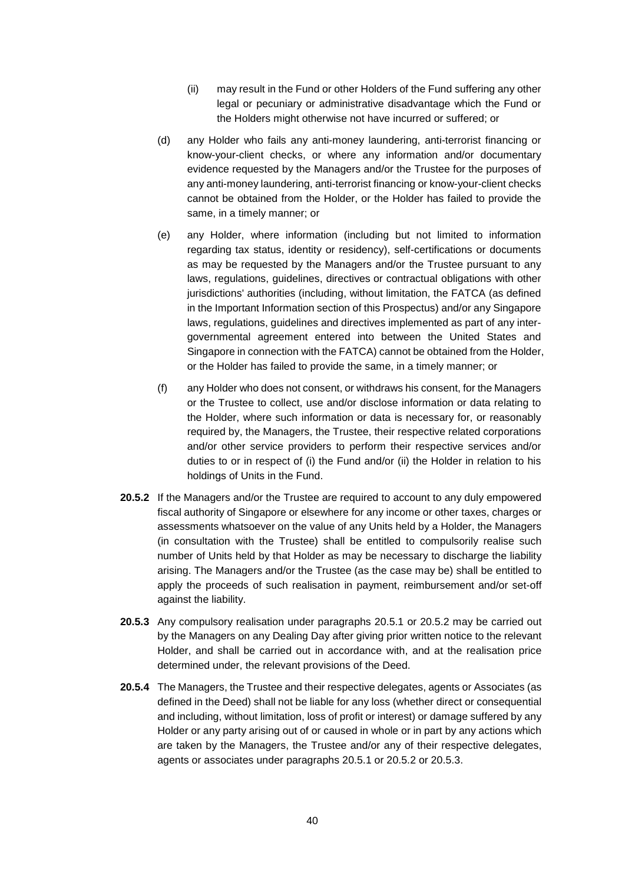(ii) may result in the Fund or other Holders of the Fund suffering any other legal or pecuniary or administrative disadvantage which the Fund or the Holders might otherwise not have incurred or suffered; or

(d) any Holder who fails any anti-money laundering, anti-terrorist financing or know-your-client checks, or where any information and/or documentary evidence requested by the Managers and/or the Trustee for the purposes of any anti-money laundering, anti-terrorist financing or know-your-client checks cannot be obtained from the Holder, or the Holder has failed to provide the same, in a timely manner; or

(e) any Holder, where information (including but not limited to information regarding tax status, identity or residency), self-certifications or documents as may be requested by the Managers and/or the Trustee pursuant to any laws, regulations, guidelines, directives or contractual obligations with other jurisdictions' authorities (including, without limitation, the FATCA (as defined in the Important Information section of this Prospectus) and/or any Singapore laws, regulations, guidelines and directives implemented as part of any inter-governmental agreement entered into between the United States and Singapore in connection with the FATCA) cannot be obtained from the Holder, or the Holder has failed to provide the same, in a timely manner; or

(f) any Holder who does not consent, or withdraws his consent, for the Managers or the Trustee to collect, use and/or disclose information or data relating to the Holder, where such information or data is necessary for, or reasonably required by, the Managers, the Trustee, their respective related corporations and/or other service providers to perform their respective services and/or duties to or in respect of (i) the Fund and/or (ii) the Holder in relation to his holdings of Units in the Fund.

**20.5.2** If the Managers and/or the Trustee are required to account to any duly empowered fiscal authority of Singapore or elsewhere for any income or other taxes, charges or assessments whatsoever on the value of any Units held by a Holder, the Managers (in consultation with the Trustee) shall be entitled to compulsorily realise such number of Units held by that Holder as may be necessary to discharge the liability arising. The Managers and/or the Trustee (as the case may be) shall be entitled to apply the proceeds of such realisation in payment, reimbursement and/or set-off against the liability.

**20.5.3** Any compulsory realisation under paragraphs 20.5.1 or 20.5.2 may be carried out by the Managers on any Dealing Day after giving prior written notice to the relevant Holder, and shall be carried out in accordance with, and at the realisation price determined under, the relevant provisions of the Deed.

**20.5.4** The Managers, the Trustee and their respective delegates, agents or Associates (as defined in the Deed) shall not be liable for any loss (whether direct or consequential and including, without limitation, loss of profit or interest) or damage suffered by any Holder or any party arising out of or caused in whole or in part by any actions which are taken by the Managers, the Trustee and/or any of their respective delegates, agents or associates under paragraphs 20.5.1 or 20.5.2 or 20.5.3.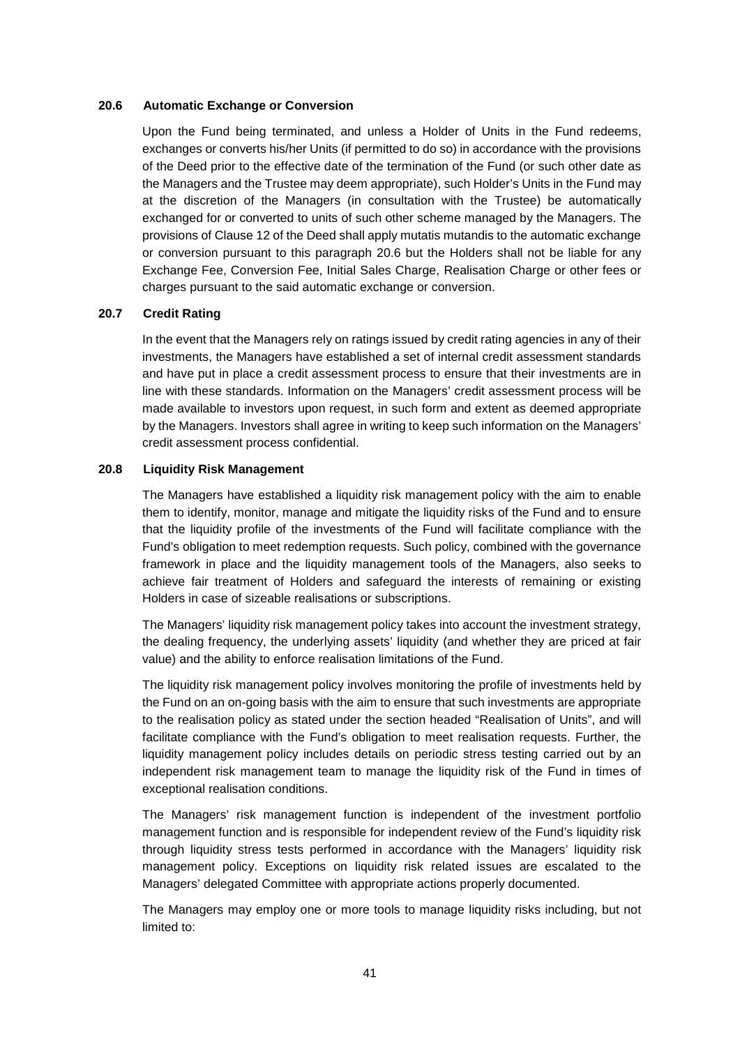### 20.6 Automatic Exchange or Conversion

Upon the Fund being terminated, and unless a Holder of Units in the Fund redeems, exchanges or converts his/her Units (if permitted to do so) in accordance with the provisions of the Deed prior to the effective date of the termination of the Fund (or such other date as the Managers and the Trustee may deem appropriate), such Holder's Units in the Fund may at the discretion of the Managers (in consultation with the Trustee) be automatically exchanged for or converted to units of such other scheme managed by the Managers. The provisions of Clause 12 of the Deed shall apply mutatis mutandis to the automatic exchange or conversion pursuant to this paragraph 20.6 but the Holders shall not be liable for any Exchange Fee, Conversion Fee, Initial Sales Charge, Realisation Charge or other fees or charges pursuant to the said automatic exchange or conversion.

### 20.7 Credit Rating

In the event that the Managers rely on ratings issued by credit rating agencies in any of their investments, the Managers have established a set of internal credit assessment standards and have put in place a credit assessment process to ensure that their investments are in line with these standards. Information on the Managers' credit assessment process will be made available to investors upon request, in such form and extent as deemed appropriate by the Managers. Investors shall agree in writing to keep such information on the Managers' credit assessment process confidential.

### 20.8 Liquidity Risk Management

The Managers have established a liquidity risk management policy with the aim to enable them to identify, monitor, manage and mitigate the liquidity risks of the Fund and to ensure that the liquidity profile of the investments of the Fund will facilitate compliance with the Fund's obligation to meet redemption requests. Such policy, combined with the governance framework in place and the liquidity management tools of the Managers, also seeks to achieve fair treatment of Holders and safeguard the interests of remaining or existing Holders in case of sizeable realisations or subscriptions.

The Managers' liquidity risk management policy takes into account the investment strategy, the dealing frequency, the underlying assets' liquidity (and whether they are priced at fair value) and the ability to enforce realisation limitations of the Fund.

The liquidity risk management policy involves monitoring the profile of investments held by the Fund on an on-going basis with the aim to ensure that such investments are appropriate to the realisation policy as stated under the section headed "Realisation of Units", and will facilitate compliance with the Fund's obligation to meet realisation requests. Further, the liquidity management policy includes details on periodic stress testing carried out by an independent risk management team to manage the liquidity risk of the Fund in times of exceptional realisation conditions.

The Managers' risk management function is independent of the investment portfolio management function and is responsible for independent review of the Fund's liquidity risk through liquidity stress tests performed in accordance with the Managers' liquidity risk management policy. Exceptions on liquidity risk related issues are escalated to the Managers' delegated Committee with appropriate actions properly documented.

The Managers may employ one or more tools to manage liquidity risks including, but not limited to: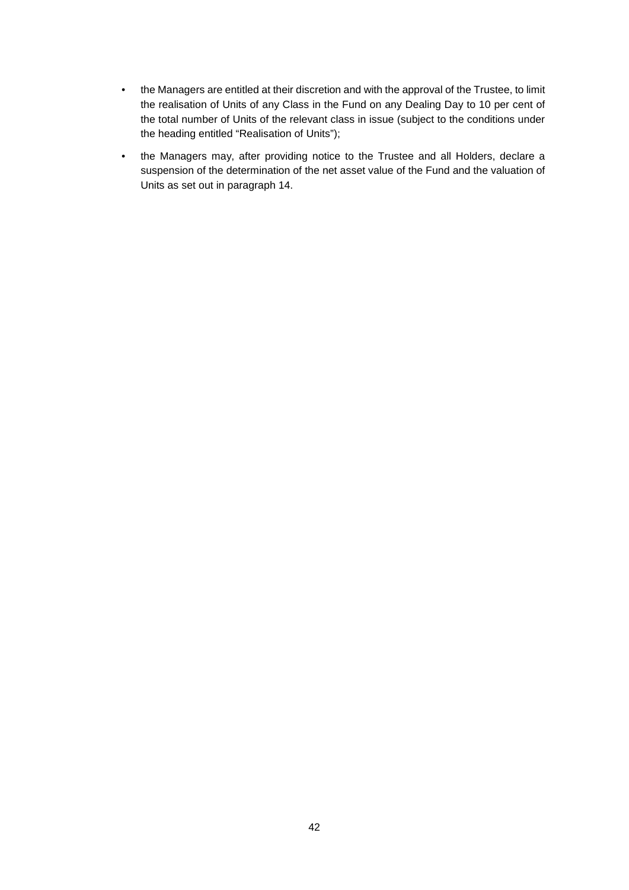- the Managers are entitled at their discretion and with the approval of the Trustee, to limit the realisation of Units of any Class in the Fund on any Dealing Day to 10 per cent of the total number of Units of the relevant class in issue (subject to the conditions under the heading entitled "Realisation of Units");
- the Managers may, after providing notice to the Trustee and all Holders, declare a suspension of the determination of the net asset value of the Fund and the valuation of Units as set out in paragraph 14.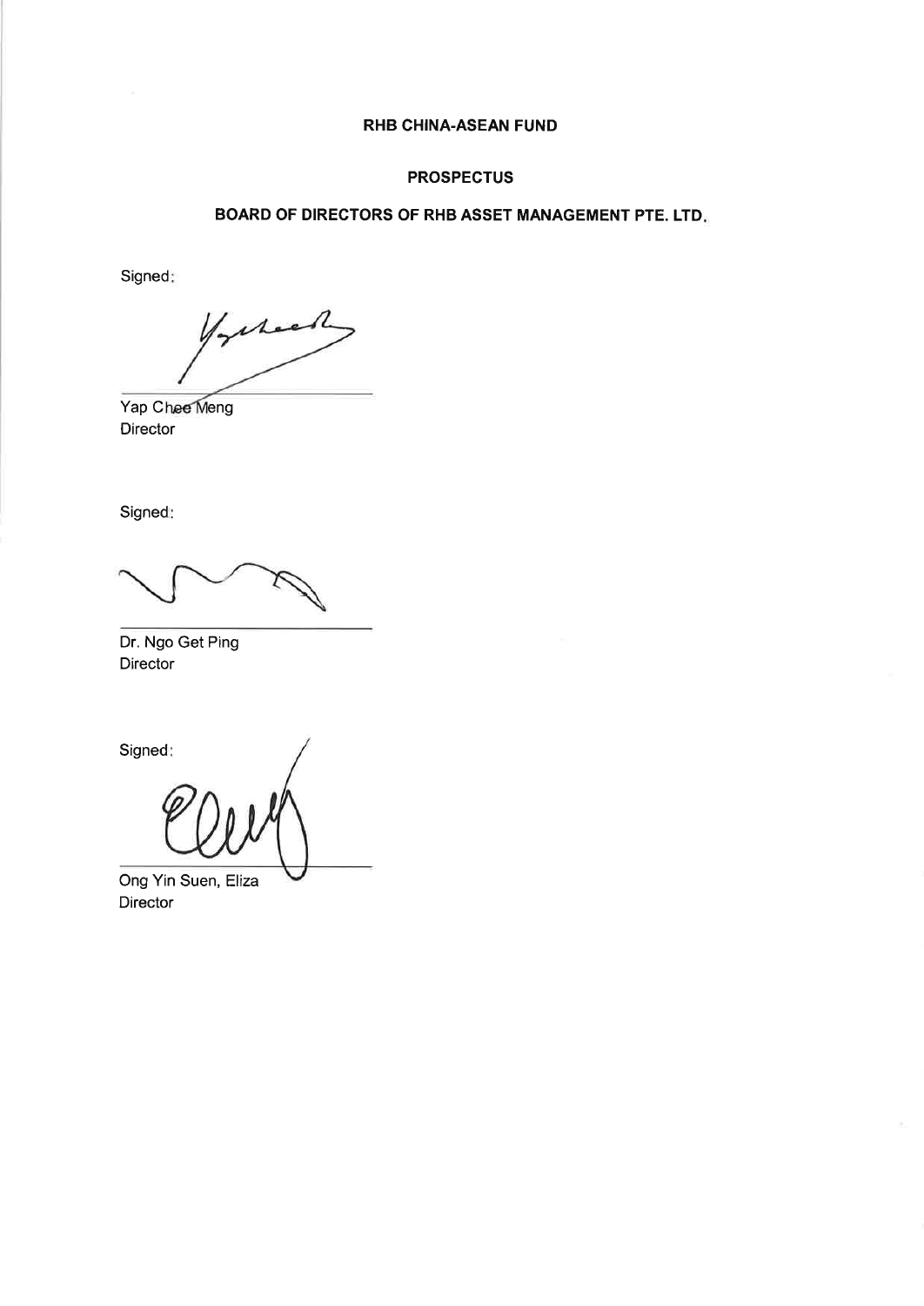**RHB CHINA-ASEAN FUND**

**PROSPECTUS**

**BOARD OF DIRECTORS OF RHB ASSET MANAGEMENT PTE. LTD.**

Signed:

Yap Chee Meng
Director

Signed:

Dr. Ngo Get Ping
Director

Signed:

Ong Yin Suen, Eliza
Director